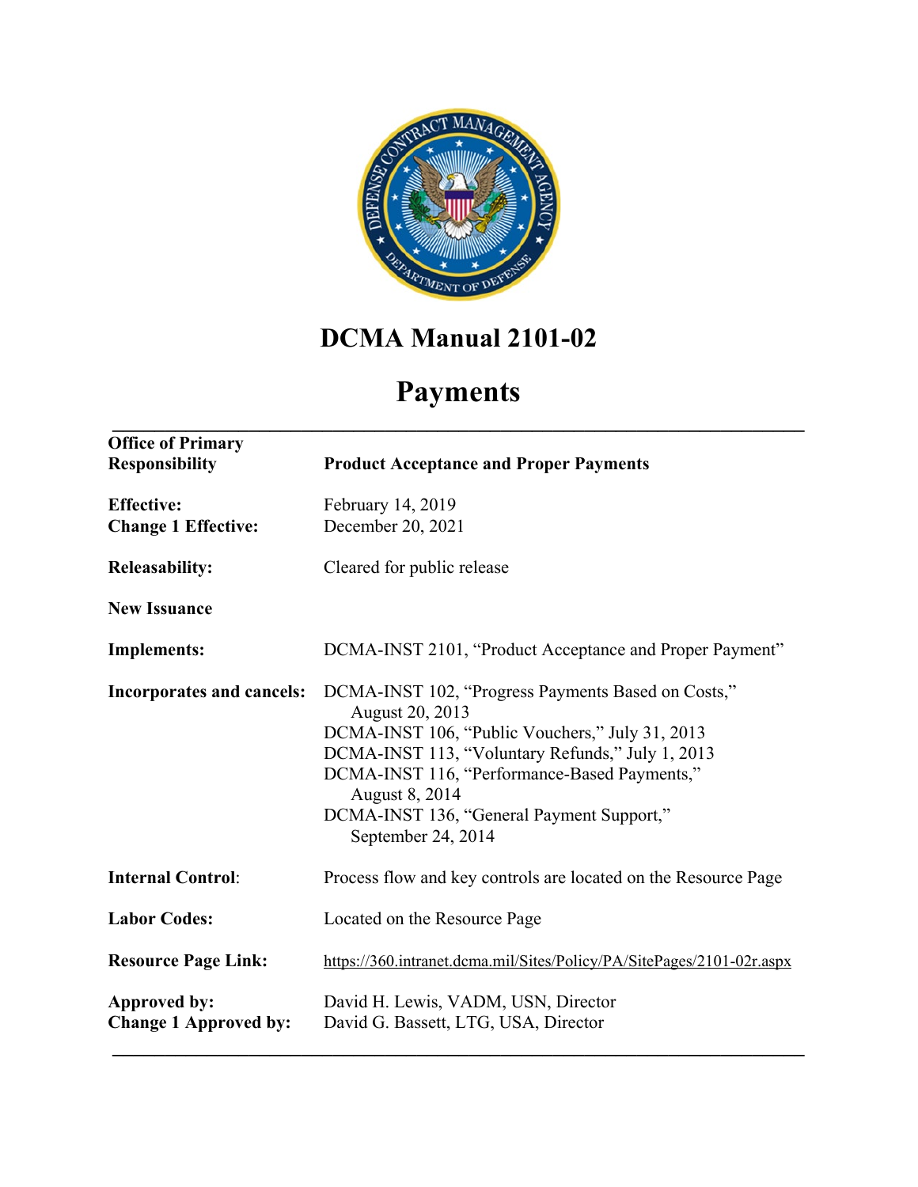# DCMA Manual 2101-02

# Payments

| | |
|---|---|
| **Office of Primary Responsibility** | **Product Acceptance and Proper Payments** |
| **Effective:** | February 14, 2019 |
| **Change 1 Effective:** | December 20, 2021 |
| **Releasability:** | Cleared for public release |
| **New Issuance** | |
| **Implements:** | DCMA-INST 2101, "Product Acceptance and Proper Payment" |
| **Incorporates and cancels:** | DCMA-INST 102, "Progress Payments Based on Costs," August 20, 2013<br>DCMA-INST 106, "Public Vouchers," July 31, 2013<br>DCMA-INST 113, "Voluntary Refunds," July 1, 2013<br>DCMA-INST 116, "Performance-Based Payments," August 8, 2014<br>DCMA-INST 136, "General Payment Support," September 24, 2014 |
| **Internal Control**: | Process flow and key controls are located on the Resource Page |
| **Labor Codes:** | Located on the Resource Page |
| **Resource Page Link:** | https://360.intranet.dcma.mil/Sites/Policy/PA/SitePages/2101-02r.aspx |
| **Approved by:** | David H. Lewis, VADM, USN, Director |
| **Change 1 Approved by:** | David G. Bassett, LTG, USA, Director |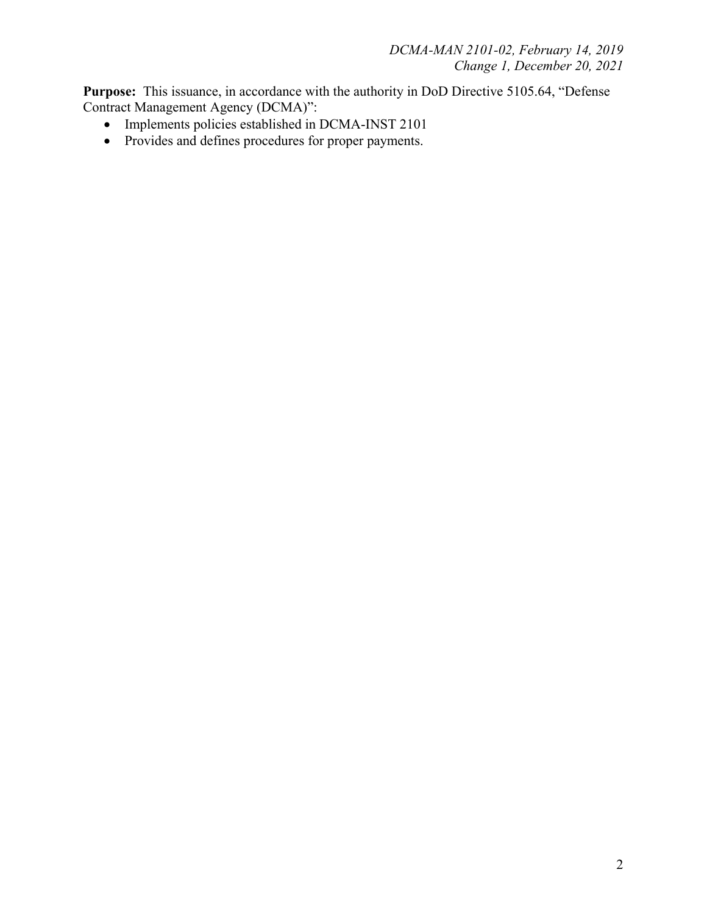**Purpose:** This issuance, in accordance with the authority in DoD Directive 5105.64, "Defense Contract Management Agency (DCMA)":

- Implements policies established in DCMA-INST 2101
- Provides and defines procedures for proper payments.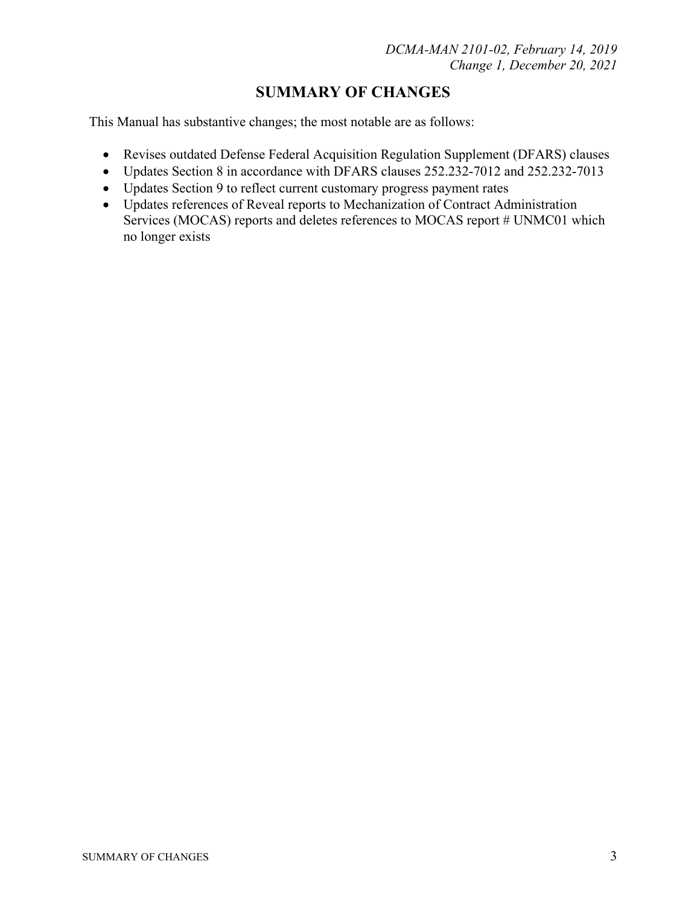# SUMMARY OF CHANGES

This Manual has substantive changes; the most notable are as follows:

- Revises outdated Defense Federal Acquisition Regulation Supplement (DFARS) clauses
- Updates Section 8 in accordance with DFARS clauses 252.232-7012 and 252.232-7013
- Updates Section 9 to reflect current customary progress payment rates
- Updates references of Reveal reports to Mechanization of Contract Administration Services (MOCAS) reports and deletes references to MOCAS report # UNMC01 which no longer exists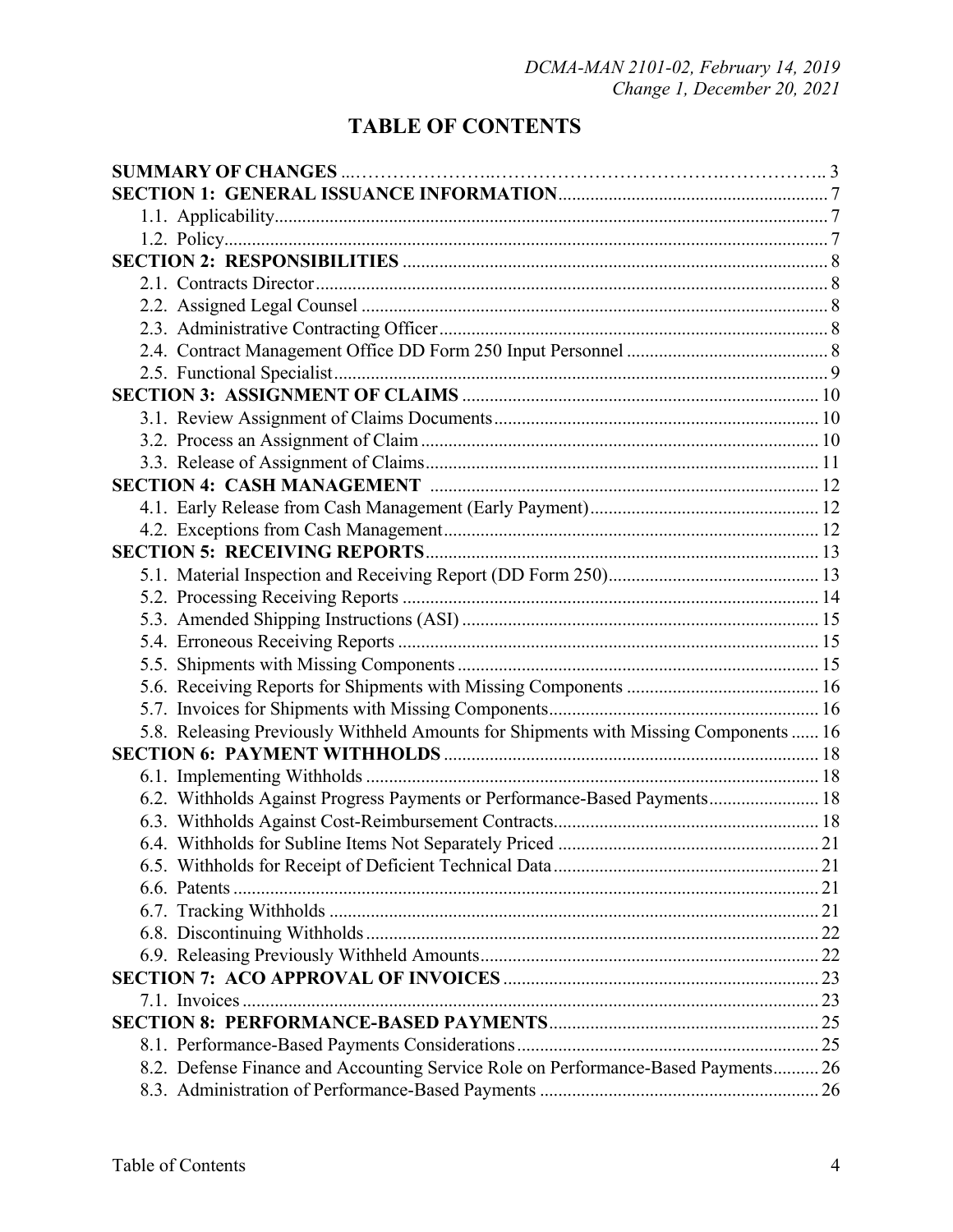# TABLE OF CONTENTS

| | |
|---|---|
| **SUMMARY OF CHANGES** | 3 |
| **SECTION 1: GENERAL ISSUANCE INFORMATION** | 7 |
| 1.1. Applicability | 7 |
| 1.2. Policy | 7 |
| **SECTION 2: RESPONSIBILITIES** | 8 |
| 2.1. Contracts Director | 8 |
| 2.2. Assigned Legal Counsel | 8 |
| 2.3. Administrative Contracting Officer | 8 |
| 2.4. Contract Management Office DD Form 250 Input Personnel | 8 |
| 2.5. Functional Specialist | 9 |
| **SECTION 3: ASSIGNMENT OF CLAIMS** | 10 |
| 3.1. Review Assignment of Claims Documents | 10 |
| 3.2. Process an Assignment of Claim | 10 |
| 3.3. Release of Assignment of Claims | 11 |
| **SECTION 4: CASH MANAGEMENT** | 12 |
| 4.1. Early Release from Cash Management (Early Payment) | 12 |
| 4.2. Exceptions from Cash Management | 12 |
| **SECTION 5: RECEIVING REPORTS** | 13 |
| 5.1. Material Inspection and Receiving Report (DD Form 250) | 13 |
| 5.2. Processing Receiving Reports | 14 |
| 5.3. Amended Shipping Instructions (ASI) | 15 |
| 5.4. Erroneous Receiving Reports | 15 |
| 5.5. Shipments with Missing Components | 15 |
| 5.6. Receiving Reports for Shipments with Missing Components | 16 |
| 5.7. Invoices for Shipments with Missing Components | 16 |
| 5.8. Releasing Previously Withheld Amounts for Shipments with Missing Components | 16 |
| **SECTION 6: PAYMENT WITHHOLDS** | 18 |
| 6.1. Implementing Withholds | 18 |
| 6.2. Withholds Against Progress Payments or Performance-Based Payments | 18 |
| 6.3. Withholds Against Cost-Reimbursement Contracts | 18 |
| 6.4. Withholds for Subline Items Not Separately Priced | 21 |
| 6.5. Withholds for Receipt of Deficient Technical Data | 21 |
| 6.6. Patents | 21 |
| 6.7. Tracking Withholds | 21 |
| 6.8. Discontinuing Withholds | 22 |
| 6.9. Releasing Previously Withheld Amounts | 22 |
| **SECTION 7: ACO APPROVAL OF INVOICES** | 23 |
| 7.1. Invoices | 23 |
| **SECTION 8: PERFORMANCE-BASED PAYMENTS** | 25 |
| 8.1. Performance-Based Payments Considerations | 25 |
| 8.2. Defense Finance and Accounting Service Role on Performance-Based Payments | 26 |
| 8.3. Administration of Performance-Based Payments | 26 |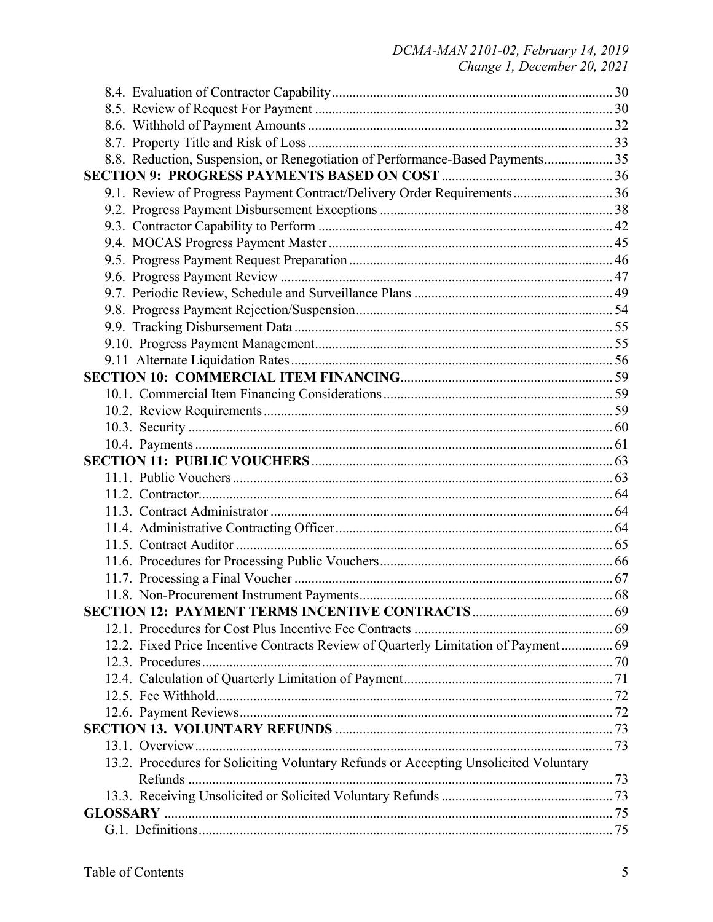8.4. Evaluation of Contractor Capability ........................................................................... 30
8.5. Review of Request For Payment ................................................................................ 30
8.6. Withhold of Payment Amounts .................................................................................. 32
8.7. Property Title and Risk of Loss .................................................................................. 33
8.8. Reduction, Suspension, or Renegotiation of Performance-Based Payments.................... 35

**SECTION 9: PROGRESS PAYMENTS BASED ON COST** .................................................. 36
9.1. Review of Progress Payment Contract/Delivery Order Requirements ............................ 36
9.2. Progress Payment Disbursement Exceptions ................................................................ 38
9.3. Contractor Capability to Perform ................................................................................ 42
9.4. MOCAS Progress Payment Master ............................................................................. 45
9.5. Progress Payment Request Preparation ...................................................................... 46
9.6. Progress Payment Review .......................................................................................... 47
9.7. Periodic Review, Schedule and Surveillance Plans ...................................................... 49
9.8. Progress Payment Rejection/Suspension ..................................................................... 54
9.9. Tracking Disbursement Data ...................................................................................... 55
9.10. Progress Payment Management ................................................................................. 55
9.11 Alternate Liquidation Rates ......................................................................................... 56

**SECTION 10: COMMERCIAL ITEM FINANCING** ............................................................. 59
10.1. Commercial Item Financing Considerations ................................................................ 59
10.2. Review Requirements ................................................................................................. 59
10.3. Security ...................................................................................................................... 60
10.4. Payments .................................................................................................................... 61

**SECTION 11: PUBLIC VOUCHERS** ..................................................................................... 63
11.1. Public Vouchers ......................................................................................................... 63
11.2. Contractor ................................................................................................................... 64
11.3. Contract Administrator ............................................................................................... 64
11.4. Administrative Contracting Officer ............................................................................. 64
11.5. Contract Auditor ......................................................................................................... 65
11.6. Procedures for Processing Public Vouchers ................................................................. 66
11.7. Processing a Final Voucher ......................................................................................... 67
11.8. Non-Procurement Instrument Payments ...................................................................... 68

**SECTION 12: PAYMENT TERMS INCENTIVE CONTRACTS** ......................................... 69
12.1. Procedures for Cost Plus Incentive Fee Contracts ........................................................ 69
12.2. Fixed Price Incentive Contracts Review of Quarterly Limitation of Payment ............... 69
12.3. Procedures .................................................................................................................. 70
12.4. Calculation of Quarterly Limitation of Payment .......................................................... 71
12.5. Fee Withhold .............................................................................................................. 72
12.6. Payment Reviews ........................................................................................................ 72

**SECTION 13. VOLUNTARY REFUNDS** ................................................................................ 73
13.1. Overview ..................................................................................................................... 73
13.2. Procedures for Soliciting Voluntary Refunds or Accepting Unsolicited Voluntary Refunds ......................................................................................................................... 73
13.3. Receiving Unsolicited or Solicited Voluntary Refunds ................................................. 73

**GLOSSARY** ............................................................................................................................ 75
G.1. Definitions ..................................................................................................................... 75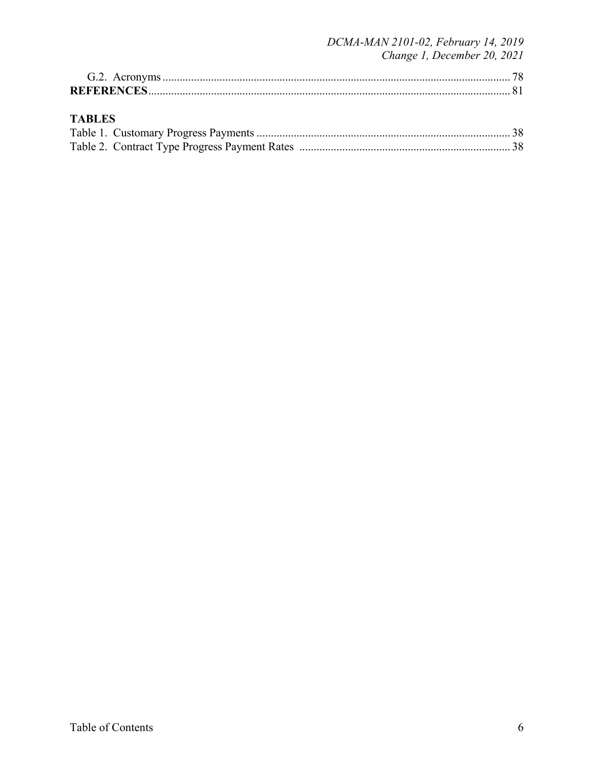G.2. Acronyms ........................................................................................................................ 78

**REFERENCES**............................................................................................................................. 81

**TABLES**

Table 1. Customary Progress Payments ........................................................................................ 38

Table 2. Contract Type Progress Payment Rates ......................................................................... 38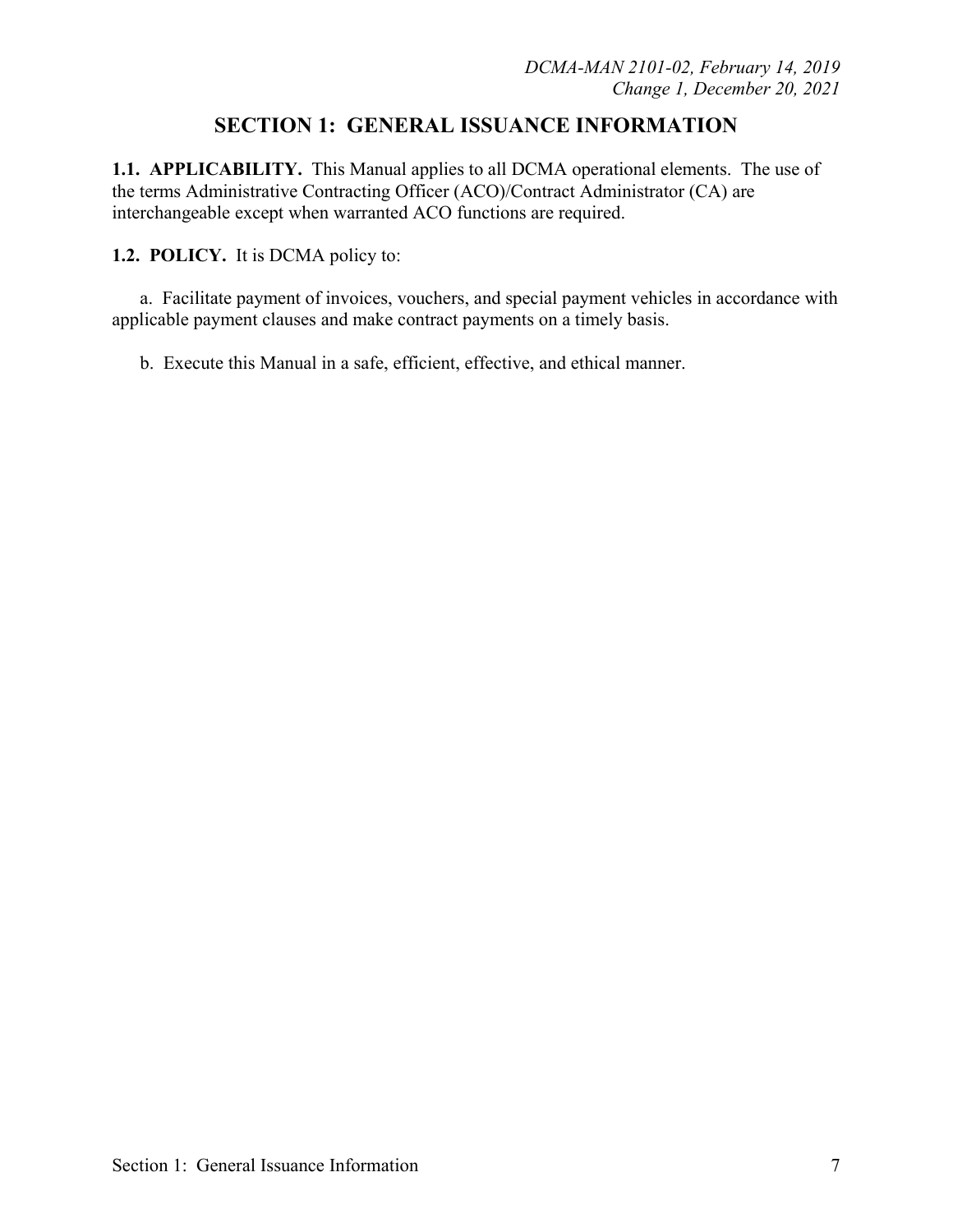# SECTION 1: GENERAL ISSUANCE INFORMATION

**1.1. APPLICABILITY.** This Manual applies to all DCMA operational elements. The use of the terms Administrative Contracting Officer (ACO)/Contract Administrator (CA) are interchangeable except when warranted ACO functions are required.

**1.2. POLICY.** It is DCMA policy to:

a. Facilitate payment of invoices, vouchers, and special payment vehicles in accordance with applicable payment clauses and make contract payments on a timely basis.

b. Execute this Manual in a safe, efficient, effective, and ethical manner.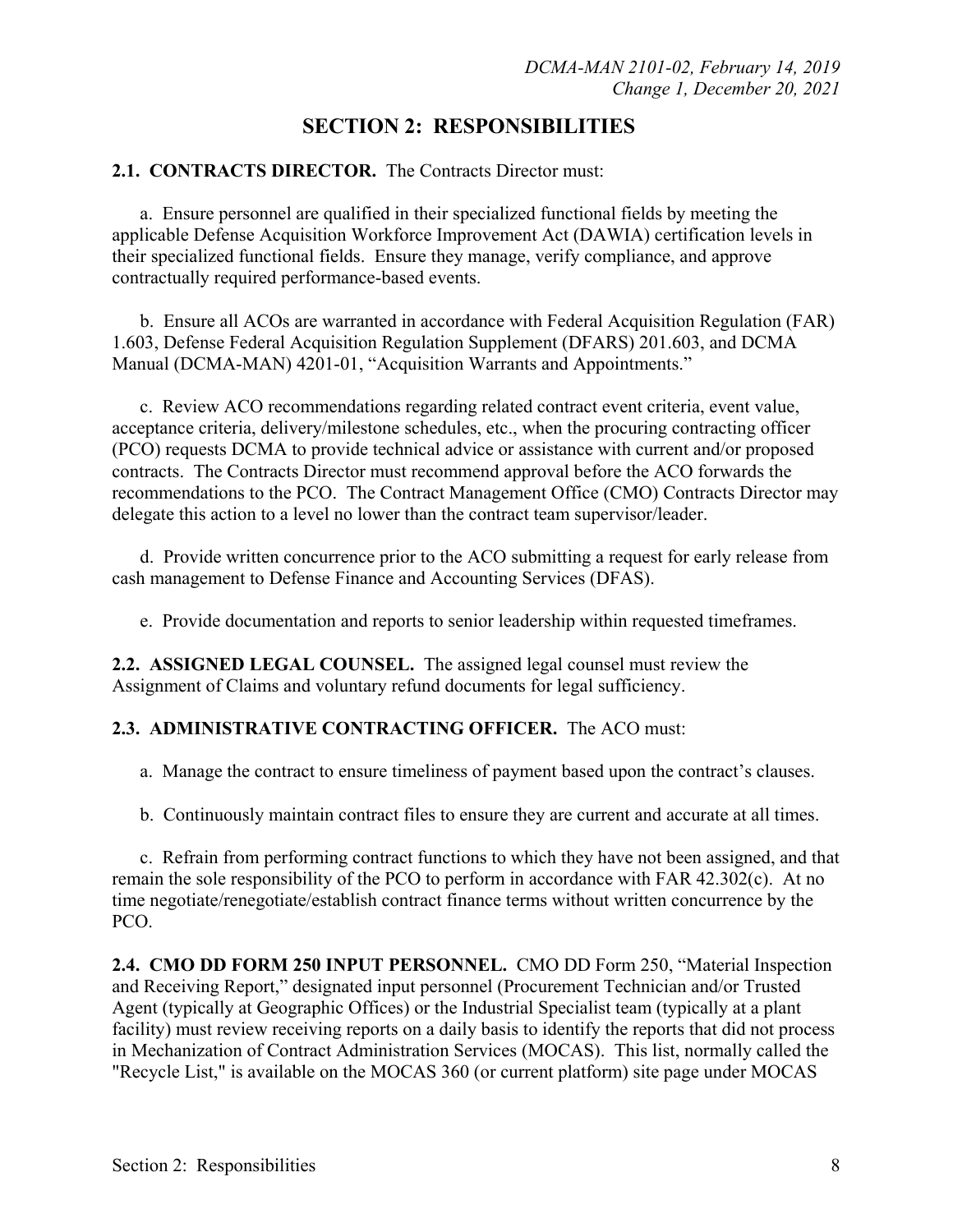# SECTION 2: RESPONSIBILITIES

**2.1. CONTRACTS DIRECTOR.** The Contracts Director must:

a. Ensure personnel are qualified in their specialized functional fields by meeting the applicable Defense Acquisition Workforce Improvement Act (DAWIA) certification levels in their specialized functional fields. Ensure they manage, verify compliance, and approve contractually required performance-based events.

b. Ensure all ACOs are warranted in accordance with Federal Acquisition Regulation (FAR) 1.603, Defense Federal Acquisition Regulation Supplement (DFARS) 201.603, and DCMA Manual (DCMA-MAN) 4201-01, "Acquisition Warrants and Appointments."

c. Review ACO recommendations regarding related contract event criteria, event value, acceptance criteria, delivery/milestone schedules, etc., when the procuring contracting officer (PCO) requests DCMA to provide technical advice or assistance with current and/or proposed contracts. The Contracts Director must recommend approval before the ACO forwards the recommendations to the PCO. The Contract Management Office (CMO) Contracts Director may delegate this action to a level no lower than the contract team supervisor/leader.

d. Provide written concurrence prior to the ACO submitting a request for early release from cash management to Defense Finance and Accounting Services (DFAS).

e. Provide documentation and reports to senior leadership within requested timeframes.

**2.2. ASSIGNED LEGAL COUNSEL.** The assigned legal counsel must review the Assignment of Claims and voluntary refund documents for legal sufficiency.

**2.3. ADMINISTRATIVE CONTRACTING OFFICER.** The ACO must:

a. Manage the contract to ensure timeliness of payment based upon the contract's clauses.

b. Continuously maintain contract files to ensure they are current and accurate at all times.

c. Refrain from performing contract functions to which they have not been assigned, and that remain the sole responsibility of the PCO to perform in accordance with FAR 42.302(c). At no time negotiate/renegotiate/establish contract finance terms without written concurrence by the PCO.

**2.4. CMO DD FORM 250 INPUT PERSONNEL.** CMO DD Form 250, "Material Inspection and Receiving Report," designated input personnel (Procurement Technician and/or Trusted Agent (typically at Geographic Offices) or the Industrial Specialist team (typically at a plant facility) must review receiving reports on a daily basis to identify the reports that did not process in Mechanization of Contract Administration Services (MOCAS). This list, normally called the "Recycle List," is available on the MOCAS 360 (or current platform) site page under MOCAS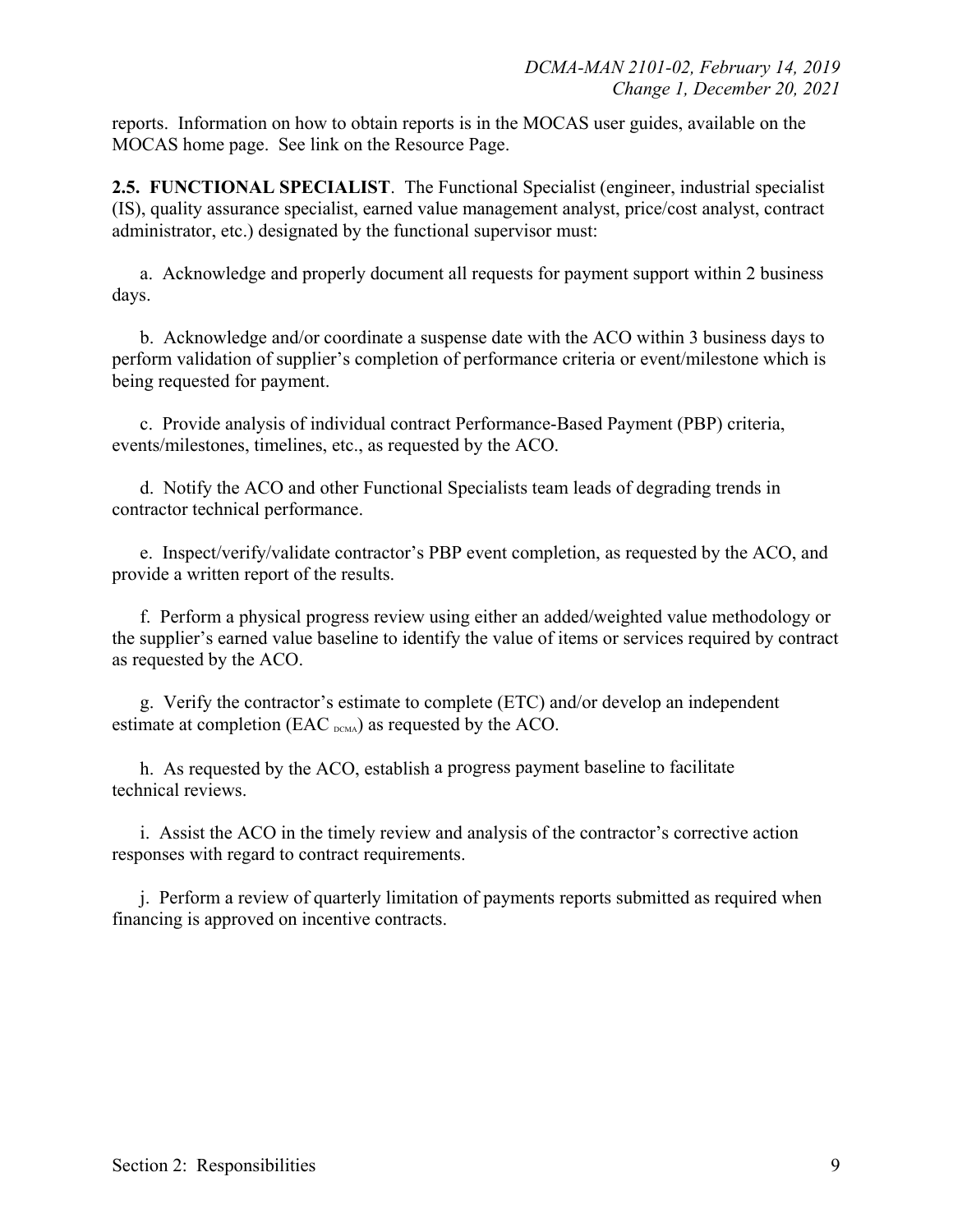reports. Information on how to obtain reports is in the MOCAS user guides, available on the MOCAS home page. See link on the Resource Page.

**2.5. FUNCTIONAL SPECIALIST**. The Functional Specialist (engineer, industrial specialist (IS), quality assurance specialist, earned value management analyst, price/cost analyst, contract administrator, etc.) designated by the functional supervisor must:

a. Acknowledge and properly document all requests for payment support within 2 business days.

b. Acknowledge and/or coordinate a suspense date with the ACO within 3 business days to perform validation of supplier's completion of performance criteria or event/milestone which is being requested for payment.

c. Provide analysis of individual contract Performance-Based Payment (PBP) criteria, events/milestones, timelines, etc., as requested by the ACO.

d. Notify the ACO and other Functional Specialists team leads of degrading trends in contractor technical performance.

e. Inspect/verify/validate contractor's PBP event completion, as requested by the ACO, and provide a written report of the results.

f. Perform a physical progress review using either an added/weighted value methodology or the supplier's earned value baseline to identify the value of items or services required by contract as requested by the ACO.

g. Verify the contractor's estimate to complete (ETC) and/or develop an independent estimate at completion ($EAC_{DCMA}$) as requested by the ACO.

h. As requested by the ACO, establish a progress payment baseline to facilitate technical reviews.

i. Assist the ACO in the timely review and analysis of the contractor's corrective action responses with regard to contract requirements.

j. Perform a review of quarterly limitation of payments reports submitted as required when financing is approved on incentive contracts.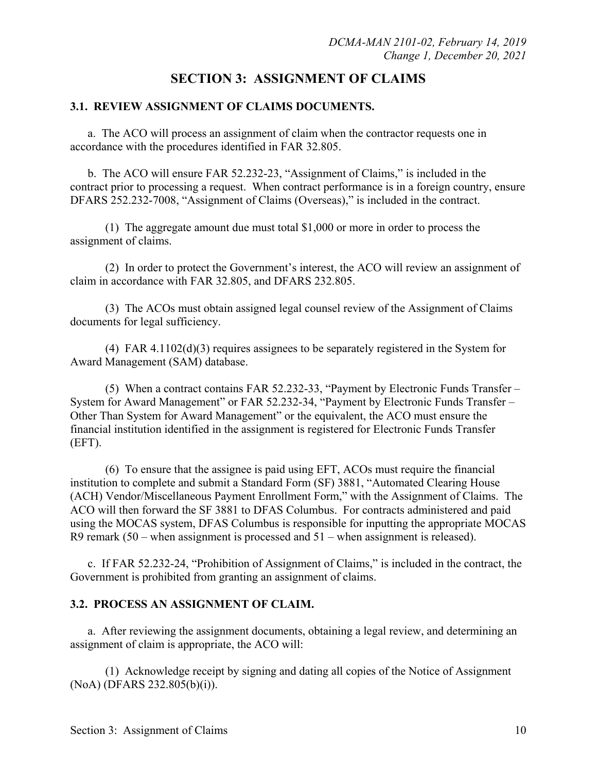# SECTION 3: ASSIGNMENT OF CLAIMS

## 3.1. REVIEW ASSIGNMENT OF CLAIMS DOCUMENTS.

a. The ACO will process an assignment of claim when the contractor requests one in accordance with the procedures identified in FAR 32.805.

b. The ACO will ensure FAR 52.232-23, "Assignment of Claims," is included in the contract prior to processing a request. When contract performance is in a foreign country, ensure DFARS 252.232-7008, "Assignment of Claims (Overseas)," is included in the contract.

(1) The aggregate amount due must total $1,000 or more in order to process the assignment of claims.

(2) In order to protect the Government's interest, the ACO will review an assignment of claim in accordance with FAR 32.805, and DFARS 232.805.

(3) The ACOs must obtain assigned legal counsel review of the Assignment of Claims documents for legal sufficiency.

(4) FAR 4.1102(d)(3) requires assignees to be separately registered in the System for Award Management (SAM) database.

(5) When a contract contains FAR 52.232-33, "Payment by Electronic Funds Transfer – System for Award Management" or FAR 52.232-34, "Payment by Electronic Funds Transfer – Other Than System for Award Management" or the equivalent, the ACO must ensure the financial institution identified in the assignment is registered for Electronic Funds Transfer (EFT).

(6) To ensure that the assignee is paid using EFT, ACOs must require the financial institution to complete and submit a Standard Form (SF) 3881, "Automated Clearing House (ACH) Vendor/Miscellaneous Payment Enrollment Form," with the Assignment of Claims. The ACO will then forward the SF 3881 to DFAS Columbus. For contracts administered and paid using the MOCAS system, DFAS Columbus is responsible for inputting the appropriate MOCAS R9 remark (50 – when assignment is processed and 51 – when assignment is released).

c. If FAR 52.232-24, "Prohibition of Assignment of Claims," is included in the contract, the Government is prohibited from granting an assignment of claims.

## 3.2. PROCESS AN ASSIGNMENT OF CLAIM.

a. After reviewing the assignment documents, obtaining a legal review, and determining an assignment of claim is appropriate, the ACO will:

(1) Acknowledge receipt by signing and dating all copies of the Notice of Assignment (NoA) (DFARS 232.805(b)(i)).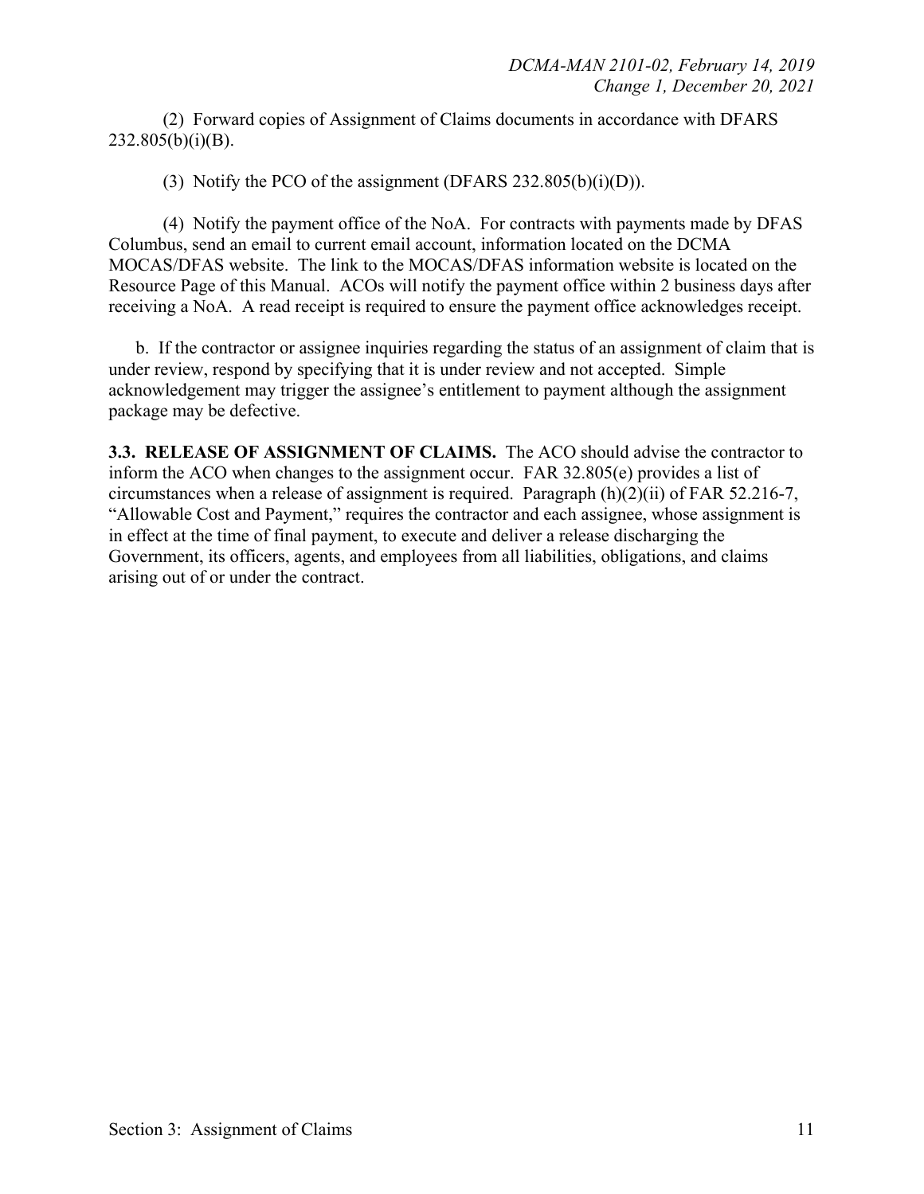(2) Forward copies of Assignment of Claims documents in accordance with DFARS 232.805(b)(i)(B).

(3) Notify the PCO of the assignment (DFARS 232.805(b)(i)(D)).

(4) Notify the payment office of the NoA. For contracts with payments made by DFAS Columbus, send an email to current email account, information located on the DCMA MOCAS/DFAS website. The link to the MOCAS/DFAS information website is located on the Resource Page of this Manual. ACOs will notify the payment office within 2 business days after receiving a NoA. A read receipt is required to ensure the payment office acknowledges receipt.

b. If the contractor or assignee inquiries regarding the status of an assignment of claim that is under review, respond by specifying that it is under review and not accepted. Simple acknowledgement may trigger the assignee's entitlement to payment although the assignment package may be defective.

**3.3. RELEASE OF ASSIGNMENT OF CLAIMS.** The ACO should advise the contractor to inform the ACO when changes to the assignment occur. FAR 32.805(e) provides a list of circumstances when a release of assignment is required. Paragraph (h)(2)(ii) of FAR 52.216-7, "Allowable Cost and Payment," requires the contractor and each assignee, whose assignment is in effect at the time of final payment, to execute and deliver a release discharging the Government, its officers, agents, and employees from all liabilities, obligations, and claims arising out of or under the contract.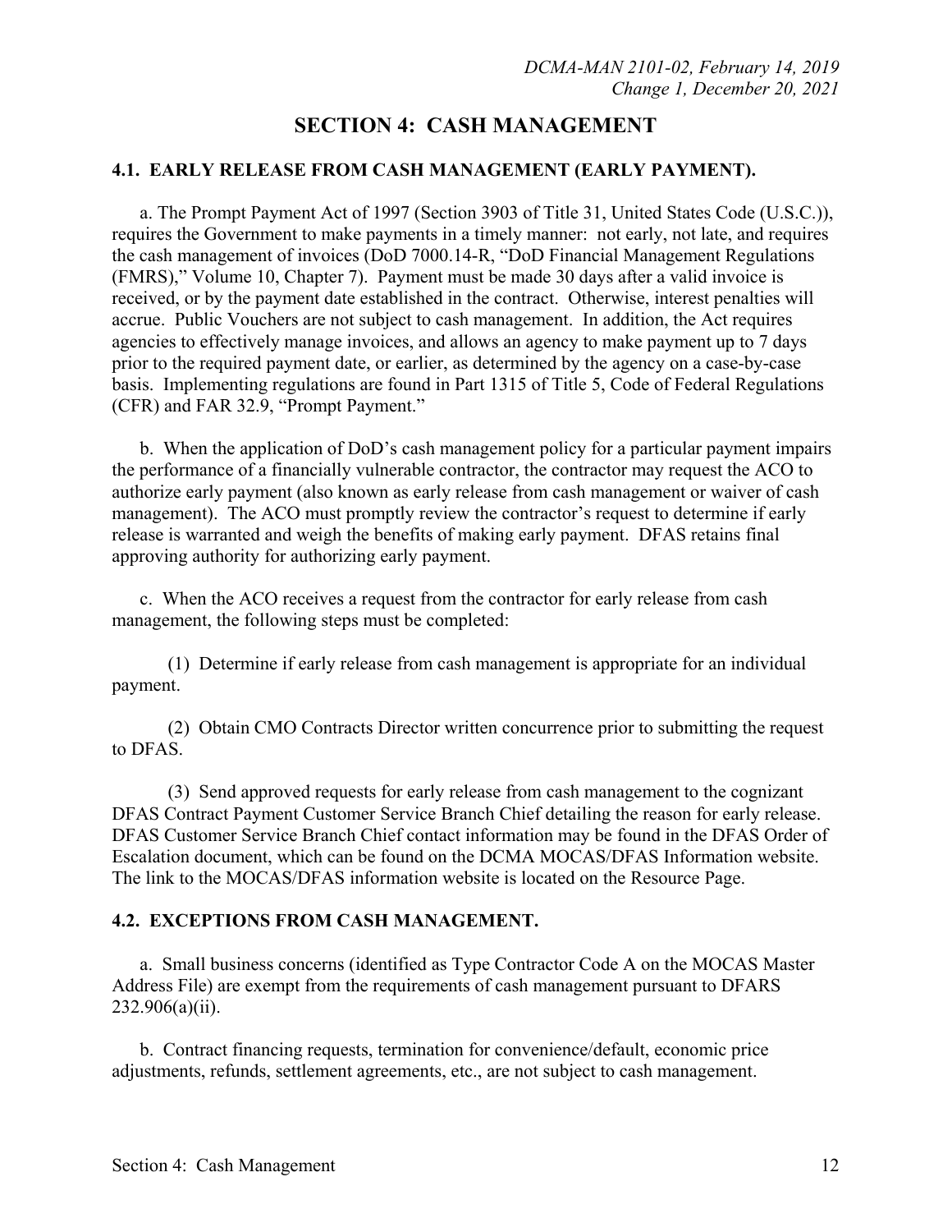# SECTION 4: CASH MANAGEMENT

## 4.1. EARLY RELEASE FROM CASH MANAGEMENT (EARLY PAYMENT).

a. The Prompt Payment Act of 1997 (Section 3903 of Title 31, United States Code (U.S.C.)), requires the Government to make payments in a timely manner: not early, not late, and requires the cash management of invoices (DoD 7000.14-R, "DoD Financial Management Regulations (FMRS)," Volume 10, Chapter 7). Payment must be made 30 days after a valid invoice is received, or by the payment date established in the contract. Otherwise, interest penalties will accrue. Public Vouchers are not subject to cash management. In addition, the Act requires agencies to effectively manage invoices, and allows an agency to make payment up to 7 days prior to the required payment date, or earlier, as determined by the agency on a case-by-case basis. Implementing regulations are found in Part 1315 of Title 5, Code of Federal Regulations (CFR) and FAR 32.9, "Prompt Payment."

b. When the application of DoD's cash management policy for a particular payment impairs the performance of a financially vulnerable contractor, the contractor may request the ACO to authorize early payment (also known as early release from cash management or waiver of cash management). The ACO must promptly review the contractor's request to determine if early release is warranted and weigh the benefits of making early payment. DFAS retains final approving authority for authorizing early payment.

c. When the ACO receives a request from the contractor for early release from cash management, the following steps must be completed:

(1) Determine if early release from cash management is appropriate for an individual payment.

(2) Obtain CMO Contracts Director written concurrence prior to submitting the request to DFAS.

(3) Send approved requests for early release from cash management to the cognizant DFAS Contract Payment Customer Service Branch Chief detailing the reason for early release. DFAS Customer Service Branch Chief contact information may be found in the DFAS Order of Escalation document, which can be found on the DCMA MOCAS/DFAS Information website. The link to the MOCAS/DFAS information website is located on the Resource Page.

## 4.2. EXCEPTIONS FROM CASH MANAGEMENT.

a. Small business concerns (identified as Type Contractor Code A on the MOCAS Master Address File) are exempt from the requirements of cash management pursuant to DFARS 232.906(a)(ii).

b. Contract financing requests, termination for convenience/default, economic price adjustments, refunds, settlement agreements, etc., are not subject to cash management.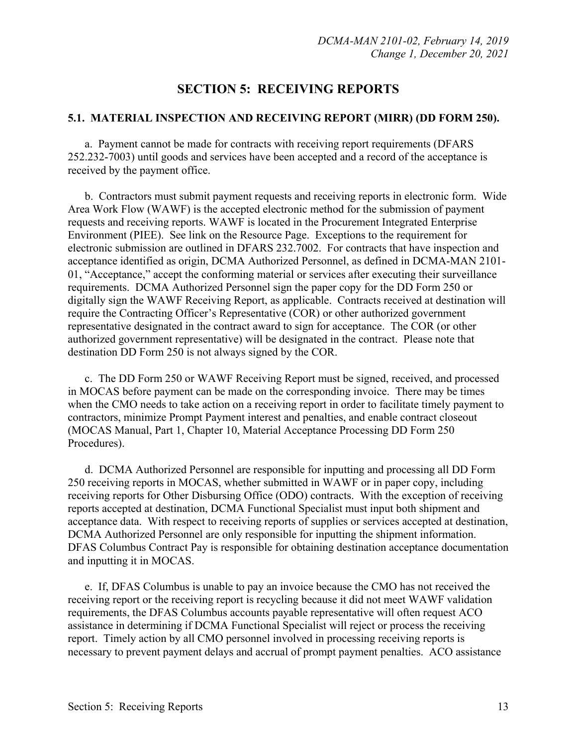# SECTION 5: RECEIVING REPORTS

## 5.1. MATERIAL INSPECTION AND RECEIVING REPORT (MIRR) (DD FORM 250).

a. Payment cannot be made for contracts with receiving report requirements (DFARS 252.232-7003) until goods and services have been accepted and a record of the acceptance is received by the payment office.

b. Contractors must submit payment requests and receiving reports in electronic form. Wide Area Work Flow (WAWF) is the accepted electronic method for the submission of payment requests and receiving reports. WAWF is located in the Procurement Integrated Enterprise Environment (PIEE). See link on the Resource Page. Exceptions to the requirement for electronic submission are outlined in DFARS 232.7002. For contracts that have inspection and acceptance identified as origin, DCMA Authorized Personnel, as defined in DCMA-MAN 2101-01, "Acceptance," accept the conforming material or services after executing their surveillance requirements. DCMA Authorized Personnel sign the paper copy for the DD Form 250 or digitally sign the WAWF Receiving Report, as applicable. Contracts received at destination will require the Contracting Officer's Representative (COR) or other authorized government representative designated in the contract award to sign for acceptance. The COR (or other authorized government representative) will be designated in the contract. Please note that destination DD Form 250 is not always signed by the COR.

c. The DD Form 250 or WAWF Receiving Report must be signed, received, and processed in MOCAS before payment can be made on the corresponding invoice. There may be times when the CMO needs to take action on a receiving report in order to facilitate timely payment to contractors, minimize Prompt Payment interest and penalties, and enable contract closeout (MOCAS Manual, Part 1, Chapter 10, Material Acceptance Processing DD Form 250 Procedures).

d. DCMA Authorized Personnel are responsible for inputting and processing all DD Form 250 receiving reports in MOCAS, whether submitted in WAWF or in paper copy, including receiving reports for Other Disbursing Office (ODO) contracts. With the exception of receiving reports accepted at destination, DCMA Functional Specialist must input both shipment and acceptance data. With respect to receiving reports of supplies or services accepted at destination, DCMA Authorized Personnel are only responsible for inputting the shipment information. DFAS Columbus Contract Pay is responsible for obtaining destination acceptance documentation and inputting it in MOCAS.

e. If, DFAS Columbus is unable to pay an invoice because the CMO has not received the receiving report or the receiving report is recycling because it did not meet WAWF validation requirements, the DFAS Columbus accounts payable representative will often request ACO assistance in determining if DCMA Functional Specialist will reject or process the receiving report. Timely action by all CMO personnel involved in processing receiving reports is necessary to prevent payment delays and accrual of prompt payment penalties. ACO assistance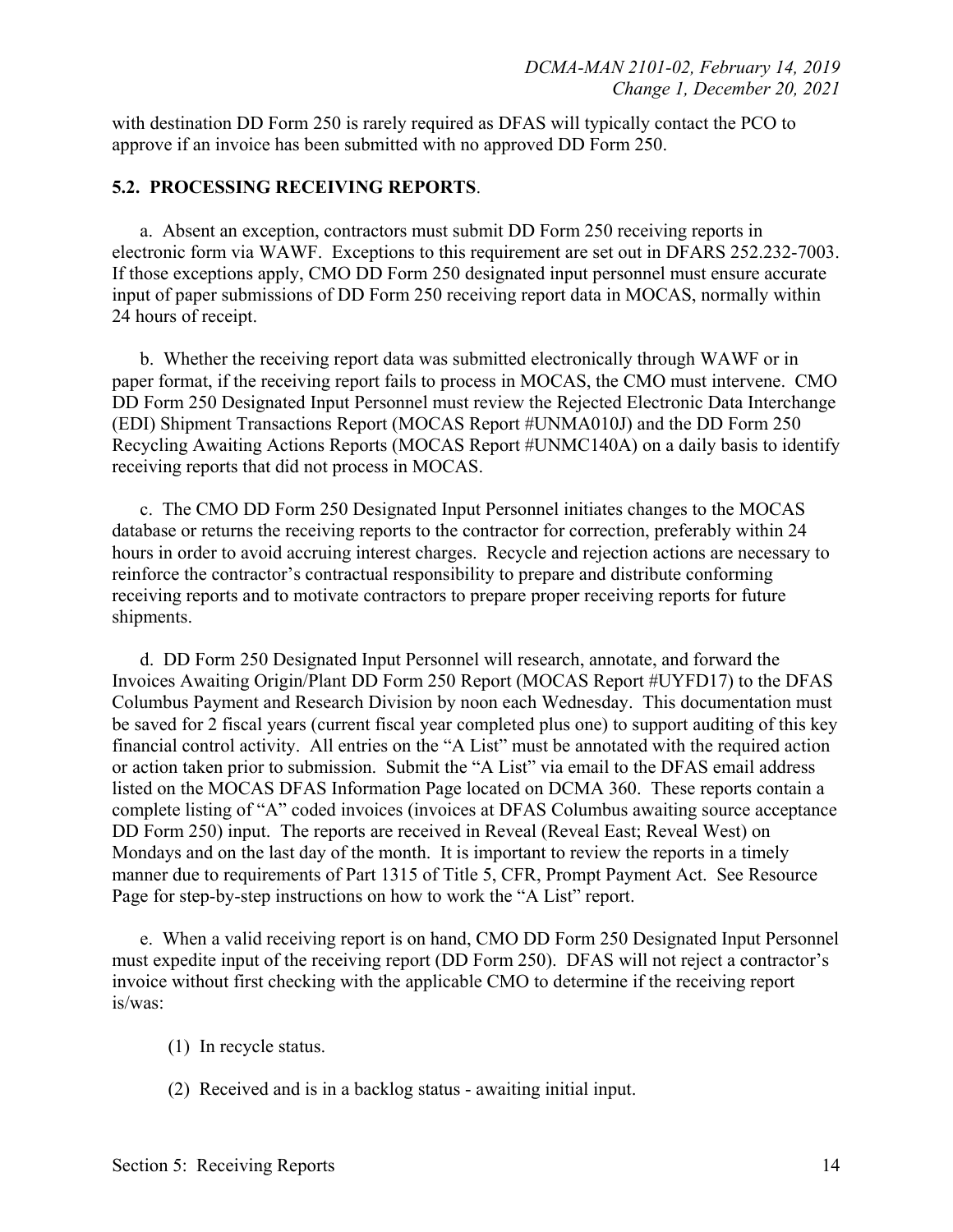with destination DD Form 250 is rarely required as DFAS will typically contact the PCO to approve if an invoice has been submitted with no approved DD Form 250.

## 5.2. PROCESSING RECEIVING REPORTS.

a. Absent an exception, contractors must submit DD Form 250 receiving reports in electronic form via WAWF. Exceptions to this requirement are set out in DFARS 252.232-7003. If those exceptions apply, CMO DD Form 250 designated input personnel must ensure accurate input of paper submissions of DD Form 250 receiving report data in MOCAS, normally within 24 hours of receipt.

b. Whether the receiving report data was submitted electronically through WAWF or in paper format, if the receiving report fails to process in MOCAS, the CMO must intervene. CMO DD Form 250 Designated Input Personnel must review the Rejected Electronic Data Interchange (EDI) Shipment Transactions Report (MOCAS Report #UNMA010J) and the DD Form 250 Recycling Awaiting Actions Reports (MOCAS Report #UNMC140A) on a daily basis to identify receiving reports that did not process in MOCAS.

c. The CMO DD Form 250 Designated Input Personnel initiates changes to the MOCAS database or returns the receiving reports to the contractor for correction, preferably within 24 hours in order to avoid accruing interest charges. Recycle and rejection actions are necessary to reinforce the contractor's contractual responsibility to prepare and distribute conforming receiving reports and to motivate contractors to prepare proper receiving reports for future shipments.

d. DD Form 250 Designated Input Personnel will research, annotate, and forward the Invoices Awaiting Origin/Plant DD Form 250 Report (MOCAS Report #UYFD17) to the DFAS Columbus Payment and Research Division by noon each Wednesday. This documentation must be saved for 2 fiscal years (current fiscal year completed plus one) to support auditing of this key financial control activity. All entries on the "A List" must be annotated with the required action or action taken prior to submission. Submit the "A List" via email to the DFAS email address listed on the MOCAS DFAS Information Page located on DCMA 360. These reports contain a complete listing of "A" coded invoices (invoices at DFAS Columbus awaiting source acceptance DD Form 250) input. The reports are received in Reveal (Reveal East; Reveal West) on Mondays and on the last day of the month. It is important to review the reports in a timely manner due to requirements of Part 1315 of Title 5, CFR, Prompt Payment Act. See Resource Page for step-by-step instructions on how to work the "A List" report.

e. When a valid receiving report is on hand, CMO DD Form 250 Designated Input Personnel must expedite input of the receiving report (DD Form 250). DFAS will not reject a contractor's invoice without first checking with the applicable CMO to determine if the receiving report is/was:

(1) In recycle status.

(2) Received and is in a backlog status - awaiting initial input.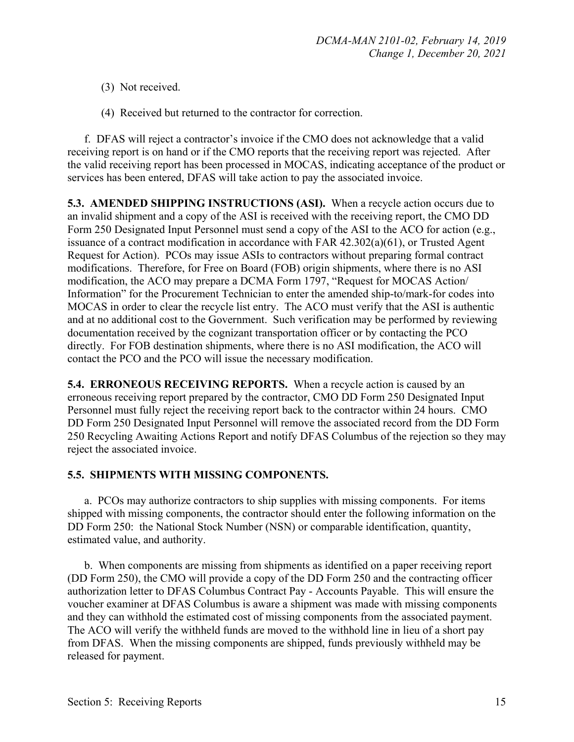(3) Not received.

(4) Received but returned to the contractor for correction.

f. DFAS will reject a contractor's invoice if the CMO does not acknowledge that a valid receiving report is on hand or if the CMO reports that the receiving report was rejected. After the valid receiving report has been processed in MOCAS, indicating acceptance of the product or services has been entered, DFAS will take action to pay the associated invoice.

**5.3. AMENDED SHIPPING INSTRUCTIONS (ASI).** When a recycle action occurs due to an invalid shipment and a copy of the ASI is received with the receiving report, the CMO DD Form 250 Designated Input Personnel must send a copy of the ASI to the ACO for action (e.g., issuance of a contract modification in accordance with FAR 42.302(a)(61), or Trusted Agent Request for Action). PCOs may issue ASIs to contractors without preparing formal contract modifications. Therefore, for Free on Board (FOB) origin shipments, where there is no ASI modification, the ACO may prepare a DCMA Form 1797, "Request for MOCAS Action/ Information" for the Procurement Technician to enter the amended ship-to/mark-for codes into MOCAS in order to clear the recycle list entry. The ACO must verify that the ASI is authentic and at no additional cost to the Government. Such verification may be performed by reviewing documentation received by the cognizant transportation officer or by contacting the PCO directly. For FOB destination shipments, where there is no ASI modification, the ACO will contact the PCO and the PCO will issue the necessary modification.

**5.4. ERRONEOUS RECEIVING REPORTS.** When a recycle action is caused by an erroneous receiving report prepared by the contractor, CMO DD Form 250 Designated Input Personnel must fully reject the receiving report back to the contractor within 24 hours. CMO DD Form 250 Designated Input Personnel will remove the associated record from the DD Form 250 Recycling Awaiting Actions Report and notify DFAS Columbus of the rejection so they may reject the associated invoice.

**5.5. SHIPMENTS WITH MISSING COMPONENTS.**

a. PCOs may authorize contractors to ship supplies with missing components. For items shipped with missing components, the contractor should enter the following information on the DD Form 250: the National Stock Number (NSN) or comparable identification, quantity, estimated value, and authority.

b. When components are missing from shipments as identified on a paper receiving report (DD Form 250), the CMO will provide a copy of the DD Form 250 and the contracting officer authorization letter to DFAS Columbus Contract Pay - Accounts Payable. This will ensure the voucher examiner at DFAS Columbus is aware a shipment was made with missing components and they can withhold the estimated cost of missing components from the associated payment. The ACO will verify the withheld funds are moved to the withhold line in lieu of a short pay from DFAS. When the missing components are shipped, funds previously withheld may be released for payment.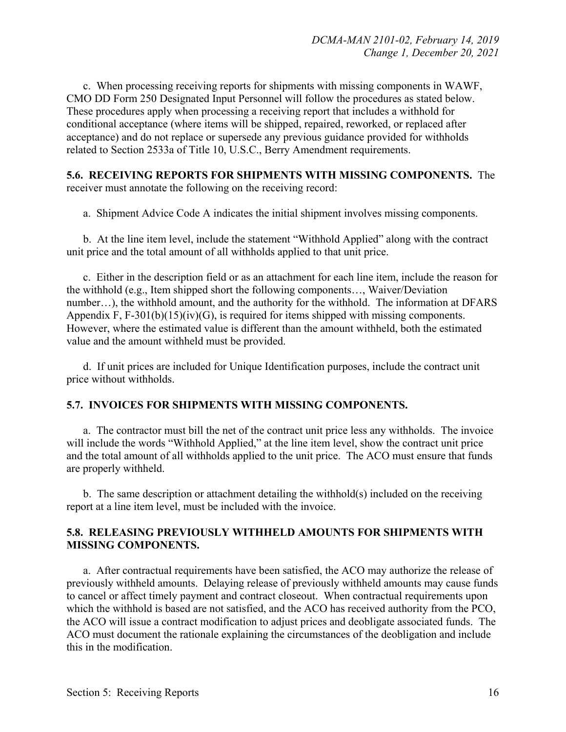c. When processing receiving reports for shipments with missing components in WAWF, CMO DD Form 250 Designated Input Personnel will follow the procedures as stated below. These procedures apply when processing a receiving report that includes a withhold for conditional acceptance (where items will be shipped, repaired, reworked, or replaced after acceptance) and do not replace or supersede any previous guidance provided for withholds related to Section 2533a of Title 10, U.S.C., Berry Amendment requirements.

**5.6. RECEIVING REPORTS FOR SHIPMENTS WITH MISSING COMPONENTS.** The receiver must annotate the following on the receiving record:

a. Shipment Advice Code A indicates the initial shipment involves missing components.

b. At the line item level, include the statement "Withhold Applied" along with the contract unit price and the total amount of all withholds applied to that unit price.

c. Either in the description field or as an attachment for each line item, include the reason for the withhold (e.g., Item shipped short the following components…, Waiver/Deviation number…), the withhold amount, and the authority for the withhold. The information at DFARS Appendix F, F-301(b)(15)(iv)(G), is required for items shipped with missing components. However, where the estimated value is different than the amount withheld, both the estimated value and the amount withheld must be provided.

d. If unit prices are included for Unique Identification purposes, include the contract unit price without withholds.

**5.7. INVOICES FOR SHIPMENTS WITH MISSING COMPONENTS.**

a. The contractor must bill the net of the contract unit price less any withholds. The invoice will include the words "Withhold Applied," at the line item level, show the contract unit price and the total amount of all withholds applied to the unit price. The ACO must ensure that funds are properly withheld.

b. The same description or attachment detailing the withhold(s) included on the receiving report at a line item level, must be included with the invoice.

**5.8. RELEASING PREVIOUSLY WITHHELD AMOUNTS FOR SHIPMENTS WITH MISSING COMPONENTS.**

a. After contractual requirements have been satisfied, the ACO may authorize the release of previously withheld amounts. Delaying release of previously withheld amounts may cause funds to cancel or affect timely payment and contract closeout. When contractual requirements upon which the withhold is based are not satisfied, and the ACO has received authority from the PCO, the ACO will issue a contract modification to adjust prices and deobligate associated funds. The ACO must document the rationale explaining the circumstances of the deobligation and include this in the modification.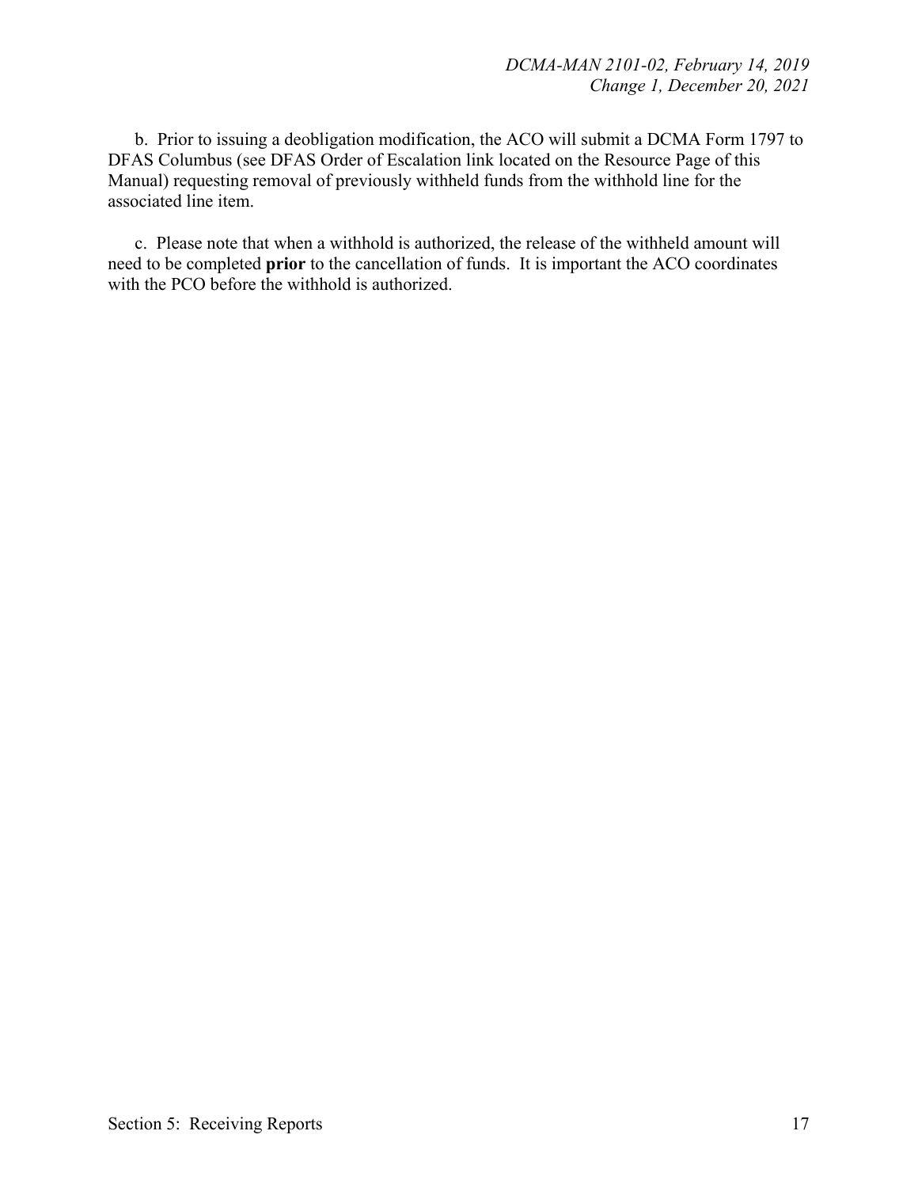b. Prior to issuing a deobligation modification, the ACO will submit a DCMA Form 1797 to DFAS Columbus (see DFAS Order of Escalation link located on the Resource Page of this Manual) requesting removal of previously withheld funds from the withhold line for the associated line item.

c. Please note that when a withhold is authorized, the release of the withheld amount will need to be completed **prior** to the cancellation of funds. It is important the ACO coordinates with the PCO before the withhold is authorized.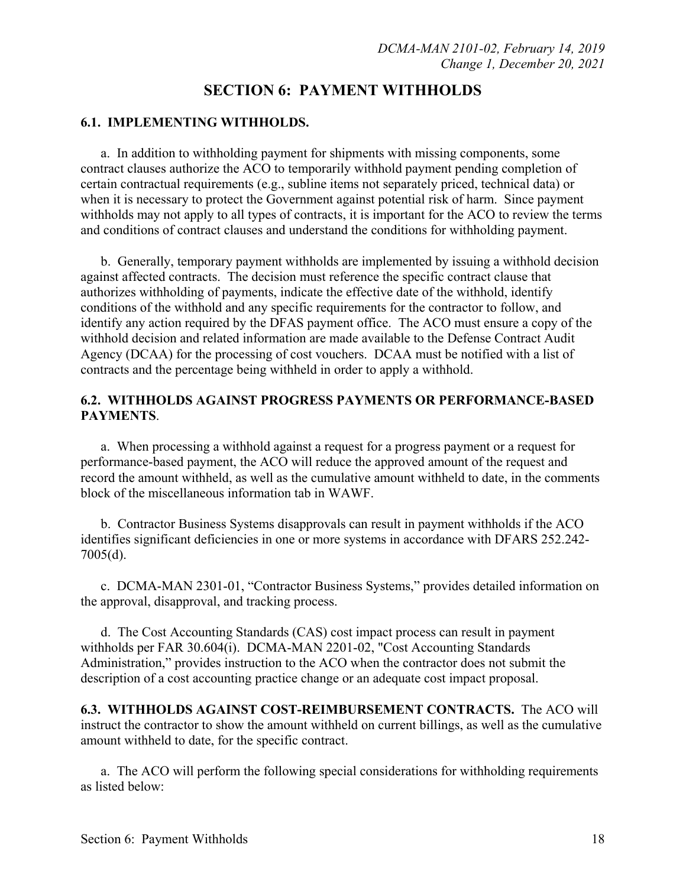## SECTION 6: PAYMENT WITHHOLDS

### 6.1. IMPLEMENTING WITHHOLDS.

a. In addition to withholding payment for shipments with missing components, some contract clauses authorize the ACO to temporarily withhold payment pending completion of certain contractual requirements (e.g., subline items not separately priced, technical data) or when it is necessary to protect the Government against potential risk of harm. Since payment withholds may not apply to all types of contracts, it is important for the ACO to review the terms and conditions of contract clauses and understand the conditions for withholding payment.

b. Generally, temporary payment withholds are implemented by issuing a withhold decision against affected contracts. The decision must reference the specific contract clause that authorizes withholding of payments, indicate the effective date of the withhold, identify conditions of the withhold and any specific requirements for the contractor to follow, and identify any action required by the DFAS payment office. The ACO must ensure a copy of the withhold decision and related information are made available to the Defense Contract Audit Agency (DCAA) for the processing of cost vouchers. DCAA must be notified with a list of contracts and the percentage being withheld in order to apply a withhold.

### 6.2. WITHHOLDS AGAINST PROGRESS PAYMENTS OR PERFORMANCE-BASED PAYMENTS.

a. When processing a withhold against a request for a progress payment or a request for performance-based payment, the ACO will reduce the approved amount of the request and record the amount withheld, as well as the cumulative amount withheld to date, in the comments block of the miscellaneous information tab in WAWF.

b. Contractor Business Systems disapprovals can result in payment withholds if the ACO identifies significant deficiencies in one or more systems in accordance with DFARS 252.242-7005(d).

c. DCMA-MAN 2301-01, "Contractor Business Systems," provides detailed information on the approval, disapproval, and tracking process.

d. The Cost Accounting Standards (CAS) cost impact process can result in payment withholds per FAR 30.604(i). DCMA-MAN 2201-02, "Cost Accounting Standards Administration," provides instruction to the ACO when the contractor does not submit the description of a cost accounting practice change or an adequate cost impact proposal.

**6.3. WITHHOLDS AGAINST COST-REIMBURSEMENT CONTRACTS.** The ACO will instruct the contractor to show the amount withheld on current billings, as well as the cumulative amount withheld to date, for the specific contract.

a. The ACO will perform the following special considerations for withholding requirements as listed below: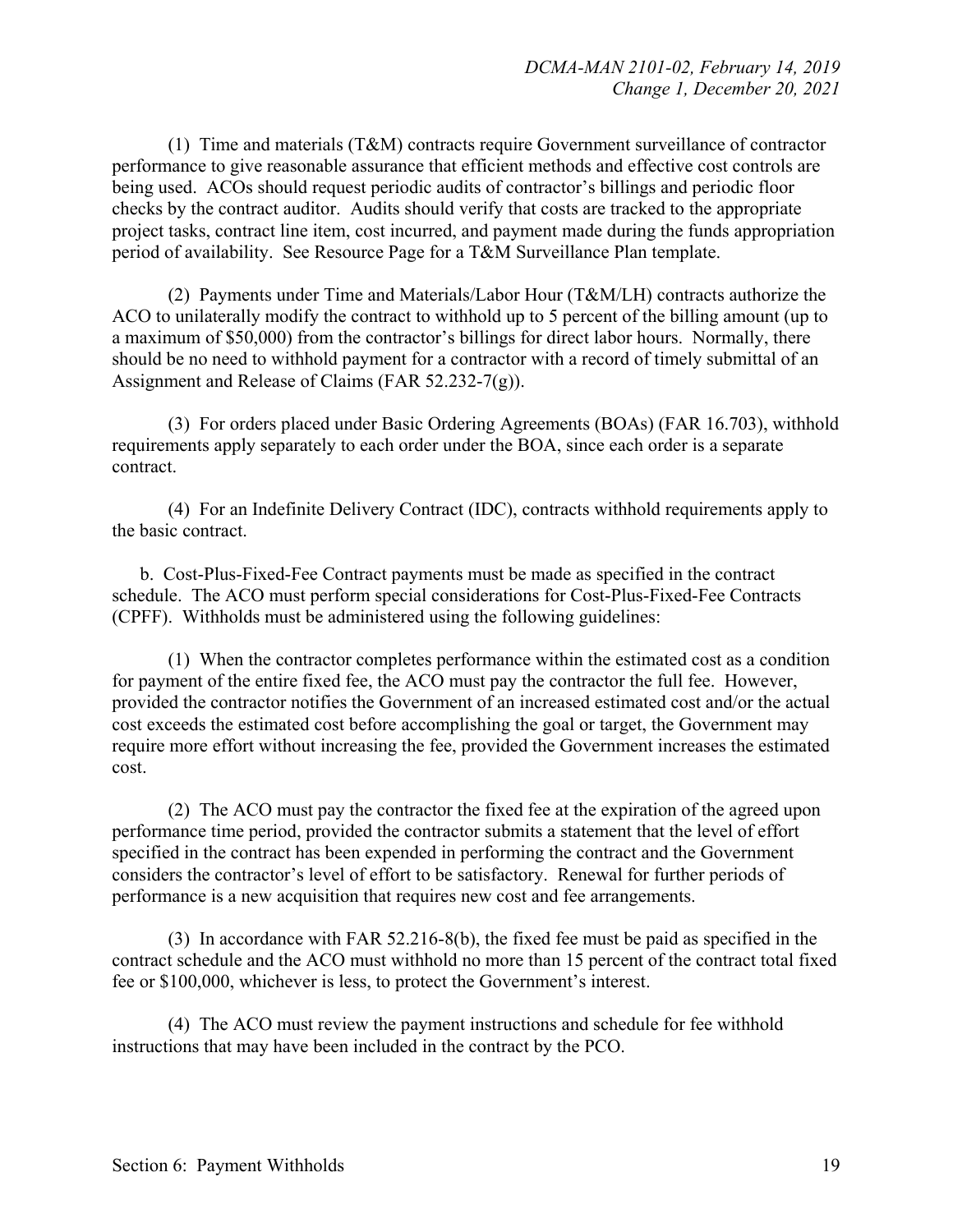(1) Time and materials (T&M) contracts require Government surveillance of contractor performance to give reasonable assurance that efficient methods and effective cost controls are being used. ACOs should request periodic audits of contractor's billings and periodic floor checks by the contract auditor. Audits should verify that costs are tracked to the appropriate project tasks, contract line item, cost incurred, and payment made during the funds appropriation period of availability. See Resource Page for a T&M Surveillance Plan template.

(2) Payments under Time and Materials/Labor Hour (T&M/LH) contracts authorize the ACO to unilaterally modify the contract to withhold up to 5 percent of the billing amount (up to a maximum of $50,000) from the contractor's billings for direct labor hours. Normally, there should be no need to withhold payment for a contractor with a record of timely submittal of an Assignment and Release of Claims (FAR 52.232-7(g)).

(3) For orders placed under Basic Ordering Agreements (BOAs) (FAR 16.703), withhold requirements apply separately to each order under the BOA, since each order is a separate contract.

(4) For an Indefinite Delivery Contract (IDC), contracts withhold requirements apply to the basic contract.

b. Cost-Plus-Fixed-Fee Contract payments must be made as specified in the contract schedule. The ACO must perform special considerations for Cost-Plus-Fixed-Fee Contracts (CPFF). Withholds must be administered using the following guidelines:

(1) When the contractor completes performance within the estimated cost as a condition for payment of the entire fixed fee, the ACO must pay the contractor the full fee. However, provided the contractor notifies the Government of an increased estimated cost and/or the actual cost exceeds the estimated cost before accomplishing the goal or target, the Government may require more effort without increasing the fee, provided the Government increases the estimated cost.

(2) The ACO must pay the contractor the fixed fee at the expiration of the agreed upon performance time period, provided the contractor submits a statement that the level of effort specified in the contract has been expended in performing the contract and the Government considers the contractor's level of effort to be satisfactory. Renewal for further periods of performance is a new acquisition that requires new cost and fee arrangements.

(3) In accordance with FAR 52.216-8(b), the fixed fee must be paid as specified in the contract schedule and the ACO must withhold no more than 15 percent of the contract total fixed fee or $100,000, whichever is less, to protect the Government's interest.

(4) The ACO must review the payment instructions and schedule for fee withhold instructions that may have been included in the contract by the PCO.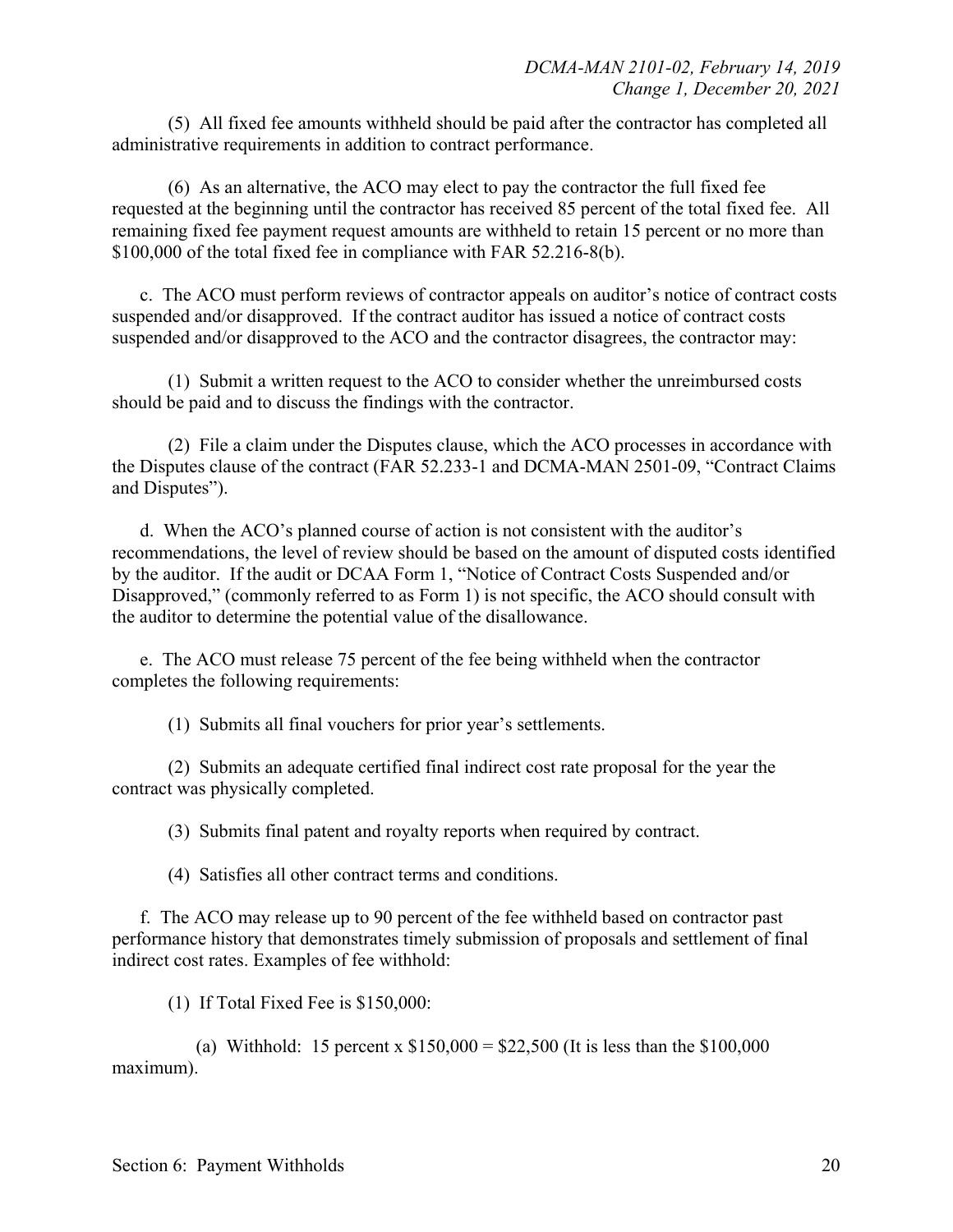(5) All fixed fee amounts withheld should be paid after the contractor has completed all administrative requirements in addition to contract performance.

(6) As an alternative, the ACO may elect to pay the contractor the full fixed fee requested at the beginning until the contractor has received 85 percent of the total fixed fee. All remaining fixed fee payment request amounts are withheld to retain 15 percent or no more than $100,000 of the total fixed fee in compliance with FAR 52.216-8(b).

c. The ACO must perform reviews of contractor appeals on auditor's notice of contract costs suspended and/or disapproved. If the contract auditor has issued a notice of contract costs suspended and/or disapproved to the ACO and the contractor disagrees, the contractor may:

(1) Submit a written request to the ACO to consider whether the unreimbursed costs should be paid and to discuss the findings with the contractor.

(2) File a claim under the Disputes clause, which the ACO processes in accordance with the Disputes clause of the contract (FAR 52.233-1 and DCMA-MAN 2501-09, "Contract Claims and Disputes").

d. When the ACO's planned course of action is not consistent with the auditor's recommendations, the level of review should be based on the amount of disputed costs identified by the auditor. If the audit or DCAA Form 1, "Notice of Contract Costs Suspended and/or Disapproved," (commonly referred to as Form 1) is not specific, the ACO should consult with the auditor to determine the potential value of the disallowance.

e. The ACO must release 75 percent of the fee being withheld when the contractor completes the following requirements:

(1) Submits all final vouchers for prior year's settlements.

(2) Submits an adequate certified final indirect cost rate proposal for the year the contract was physically completed.

(3) Submits final patent and royalty reports when required by contract.

(4) Satisfies all other contract terms and conditions.

f. The ACO may release up to 90 percent of the fee withheld based on contractor past performance history that demonstrates timely submission of proposals and settlement of final indirect cost rates. Examples of fee withhold:

(1) If Total Fixed Fee is $150,000:

(a) Withhold: 15 percent x $150,000 = $22,500 (It is less than the $100,000 maximum).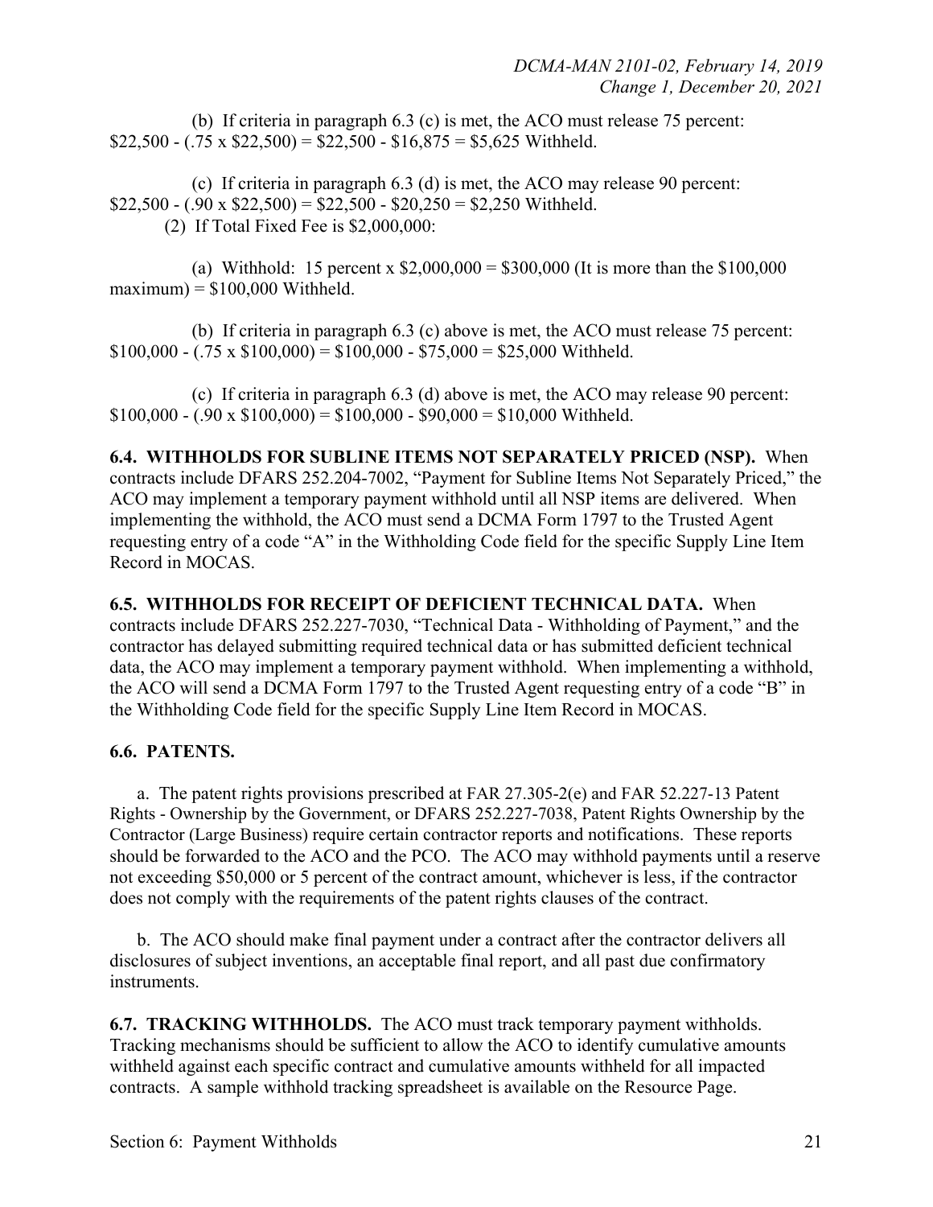(b) If criteria in paragraph 6.3 (c) is met, the ACO must release 75 percent: \$22,500 - (.75 x \$22,500) = \$22,500 - \$16,875 = \$5,625 Withheld.

(c) If criteria in paragraph 6.3 (d) is met, the ACO may release 90 percent: \$22,500 - (.90 x \$22,500) = \$22,500 - \$20,250 = \$2,250 Withheld.

(2) If Total Fixed Fee is \$2,000,000:

(a) Withhold: 15 percent x \$2,000,000 = \$300,000 (It is more than the \$100,000 maximum) = \$100,000 Withheld.

(b) If criteria in paragraph 6.3 (c) above is met, the ACO must release 75 percent: \$100,000 - (.75 x \$100,000) = \$100,000 - \$75,000 = \$25,000 Withheld.

(c) If criteria in paragraph 6.3 (d) above is met, the ACO may release 90 percent: \$100,000 - (.90 x \$100,000) = \$100,000 - \$90,000 = \$10,000 Withheld.

**6.4. WITHHOLDS FOR SUBLINE ITEMS NOT SEPARATELY PRICED (NSP).** When contracts include DFARS 252.204-7002, "Payment for Subline Items Not Separately Priced," the ACO may implement a temporary payment withhold until all NSP items are delivered. When implementing the withhold, the ACO must send a DCMA Form 1797 to the Trusted Agent requesting entry of a code "A" in the Withholding Code field for the specific Supply Line Item Record in MOCAS.

**6.5. WITHHOLDS FOR RECEIPT OF DEFICIENT TECHNICAL DATA.** When contracts include DFARS 252.227-7030, "Technical Data - Withholding of Payment," and the contractor has delayed submitting required technical data or has submitted deficient technical data, the ACO may implement a temporary payment withhold. When implementing a withhold, the ACO will send a DCMA Form 1797 to the Trusted Agent requesting entry of a code "B" in the Withholding Code field for the specific Supply Line Item Record in MOCAS.

**6.6. PATENTS.**

a. The patent rights provisions prescribed at FAR 27.305-2(e) and FAR 52.227-13 Patent Rights - Ownership by the Government, or DFARS 252.227-7038, Patent Rights Ownership by the Contractor (Large Business) require certain contractor reports and notifications. These reports should be forwarded to the ACO and the PCO. The ACO may withhold payments until a reserve not exceeding \$50,000 or 5 percent of the contract amount, whichever is less, if the contractor does not comply with the requirements of the patent rights clauses of the contract.

b. The ACO should make final payment under a contract after the contractor delivers all disclosures of subject inventions, an acceptable final report, and all past due confirmatory instruments.

**6.7. TRACKING WITHHOLDS.** The ACO must track temporary payment withholds. Tracking mechanisms should be sufficient to allow the ACO to identify cumulative amounts withheld against each specific contract and cumulative amounts withheld for all impacted contracts. A sample withhold tracking spreadsheet is available on the Resource Page.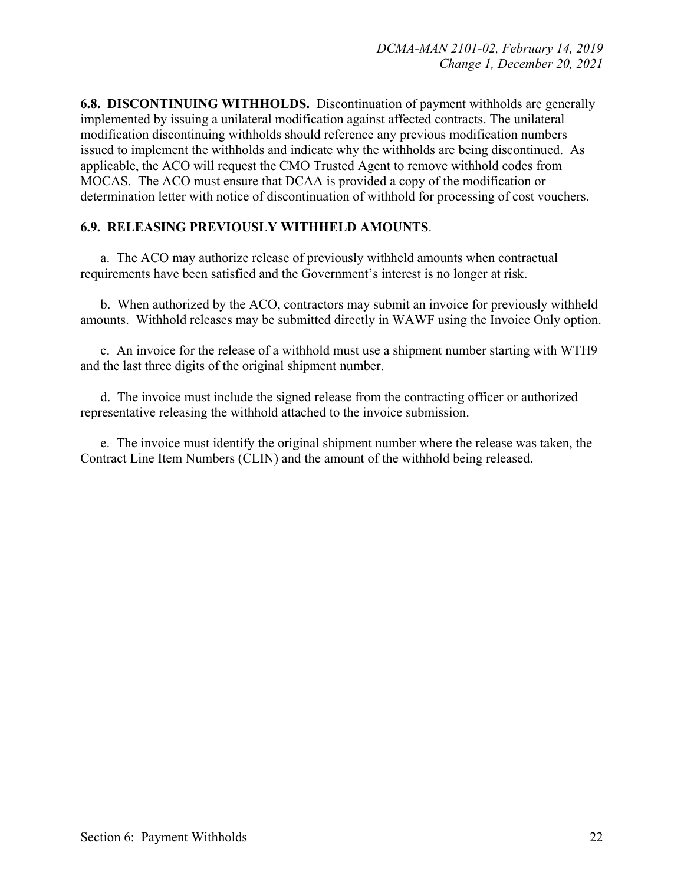**6.8. DISCONTINUING WITHHOLDS.** Discontinuation of payment withholds are generally implemented by issuing a unilateral modification against affected contracts. The unilateral modification discontinuing withholds should reference any previous modification numbers issued to implement the withholds and indicate why the withholds are being discontinued. As applicable, the ACO will request the CMO Trusted Agent to remove withhold codes from MOCAS. The ACO must ensure that DCAA is provided a copy of the modification or determination letter with notice of discontinuation of withhold for processing of cost vouchers.

**6.9. RELEASING PREVIOUSLY WITHHELD AMOUNTS**.

a. The ACO may authorize release of previously withheld amounts when contractual requirements have been satisfied and the Government's interest is no longer at risk.

b. When authorized by the ACO, contractors may submit an invoice for previously withheld amounts. Withhold releases may be submitted directly in WAWF using the Invoice Only option.

c. An invoice for the release of a withhold must use a shipment number starting with WTH9 and the last three digits of the original shipment number.

d. The invoice must include the signed release from the contracting officer or authorized representative releasing the withhold attached to the invoice submission.

e. The invoice must identify the original shipment number where the release was taken, the Contract Line Item Numbers (CLIN) and the amount of the withhold being released.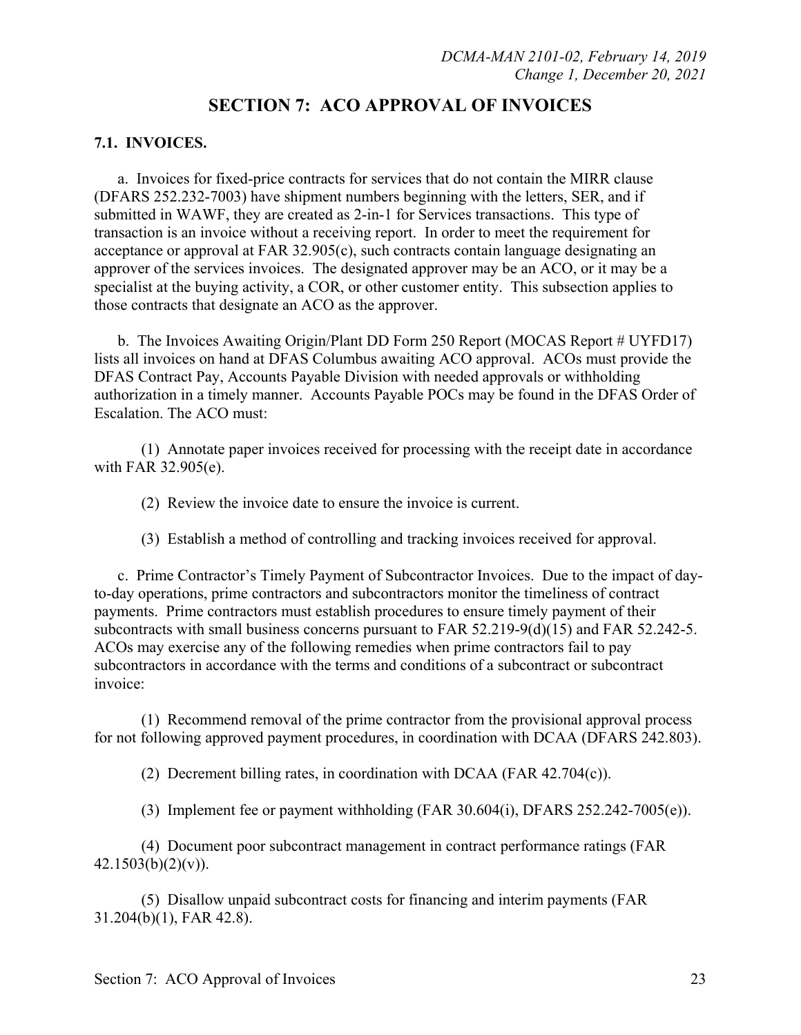# SECTION 7: ACO APPROVAL OF INVOICES

## 7.1. INVOICES.

a. Invoices for fixed-price contracts for services that do not contain the MIRR clause (DFARS 252.232-7003) have shipment numbers beginning with the letters, SER, and if submitted in WAWF, they are created as 2-in-1 for Services transactions. This type of transaction is an invoice without a receiving report. In order to meet the requirement for acceptance or approval at FAR 32.905(c), such contracts contain language designating an approver of the services invoices. The designated approver may be an ACO, or it may be a specialist at the buying activity, a COR, or other customer entity. This subsection applies to those contracts that designate an ACO as the approver.

b. The Invoices Awaiting Origin/Plant DD Form 250 Report (MOCAS Report # UYFD17) lists all invoices on hand at DFAS Columbus awaiting ACO approval. ACOs must provide the DFAS Contract Pay, Accounts Payable Division with needed approvals or withholding authorization in a timely manner. Accounts Payable POCs may be found in the DFAS Order of Escalation. The ACO must:

(1) Annotate paper invoices received for processing with the receipt date in accordance with FAR 32.905(e).

(2) Review the invoice date to ensure the invoice is current.

(3) Establish a method of controlling and tracking invoices received for approval.

c. Prime Contractor's Timely Payment of Subcontractor Invoices. Due to the impact of day-to-day operations, prime contractors and subcontractors monitor the timeliness of contract payments. Prime contractors must establish procedures to ensure timely payment of their subcontracts with small business concerns pursuant to FAR 52.219-9(d)(15) and FAR 52.242-5. ACOs may exercise any of the following remedies when prime contractors fail to pay subcontractors in accordance with the terms and conditions of a subcontract or subcontract invoice:

(1) Recommend removal of the prime contractor from the provisional approval process for not following approved payment procedures, in coordination with DCAA (DFARS 242.803).

(2) Decrement billing rates, in coordination with DCAA (FAR 42.704(c)).

(3) Implement fee or payment withholding (FAR 30.604(i), DFARS 252.242-7005(e)).

(4) Document poor subcontract management in contract performance ratings (FAR 42.1503(b)(2)(v)).

(5) Disallow unpaid subcontract costs for financing and interim payments (FAR 31.204(b)(1), FAR 42.8).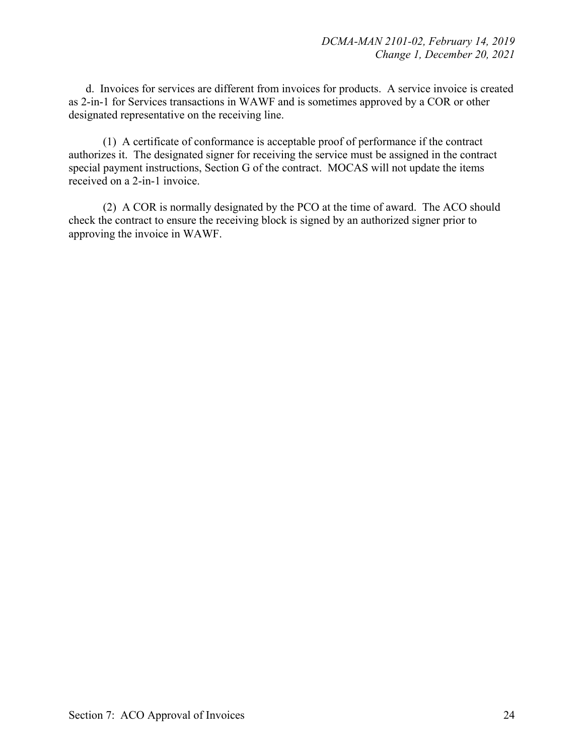d. Invoices for services are different from invoices for products. A service invoice is created as 2-in-1 for Services transactions in WAWF and is sometimes approved by a COR or other designated representative on the receiving line.

(1) A certificate of conformance is acceptable proof of performance if the contract authorizes it. The designated signer for receiving the service must be assigned in the contract special payment instructions, Section G of the contract. MOCAS will not update the items received on a 2-in-1 invoice.

(2) A COR is normally designated by the PCO at the time of award. The ACO should check the contract to ensure the receiving block is signed by an authorized signer prior to approving the invoice in WAWF.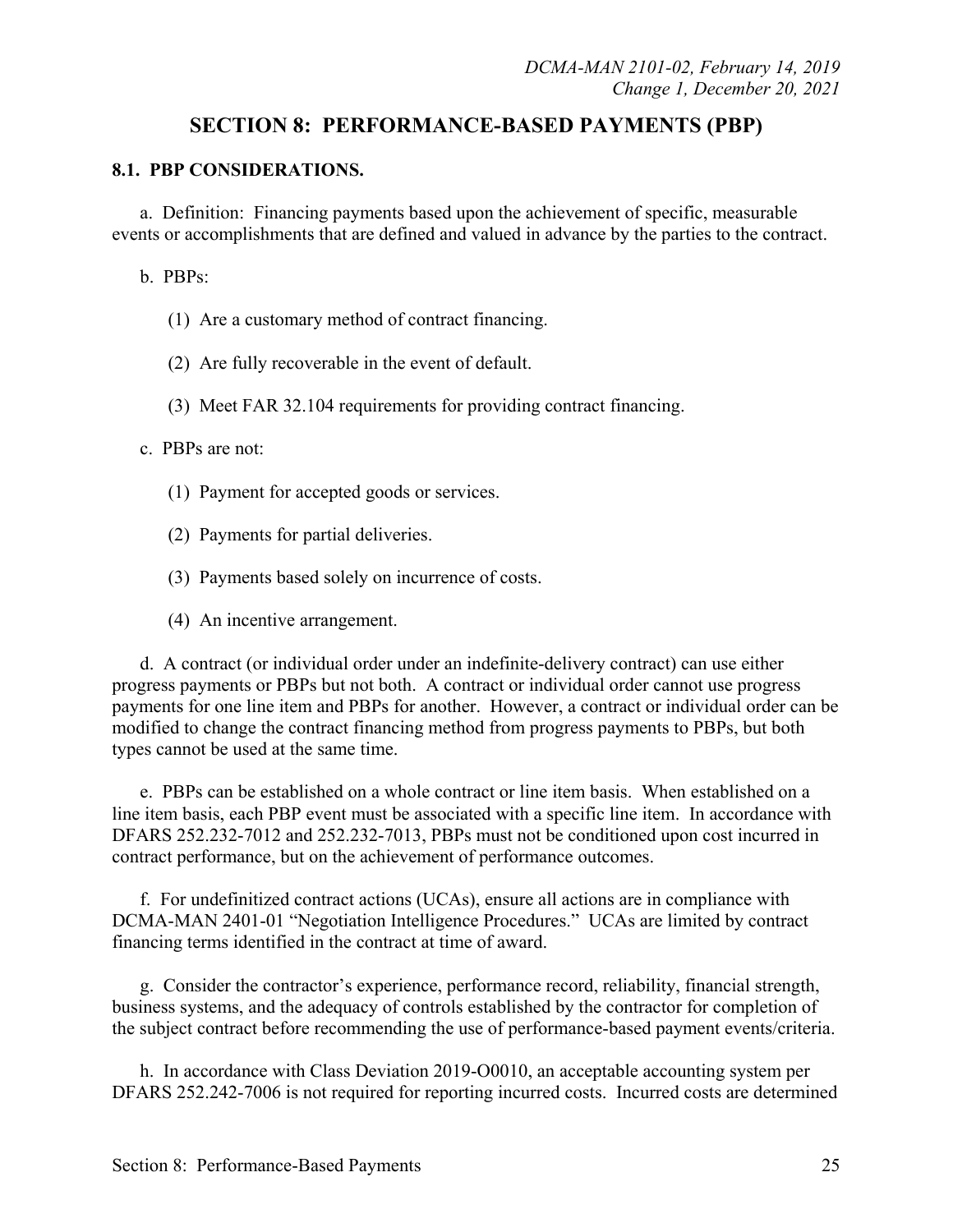## SECTION 8: PERFORMANCE-BASED PAYMENTS (PBP)

### 8.1. PBP CONSIDERATIONS.

a. Definition: Financing payments based upon the achievement of specific, measurable events or accomplishments that are defined and valued in advance by the parties to the contract.

b. PBPs:

(1) Are a customary method of contract financing.

(2) Are fully recoverable in the event of default.

(3) Meet FAR 32.104 requirements for providing contract financing.

c. PBPs are not:

(1) Payment for accepted goods or services.

(2) Payments for partial deliveries.

(3) Payments based solely on incurrence of costs.

(4) An incentive arrangement.

d. A contract (or individual order under an indefinite-delivery contract) can use either progress payments or PBPs but not both. A contract or individual order cannot use progress payments for one line item and PBPs for another. However, a contract or individual order can be modified to change the contract financing method from progress payments to PBPs, but both types cannot be used at the same time.

e. PBPs can be established on a whole contract or line item basis. When established on a line item basis, each PBP event must be associated with a specific line item. In accordance with DFARS 252.232-7012 and 252.232-7013, PBPs must not be conditioned upon cost incurred in contract performance, but on the achievement of performance outcomes.

f. For undefinitized contract actions (UCAs), ensure all actions are in compliance with DCMA-MAN 2401-01 "Negotiation Intelligence Procedures." UCAs are limited by contract financing terms identified in the contract at time of award.

g. Consider the contractor's experience, performance record, reliability, financial strength, business systems, and the adequacy of controls established by the contractor for completion of the subject contract before recommending the use of performance-based payment events/criteria.

h. In accordance with Class Deviation 2019-O0010, an acceptable accounting system per DFARS 252.242-7006 is not required for reporting incurred costs. Incurred costs are determined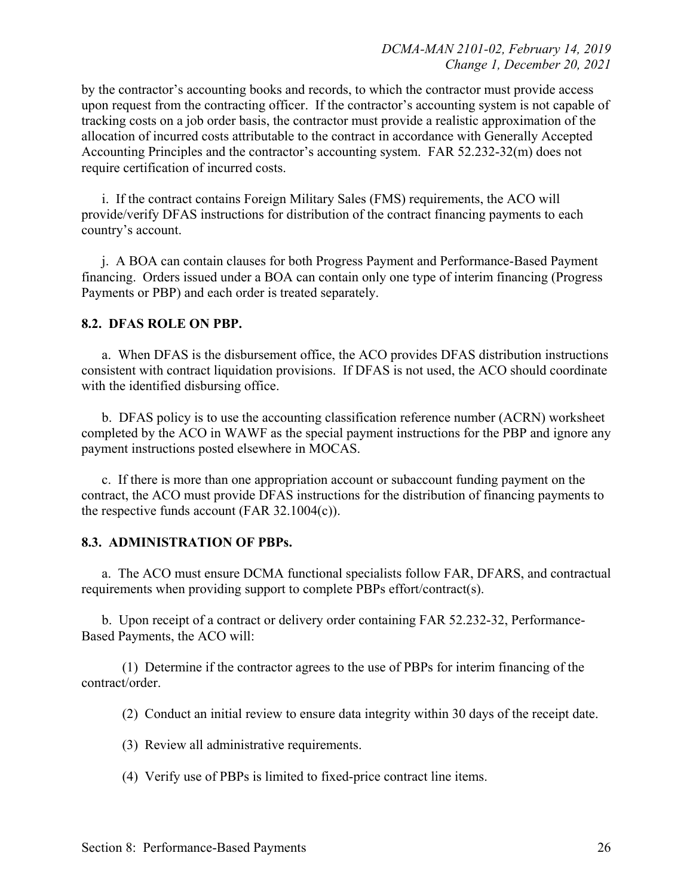by the contractor's accounting books and records, to which the contractor must provide access upon request from the contracting officer. If the contractor's accounting system is not capable of tracking costs on a job order basis, the contractor must provide a realistic approximation of the allocation of incurred costs attributable to the contract in accordance with Generally Accepted Accounting Principles and the contractor's accounting system. FAR 52.232-32(m) does not require certification of incurred costs.

i. If the contract contains Foreign Military Sales (FMS) requirements, the ACO will provide/verify DFAS instructions for distribution of the contract financing payments to each country's account.

j. A BOA can contain clauses for both Progress Payment and Performance-Based Payment financing. Orders issued under a BOA can contain only one type of interim financing (Progress Payments or PBP) and each order is treated separately.

### 8.2. DFAS ROLE ON PBP.

a. When DFAS is the disbursement office, the ACO provides DFAS distribution instructions consistent with contract liquidation provisions. If DFAS is not used, the ACO should coordinate with the identified disbursing office.

b. DFAS policy is to use the accounting classification reference number (ACRN) worksheet completed by the ACO in WAWF as the special payment instructions for the PBP and ignore any payment instructions posted elsewhere in MOCAS.

c. If there is more than one appropriation account or subaccount funding payment on the contract, the ACO must provide DFAS instructions for the distribution of financing payments to the respective funds account (FAR 32.1004(c)).

### 8.3. ADMINISTRATION OF PBPs.

a. The ACO must ensure DCMA functional specialists follow FAR, DFARS, and contractual requirements when providing support to complete PBPs effort/contract(s).

b. Upon receipt of a contract or delivery order containing FAR 52.232-32, Performance-Based Payments, the ACO will:

(1) Determine if the contractor agrees to the use of PBPs for interim financing of the contract/order.

(2) Conduct an initial review to ensure data integrity within 30 days of the receipt date.

(3) Review all administrative requirements.

(4) Verify use of PBPs is limited to fixed-price contract line items.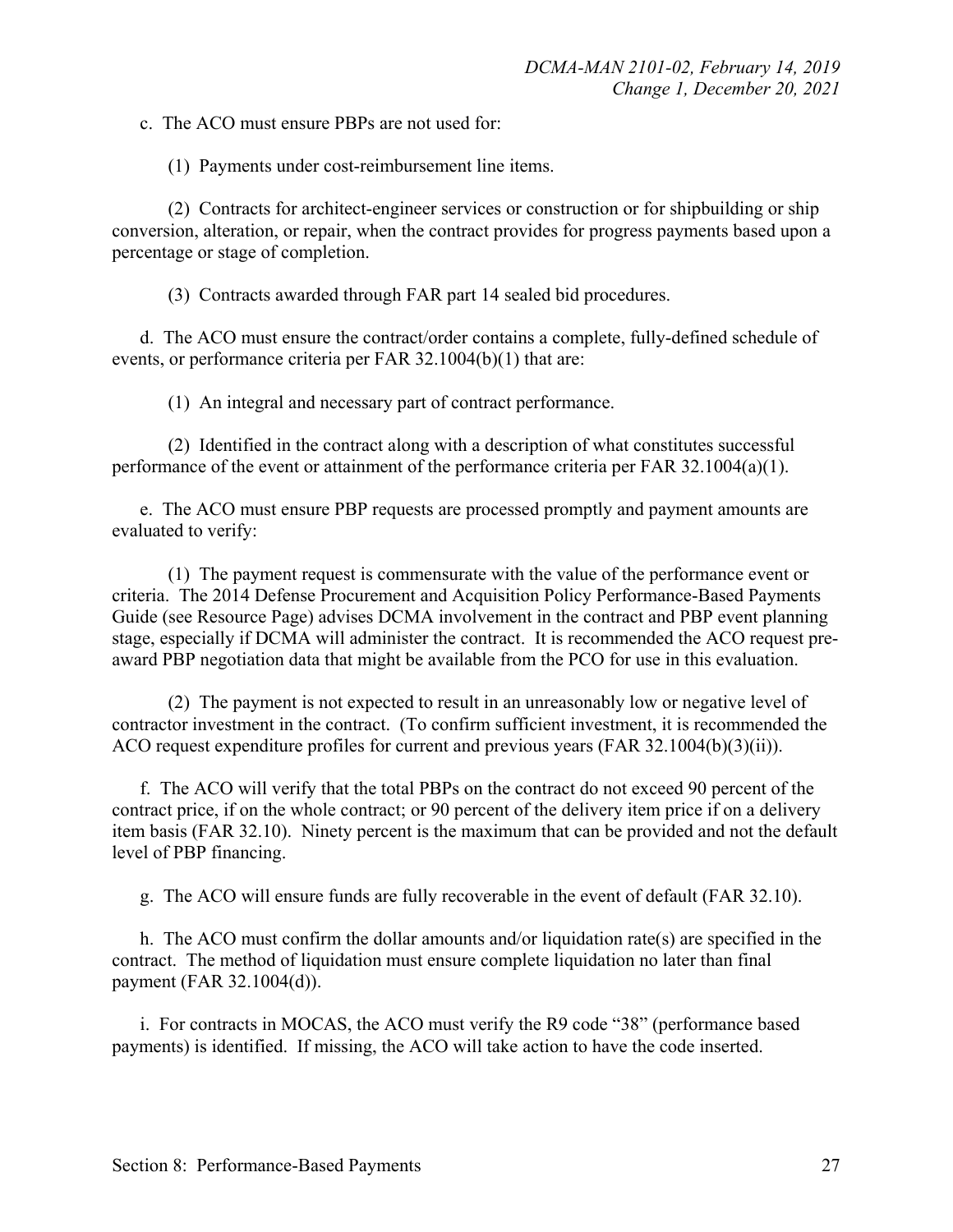c. The ACO must ensure PBPs are not used for:

(1) Payments under cost-reimbursement line items.

(2) Contracts for architect-engineer services or construction or for shipbuilding or ship conversion, alteration, or repair, when the contract provides for progress payments based upon a percentage or stage of completion.

(3) Contracts awarded through FAR part 14 sealed bid procedures.

d. The ACO must ensure the contract/order contains a complete, fully-defined schedule of events, or performance criteria per FAR 32.1004(b)(1) that are:

(1) An integral and necessary part of contract performance.

(2) Identified in the contract along with a description of what constitutes successful performance of the event or attainment of the performance criteria per FAR 32.1004(a)(1).

e. The ACO must ensure PBP requests are processed promptly and payment amounts are evaluated to verify:

(1) The payment request is commensurate with the value of the performance event or criteria. The 2014 Defense Procurement and Acquisition Policy Performance-Based Payments Guide (see Resource Page) advises DCMA involvement in the contract and PBP event planning stage, especially if DCMA will administer the contract. It is recommended the ACO request pre-award PBP negotiation data that might be available from the PCO for use in this evaluation.

(2) The payment is not expected to result in an unreasonably low or negative level of contractor investment in the contract. (To confirm sufficient investment, it is recommended the ACO request expenditure profiles for current and previous years (FAR 32.1004(b)(3)(ii)).

f. The ACO will verify that the total PBPs on the contract do not exceed 90 percent of the contract price, if on the whole contract; or 90 percent of the delivery item price if on a delivery item basis (FAR 32.10). Ninety percent is the maximum that can be provided and not the default level of PBP financing.

g. The ACO will ensure funds are fully recoverable in the event of default (FAR 32.10).

h. The ACO must confirm the dollar amounts and/or liquidation rate(s) are specified in the contract. The method of liquidation must ensure complete liquidation no later than final payment (FAR 32.1004(d)).

i. For contracts in MOCAS, the ACO must verify the R9 code "38" (performance based payments) is identified. If missing, the ACO will take action to have the code inserted.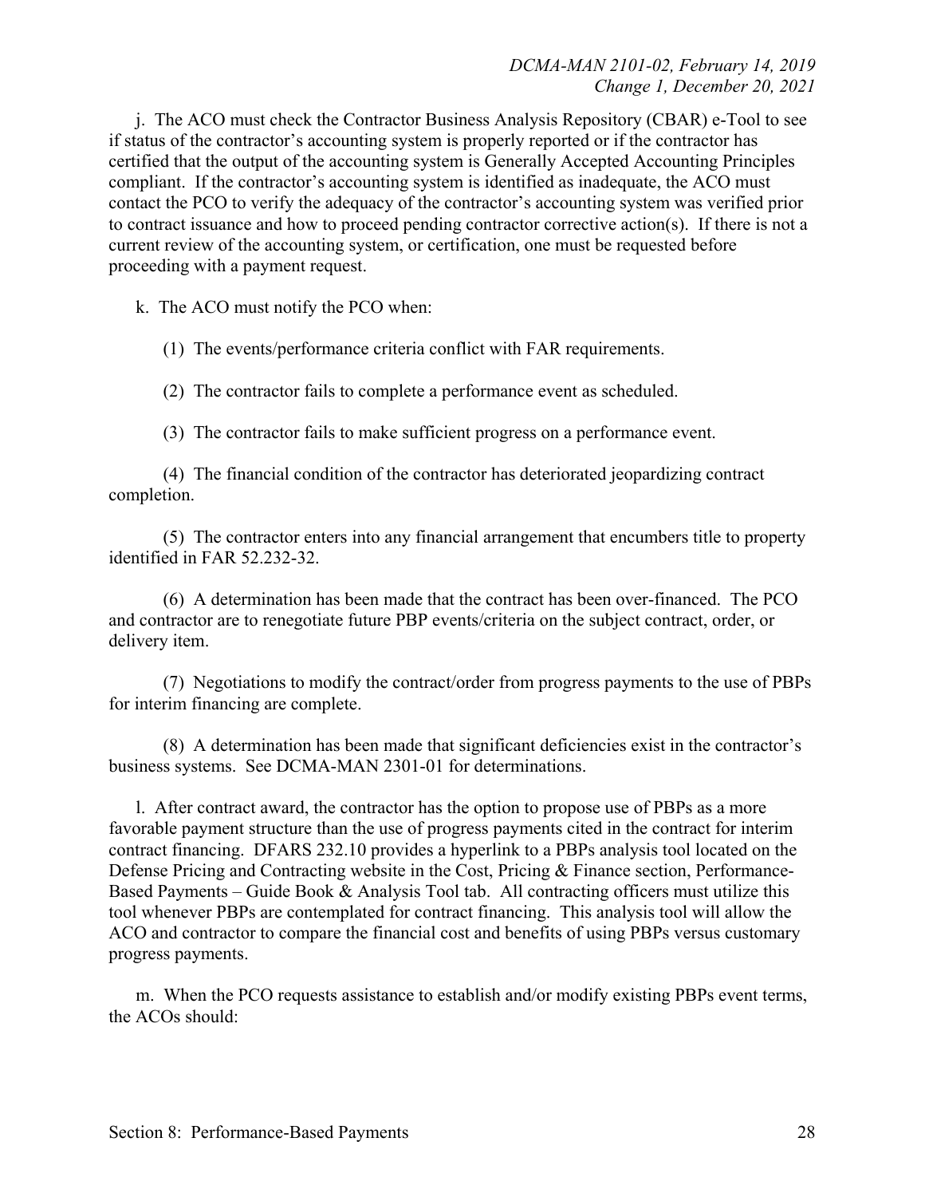j. The ACO must check the Contractor Business Analysis Repository (CBAR) e-Tool to see if status of the contractor's accounting system is properly reported or if the contractor has certified that the output of the accounting system is Generally Accepted Accounting Principles compliant. If the contractor's accounting system is identified as inadequate, the ACO must contact the PCO to verify the adequacy of the contractor's accounting system was verified prior to contract issuance and how to proceed pending contractor corrective action(s). If there is not a current review of the accounting system, or certification, one must be requested before proceeding with a payment request.

k. The ACO must notify the PCO when:

(1) The events/performance criteria conflict with FAR requirements.

(2) The contractor fails to complete a performance event as scheduled.

(3) The contractor fails to make sufficient progress on a performance event.

(4) The financial condition of the contractor has deteriorated jeopardizing contract completion.

(5) The contractor enters into any financial arrangement that encumbers title to property identified in FAR 52.232-32.

(6) A determination has been made that the contract has been over-financed. The PCO and contractor are to renegotiate future PBP events/criteria on the subject contract, order, or delivery item.

(7) Negotiations to modify the contract/order from progress payments to the use of PBPs for interim financing are complete.

(8) A determination has been made that significant deficiencies exist in the contractor's business systems. See DCMA-MAN 2301-01 for determinations.

l. After contract award, the contractor has the option to propose use of PBPs as a more favorable payment structure than the use of progress payments cited in the contract for interim contract financing. DFARS 232.10 provides a hyperlink to a PBPs analysis tool located on the Defense Pricing and Contracting website in the Cost, Pricing & Finance section, Performance-Based Payments – Guide Book & Analysis Tool tab. All contracting officers must utilize this tool whenever PBPs are contemplated for contract financing. This analysis tool will allow the ACO and contractor to compare the financial cost and benefits of using PBPs versus customary progress payments.

m. When the PCO requests assistance to establish and/or modify existing PBPs event terms, the ACOs should: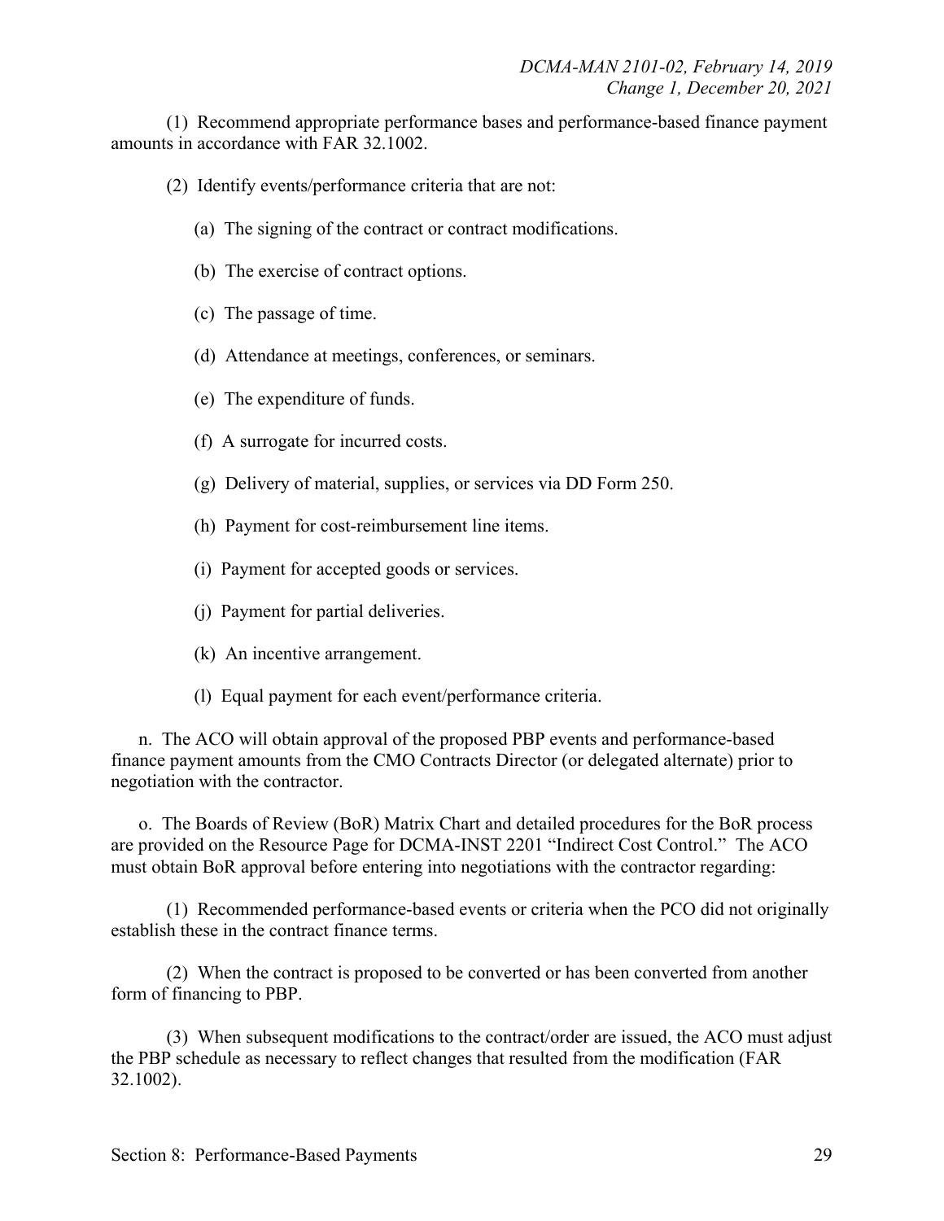(1) Recommend appropriate performance bases and performance-based finance payment amounts in accordance with FAR 32.1002.

(2) Identify events/performance criteria that are not:

(a) The signing of the contract or contract modifications.

(b) The exercise of contract options.

(c) The passage of time.

(d) Attendance at meetings, conferences, or seminars.

(e) The expenditure of funds.

(f) A surrogate for incurred costs.

(g) Delivery of material, supplies, or services via DD Form 250.

(h) Payment for cost-reimbursement line items.

(i) Payment for accepted goods or services.

(j) Payment for partial deliveries.

(k) An incentive arrangement.

(l) Equal payment for each event/performance criteria.

n. The ACO will obtain approval of the proposed PBP events and performance-based finance payment amounts from the CMO Contracts Director (or delegated alternate) prior to negotiation with the contractor.

o. The Boards of Review (BoR) Matrix Chart and detailed procedures for the BoR process are provided on the Resource Page for DCMA-INST 2201 "Indirect Cost Control." The ACO must obtain BoR approval before entering into negotiations with the contractor regarding:

(1) Recommended performance-based events or criteria when the PCO did not originally establish these in the contract finance terms.

(2) When the contract is proposed to be converted or has been converted from another form of financing to PBP.

(3) When subsequent modifications to the contract/order are issued, the ACO must adjust the PBP schedule as necessary to reflect changes that resulted from the modification (FAR 32.1002).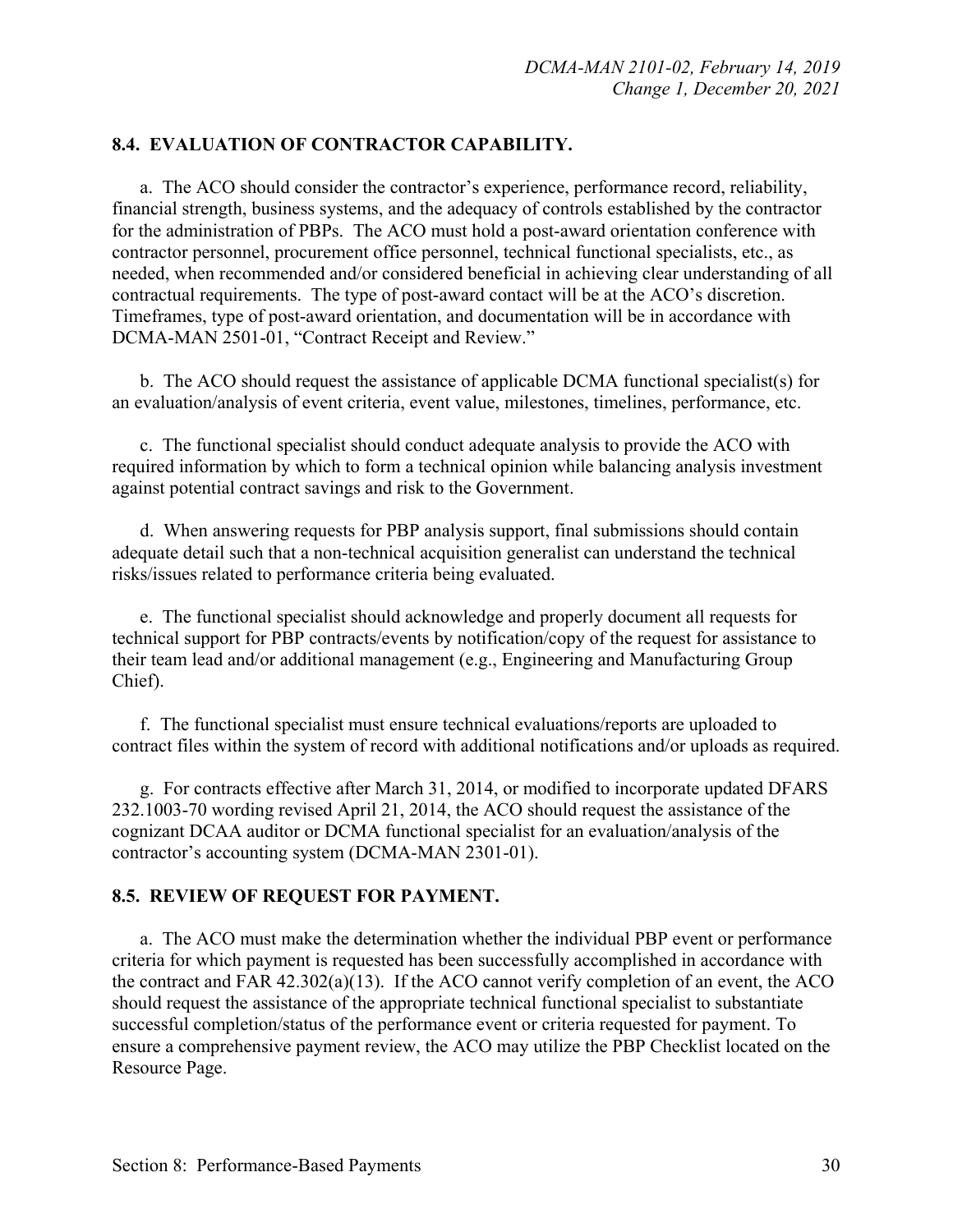## 8.4. EVALUATION OF CONTRACTOR CAPABILITY.

a. The ACO should consider the contractor's experience, performance record, reliability, financial strength, business systems, and the adequacy of controls established by the contractor for the administration of PBPs. The ACO must hold a post-award orientation conference with contractor personnel, procurement office personnel, technical functional specialists, etc., as needed, when recommended and/or considered beneficial in achieving clear understanding of all contractual requirements. The type of post-award contact will be at the ACO's discretion. Timeframes, type of post-award orientation, and documentation will be in accordance with DCMA-MAN 2501-01, "Contract Receipt and Review."

b. The ACO should request the assistance of applicable DCMA functional specialist(s) for an evaluation/analysis of event criteria, event value, milestones, timelines, performance, etc.

c. The functional specialist should conduct adequate analysis to provide the ACO with required information by which to form a technical opinion while balancing analysis investment against potential contract savings and risk to the Government.

d. When answering requests for PBP analysis support, final submissions should contain adequate detail such that a non-technical acquisition generalist can understand the technical risks/issues related to performance criteria being evaluated.

e. The functional specialist should acknowledge and properly document all requests for technical support for PBP contracts/events by notification/copy of the request for assistance to their team lead and/or additional management (e.g., Engineering and Manufacturing Group Chief).

f. The functional specialist must ensure technical evaluations/reports are uploaded to contract files within the system of record with additional notifications and/or uploads as required.

g. For contracts effective after March 31, 2014, or modified to incorporate updated DFARS 232.1003-70 wording revised April 21, 2014, the ACO should request the assistance of the cognizant DCAA auditor or DCMA functional specialist for an evaluation/analysis of the contractor's accounting system (DCMA-MAN 2301-01).

## 8.5. REVIEW OF REQUEST FOR PAYMENT.

a. The ACO must make the determination whether the individual PBP event or performance criteria for which payment is requested has been successfully accomplished in accordance with the contract and FAR 42.302(a)(13). If the ACO cannot verify completion of an event, the ACO should request the assistance of the appropriate technical functional specialist to substantiate successful completion/status of the performance event or criteria requested for payment. To ensure a comprehensive payment review, the ACO may utilize the PBP Checklist located on the Resource Page.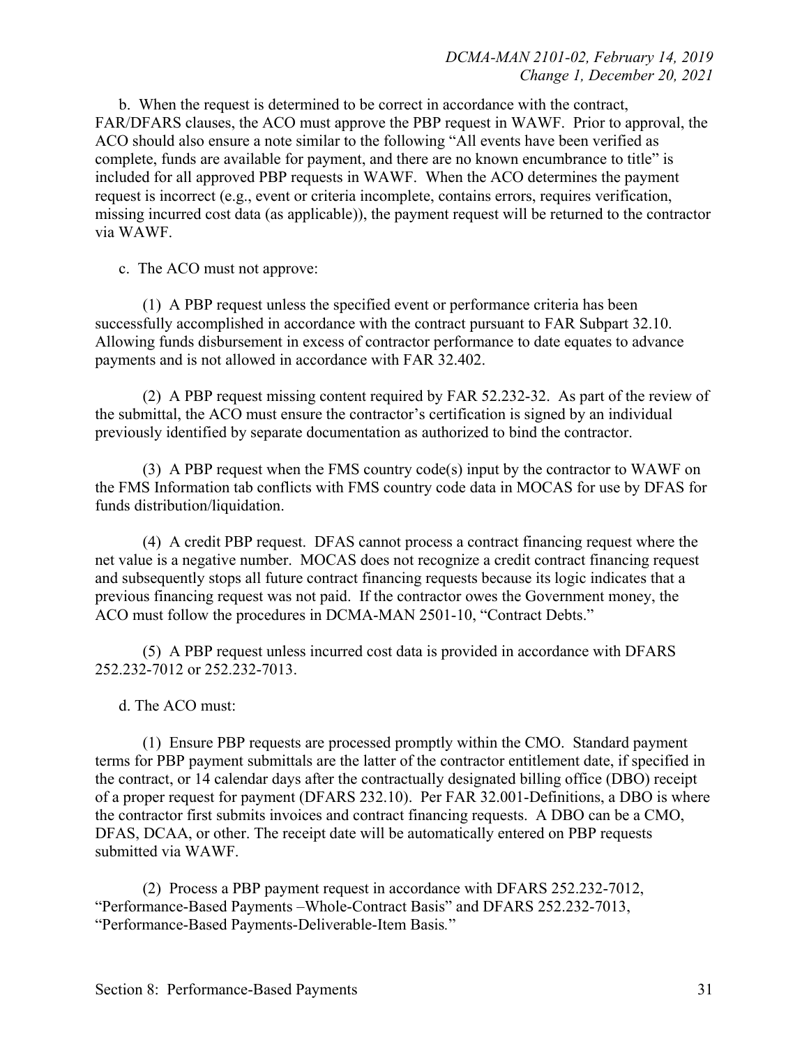b. When the request is determined to be correct in accordance with the contract, FAR/DFARS clauses, the ACO must approve the PBP request in WAWF. Prior to approval, the ACO should also ensure a note similar to the following "All events have been verified as complete, funds are available for payment, and there are no known encumbrance to title" is included for all approved PBP requests in WAWF. When the ACO determines the payment request is incorrect (e.g., event or criteria incomplete, contains errors, requires verification, missing incurred cost data (as applicable)), the payment request will be returned to the contractor via WAWF.

c. The ACO must not approve:

(1) A PBP request unless the specified event or performance criteria has been successfully accomplished in accordance with the contract pursuant to FAR Subpart 32.10. Allowing funds disbursement in excess of contractor performance to date equates to advance payments and is not allowed in accordance with FAR 32.402.

(2) A PBP request missing content required by FAR 52.232-32. As part of the review of the submittal, the ACO must ensure the contractor's certification is signed by an individual previously identified by separate documentation as authorized to bind the contractor.

(3) A PBP request when the FMS country code(s) input by the contractor to WAWF on the FMS Information tab conflicts with FMS country code data in MOCAS for use by DFAS for funds distribution/liquidation.

(4) A credit PBP request. DFAS cannot process a contract financing request where the net value is a negative number. MOCAS does not recognize a credit contract financing request and subsequently stops all future contract financing requests because its logic indicates that a previous financing request was not paid. If the contractor owes the Government money, the ACO must follow the procedures in DCMA-MAN 2501-10, "Contract Debts."

(5) A PBP request unless incurred cost data is provided in accordance with DFARS 252.232-7012 or 252.232-7013.

d. The ACO must:

(1) Ensure PBP requests are processed promptly within the CMO. Standard payment terms for PBP payment submittals are the latter of the contractor entitlement date, if specified in the contract, or 14 calendar days after the contractually designated billing office (DBO) receipt of a proper request for payment (DFARS 232.10). Per FAR 32.001-Definitions, a DBO is where the contractor first submits invoices and contract financing requests. A DBO can be a CMO, DFAS, DCAA, or other. The receipt date will be automatically entered on PBP requests submitted via WAWF.

(2) Process a PBP payment request in accordance with DFARS 252.232-7012, "Performance-Based Payments –Whole-Contract Basis" and DFARS 252.232-7013, "Performance-Based Payments-Deliverable-Item Basis."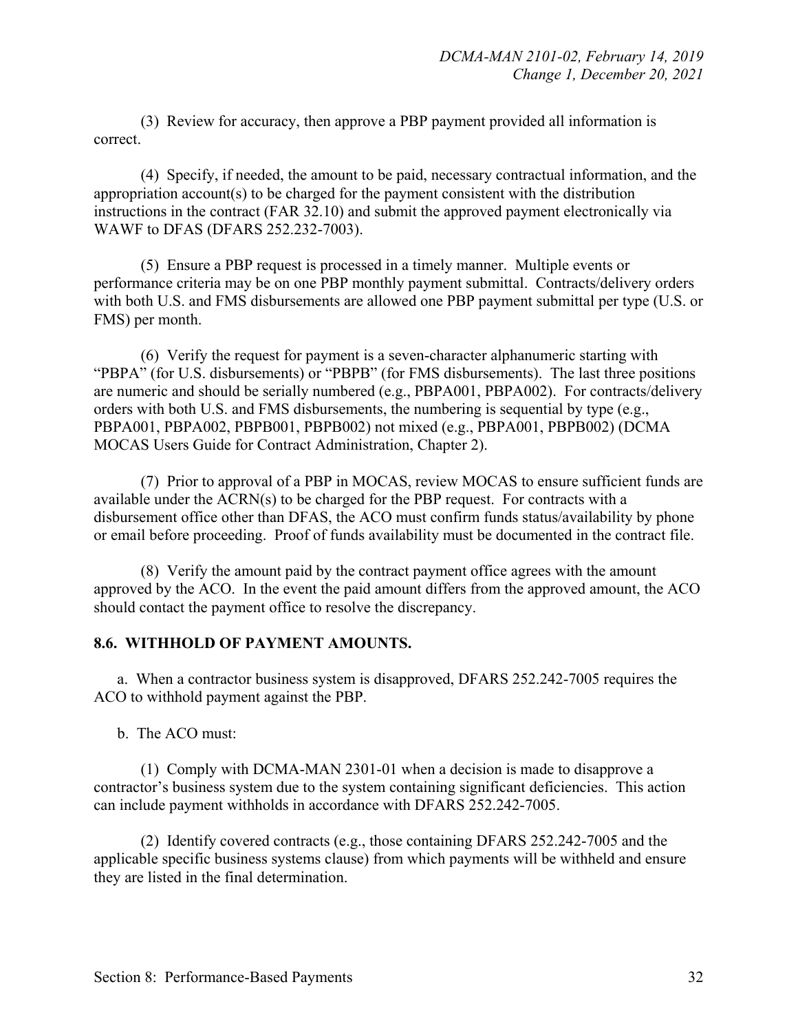(3) Review for accuracy, then approve a PBP payment provided all information is correct.

(4) Specify, if needed, the amount to be paid, necessary contractual information, and the appropriation account(s) to be charged for the payment consistent with the distribution instructions in the contract (FAR 32.10) and submit the approved payment electronically via WAWF to DFAS (DFARS 252.232-7003).

(5) Ensure a PBP request is processed in a timely manner. Multiple events or performance criteria may be on one PBP monthly payment submittal. Contracts/delivery orders with both U.S. and FMS disbursements are allowed one PBP payment submittal per type (U.S. or FMS) per month.

(6) Verify the request for payment is a seven-character alphanumeric starting with "PBPA" (for U.S. disbursements) or "PBPB" (for FMS disbursements). The last three positions are numeric and should be serially numbered (e.g., PBPA001, PBPA002). For contracts/delivery orders with both U.S. and FMS disbursements, the numbering is sequential by type (e.g., PBPA001, PBPA002, PBPB001, PBPB002) not mixed (e.g., PBPA001, PBPB002) (DCMA MOCAS Users Guide for Contract Administration, Chapter 2).

(7) Prior to approval of a PBP in MOCAS, review MOCAS to ensure sufficient funds are available under the ACRN(s) to be charged for the PBP request. For contracts with a disbursement office other than DFAS, the ACO must confirm funds status/availability by phone or email before proceeding. Proof of funds availability must be documented in the contract file.

(8) Verify the amount paid by the contract payment office agrees with the amount approved by the ACO. In the event the paid amount differs from the approved amount, the ACO should contact the payment office to resolve the discrepancy.

## 8.6. WITHHOLD OF PAYMENT AMOUNTS.

a. When a contractor business system is disapproved, DFARS 252.242-7005 requires the ACO to withhold payment against the PBP.

b. The ACO must:

(1) Comply with DCMA-MAN 2301-01 when a decision is made to disapprove a contractor's business system due to the system containing significant deficiencies. This action can include payment withholds in accordance with DFARS 252.242-7005.

(2) Identify covered contracts (e.g., those containing DFARS 252.242-7005 and the applicable specific business systems clause) from which payments will be withheld and ensure they are listed in the final determination.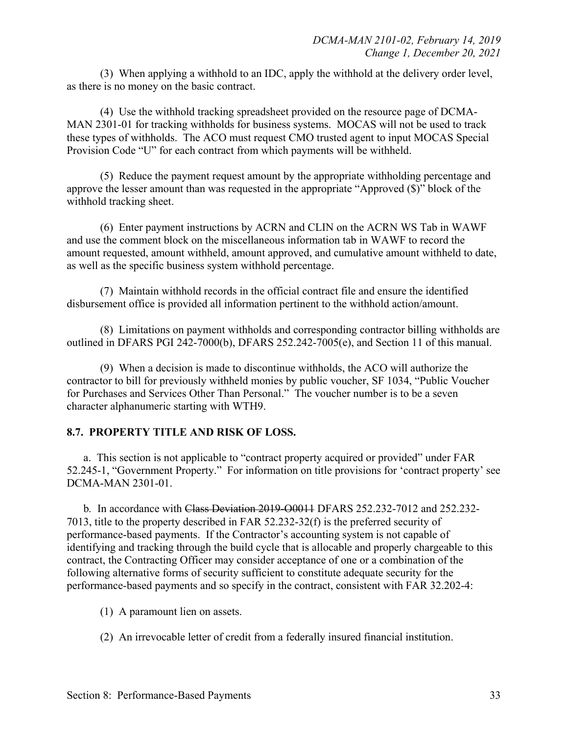(3) When applying a withhold to an IDC, apply the withhold at the delivery order level, as there is no money on the basic contract.

(4) Use the withhold tracking spreadsheet provided on the resource page of DCMA-MAN 2301-01 for tracking withholds for business systems. MOCAS will not be used to track these types of withholds. The ACO must request CMO trusted agent to input MOCAS Special Provision Code "U" for each contract from which payments will be withheld.

(5) Reduce the payment request amount by the appropriate withholding percentage and approve the lesser amount than was requested in the appropriate "Approved ($)" block of the withhold tracking sheet.

(6) Enter payment instructions by ACRN and CLIN on the ACRN WS Tab in WAWF and use the comment block on the miscellaneous information tab in WAWF to record the amount requested, amount withheld, amount approved, and cumulative amount withheld to date, as well as the specific business system withhold percentage.

(7) Maintain withhold records in the official contract file and ensure the identified disbursement office is provided all information pertinent to the withhold action/amount.

(8) Limitations on payment withholds and corresponding contractor billing withholds are outlined in DFARS PGI 242-7000(b), DFARS 252.242-7005(e), and Section 11 of this manual.

(9) When a decision is made to discontinue withholds, the ACO will authorize the contractor to bill for previously withheld monies by public voucher, SF 1034, "Public Voucher for Purchases and Services Other Than Personal." The voucher number is to be a seven character alphanumeric starting with WTH9.

## 8.7. PROPERTY TITLE AND RISK OF LOSS.

a. This section is not applicable to "contract property acquired or provided" under FAR 52.245-1, "Government Property." For information on title provisions for 'contract property' see DCMA-MAN 2301-01.

b. In accordance with ~~Class Deviation 2019-O0011~~ DFARS 252.232-7012 and 252.232-7013, title to the property described in FAR 52.232-32(f) is the preferred security of performance-based payments. If the Contractor's accounting system is not capable of identifying and tracking through the build cycle that is allocable and properly chargeable to this contract, the Contracting Officer may consider acceptance of one or a combination of the following alternative forms of security sufficient to constitute adequate security for the performance-based payments and so specify in the contract, consistent with FAR 32.202-4:

(1) A paramount lien on assets.

(2) An irrevocable letter of credit from a federally insured financial institution.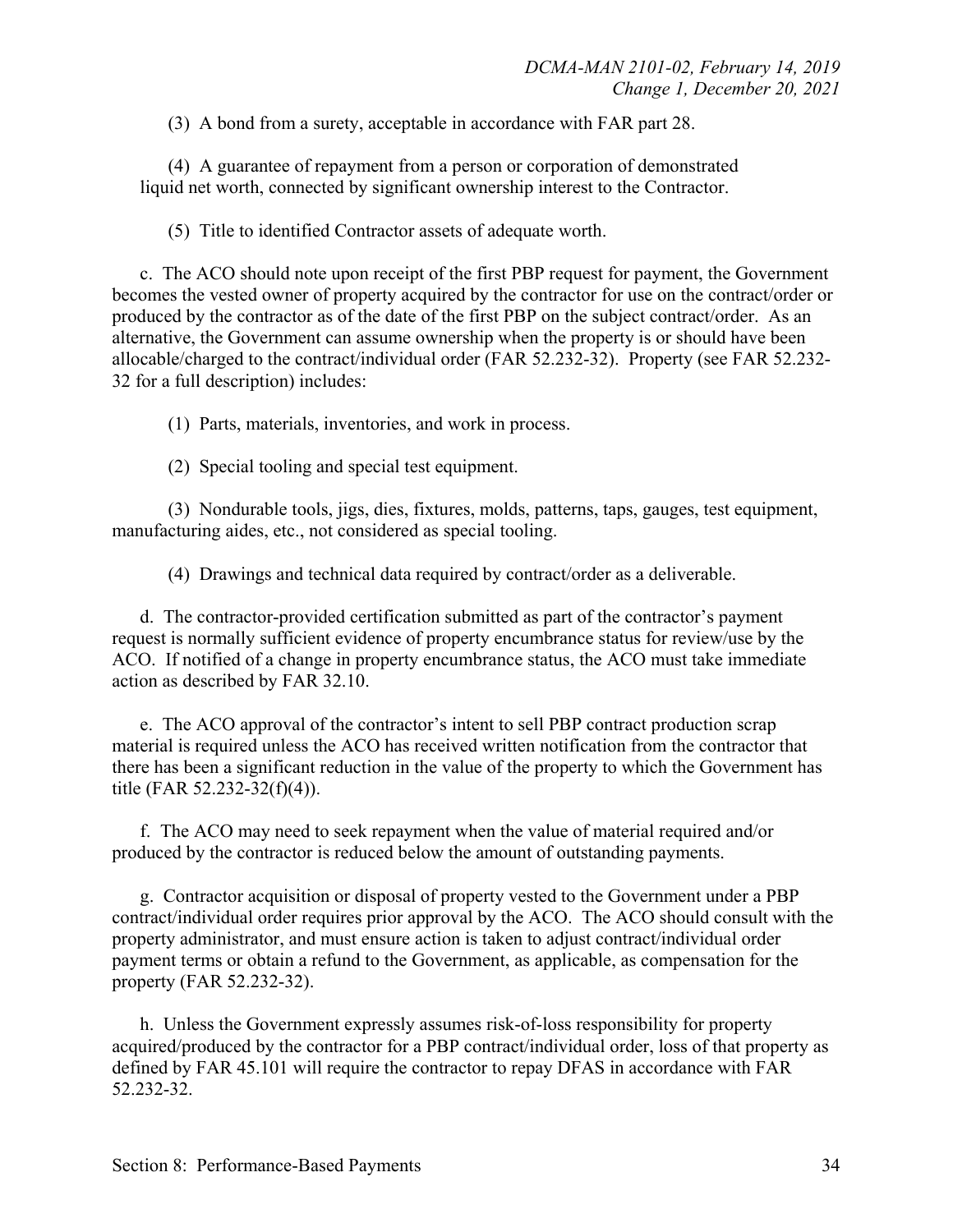(3) A bond from a surety, acceptable in accordance with FAR part 28.

(4) A guarantee of repayment from a person or corporation of demonstrated liquid net worth, connected by significant ownership interest to the Contractor.

(5) Title to identified Contractor assets of adequate worth.

c. The ACO should note upon receipt of the first PBP request for payment, the Government becomes the vested owner of property acquired by the contractor for use on the contract/order or produced by the contractor as of the date of the first PBP on the subject contract/order. As an alternative, the Government can assume ownership when the property is or should have been allocable/charged to the contract/individual order (FAR 52.232-32). Property (see FAR 52.232-32 for a full description) includes:

(1) Parts, materials, inventories, and work in process.

(2) Special tooling and special test equipment.

(3) Nondurable tools, jigs, dies, fixtures, molds, patterns, taps, gauges, test equipment, manufacturing aides, etc., not considered as special tooling.

(4) Drawings and technical data required by contract/order as a deliverable.

d. The contractor-provided certification submitted as part of the contractor's payment request is normally sufficient evidence of property encumbrance status for review/use by the ACO. If notified of a change in property encumbrance status, the ACO must take immediate action as described by FAR 32.10.

e. The ACO approval of the contractor's intent to sell PBP contract production scrap material is required unless the ACO has received written notification from the contractor that there has been a significant reduction in the value of the property to which the Government has title (FAR 52.232-32(f)(4)).

f. The ACO may need to seek repayment when the value of material required and/or produced by the contractor is reduced below the amount of outstanding payments.

g. Contractor acquisition or disposal of property vested to the Government under a PBP contract/individual order requires prior approval by the ACO. The ACO should consult with the property administrator, and must ensure action is taken to adjust contract/individual order payment terms or obtain a refund to the Government, as applicable, as compensation for the property (FAR 52.232-32).

h. Unless the Government expressly assumes risk-of-loss responsibility for property acquired/produced by the contractor for a PBP contract/individual order, loss of that property as defined by FAR 45.101 will require the contractor to repay DFAS in accordance with FAR 52.232-32.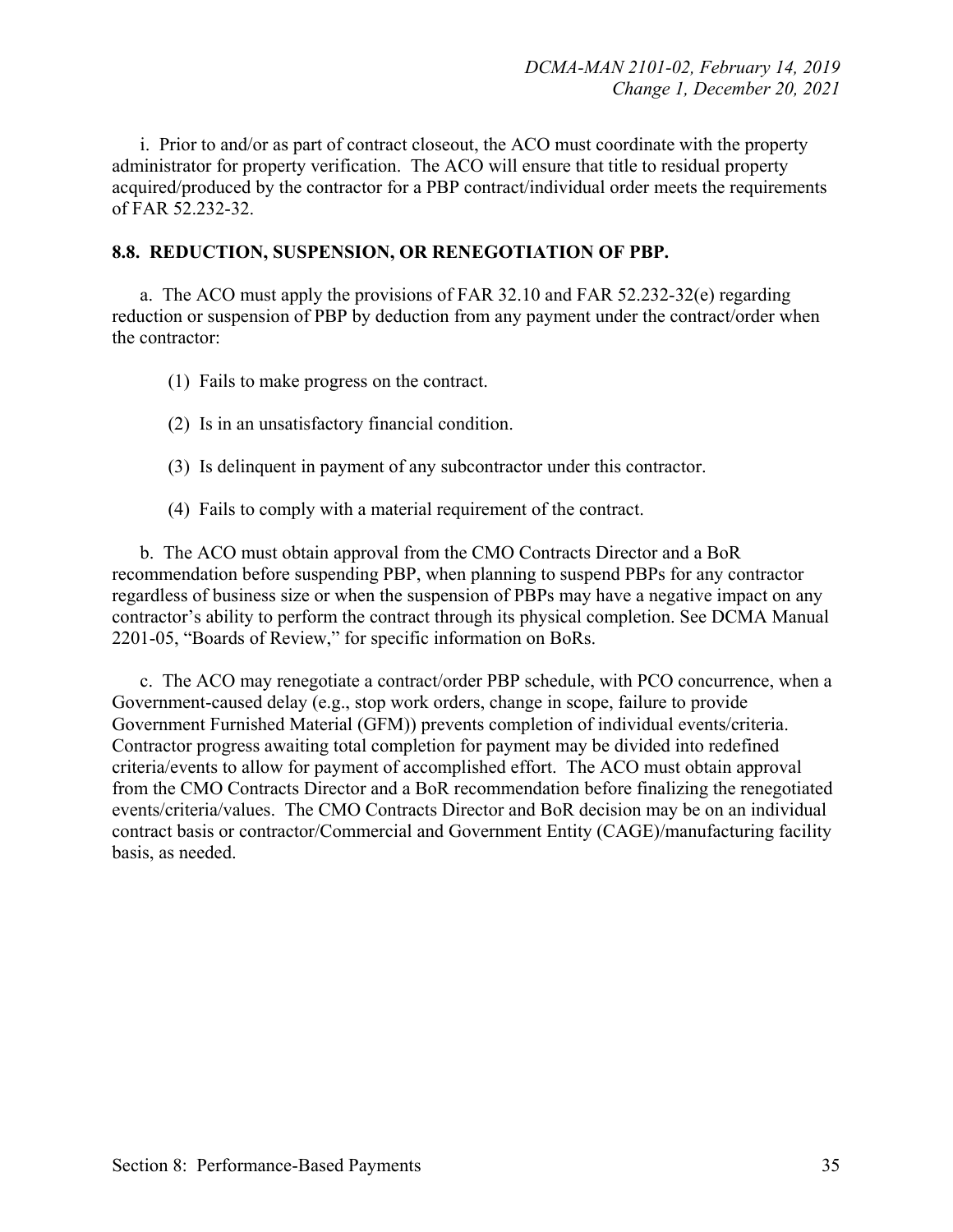i. Prior to and/or as part of contract closeout, the ACO must coordinate with the property administrator for property verification. The ACO will ensure that title to residual property acquired/produced by the contractor for a PBP contract/individual order meets the requirements of FAR 52.232-32.

## 8.8. REDUCTION, SUSPENSION, OR RENEGOTIATION OF PBP.

a. The ACO must apply the provisions of FAR 32.10 and FAR 52.232-32(e) regarding reduction or suspension of PBP by deduction from any payment under the contract/order when the contractor:

(1) Fails to make progress on the contract.

(2) Is in an unsatisfactory financial condition.

(3) Is delinquent in payment of any subcontractor under this contractor.

(4) Fails to comply with a material requirement of the contract.

b. The ACO must obtain approval from the CMO Contracts Director and a BoR recommendation before suspending PBP, when planning to suspend PBPs for any contractor regardless of business size or when the suspension of PBPs may have a negative impact on any contractor's ability to perform the contract through its physical completion. See DCMA Manual 2201-05, "Boards of Review," for specific information on BoRs.

c. The ACO may renegotiate a contract/order PBP schedule, with PCO concurrence, when a Government-caused delay (e.g., stop work orders, change in scope, failure to provide Government Furnished Material (GFM)) prevents completion of individual events/criteria. Contractor progress awaiting total completion for payment may be divided into redefined criteria/events to allow for payment of accomplished effort. The ACO must obtain approval from the CMO Contracts Director and a BoR recommendation before finalizing the renegotiated events/criteria/values. The CMO Contracts Director and BoR decision may be on an individual contract basis or contractor/Commercial and Government Entity (CAGE)/manufacturing facility basis, as needed.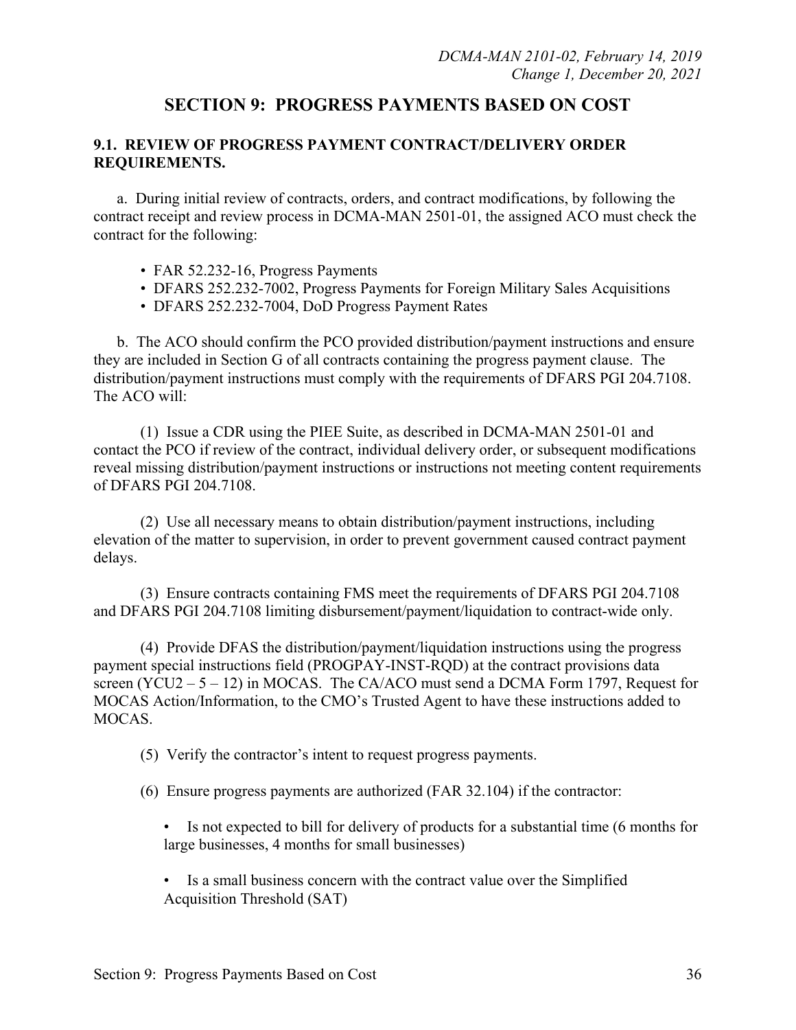# SECTION 9: PROGRESS PAYMENTS BASED ON COST

## 9.1. REVIEW OF PROGRESS PAYMENT CONTRACT/DELIVERY ORDER REQUIREMENTS.

a. During initial review of contracts, orders, and contract modifications, by following the contract receipt and review process in DCMA-MAN 2501-01, the assigned ACO must check the contract for the following:

- FAR 52.232-16, Progress Payments
- DFARS 252.232-7002, Progress Payments for Foreign Military Sales Acquisitions
- DFARS 252.232-7004, DoD Progress Payment Rates

b. The ACO should confirm the PCO provided distribution/payment instructions and ensure they are included in Section G of all contracts containing the progress payment clause. The distribution/payment instructions must comply with the requirements of DFARS PGI 204.7108. The ACO will:

(1) Issue a CDR using the PIEE Suite, as described in DCMA-MAN 2501-01 and contact the PCO if review of the contract, individual delivery order, or subsequent modifications reveal missing distribution/payment instructions or instructions not meeting content requirements of DFARS PGI 204.7108.

(2) Use all necessary means to obtain distribution/payment instructions, including elevation of the matter to supervision, in order to prevent government caused contract payment delays.

(3) Ensure contracts containing FMS meet the requirements of DFARS PGI 204.7108 and DFARS PGI 204.7108 limiting disbursement/payment/liquidation to contract-wide only.

(4) Provide DFAS the distribution/payment/liquidation instructions using the progress payment special instructions field (PROGPAY-INST-RQD) at the contract provisions data screen (YCU2 – 5 – 12) in MOCAS. The CA/ACO must send a DCMA Form 1797, Request for MOCAS Action/Information, to the CMO's Trusted Agent to have these instructions added to MOCAS.

(5) Verify the contractor's intent to request progress payments.

(6) Ensure progress payments are authorized (FAR 32.104) if the contractor:

- Is not expected to bill for delivery of products for a substantial time (6 months for large businesses, 4 months for small businesses)

- Is a small business concern with the contract value over the Simplified Acquisition Threshold (SAT)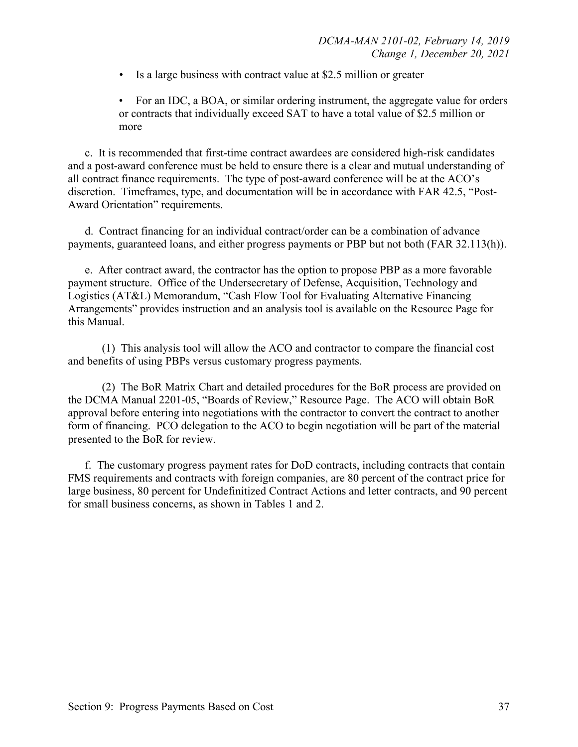- Is a large business with contract value at $2.5 million or greater
- For an IDC, a BOA, or similar ordering instrument, the aggregate value for orders or contracts that individually exceed SAT to have a total value of $2.5 million or more

c. It is recommended that first-time contract awardees are considered high-risk candidates and a post-award conference must be held to ensure there is a clear and mutual understanding of all contract finance requirements. The type of post-award conference will be at the ACO's discretion. Timeframes, type, and documentation will be in accordance with FAR 42.5, "Post-Award Orientation" requirements.

d. Contract financing for an individual contract/order can be a combination of advance payments, guaranteed loans, and either progress payments or PBP but not both (FAR 32.113(h)).

e. After contract award, the contractor has the option to propose PBP as a more favorable payment structure. Office of the Undersecretary of Defense, Acquisition, Technology and Logistics (AT&L) Memorandum, "Cash Flow Tool for Evaluating Alternative Financing Arrangements" provides instruction and an analysis tool is available on the Resource Page for this Manual.

(1) This analysis tool will allow the ACO and contractor to compare the financial cost and benefits of using PBPs versus customary progress payments.

(2) The BoR Matrix Chart and detailed procedures for the BoR process are provided on the DCMA Manual 2201-05, "Boards of Review," Resource Page. The ACO will obtain BoR approval before entering into negotiations with the contractor to convert the contract to another form of financing. PCO delegation to the ACO to begin negotiation will be part of the material presented to the BoR for review.

f. The customary progress payment rates for DoD contracts, including contracts that contain FMS requirements and contracts with foreign companies, are 80 percent of the contract price for large business, 80 percent for Undefinitized Contract Actions and letter contracts, and 90 percent for small business concerns, as shown in Tables 1 and 2.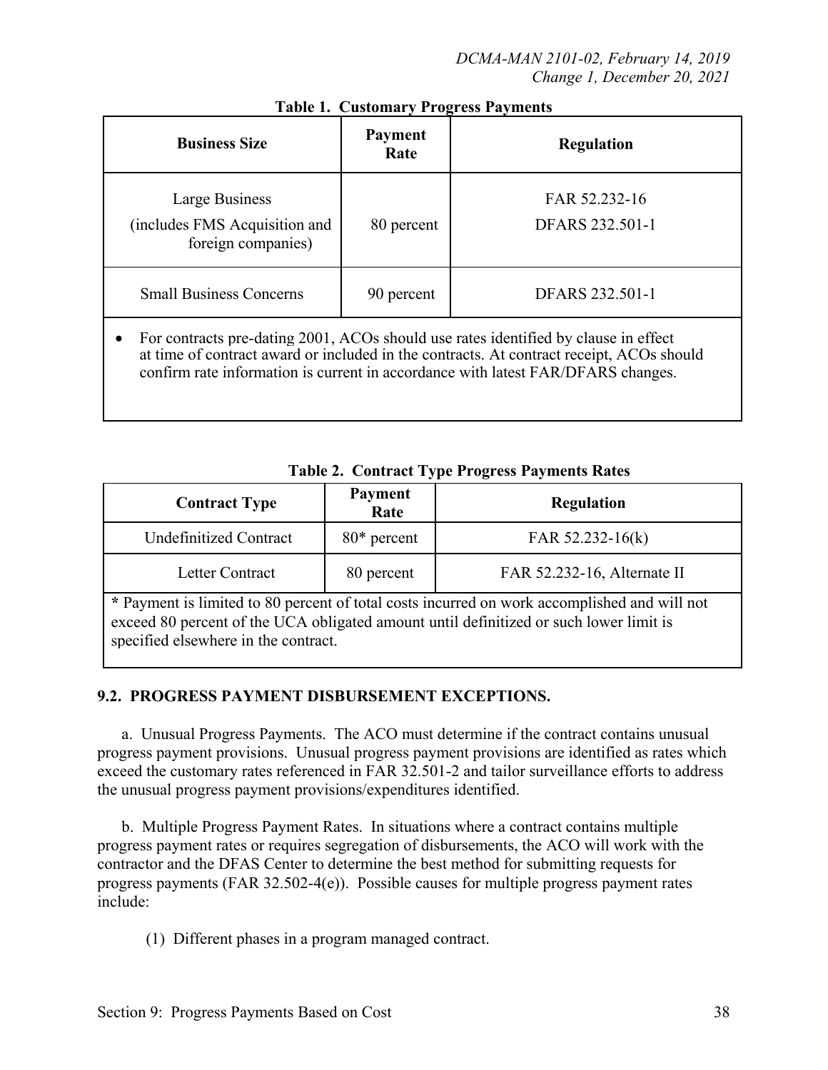**Table 1. Customary Progress Payments**

| Business Size | Payment Rate | Regulation |
|---|---|---|
| Large Business (includes FMS Acquisition and foreign companies) | 80 percent | FAR 52.232-16<br>DFARS 232.501-1 |
| Small Business Concerns | 90 percent | DFARS 232.501-1 |

- For contracts pre-dating 2001, ACOs should use rates identified by clause in effect at time of contract award or included in the contracts. At contract receipt, ACOs should confirm rate information is current in accordance with latest FAR/DFARS changes.

**Table 2. Contract Type Progress Payments Rates**

| Contract Type | Payment Rate | Regulation |
|---|---|---|
| Undefinitized Contract | 80* percent | FAR 52.232-16(k) |
| Letter Contract | 80 percent | FAR 52.232-16, Alternate II |

**\*** Payment is limited to 80 percent of total costs incurred on work accomplished and will not exceed 80 percent of the UCA obligated amount until definitized or such lower limit is specified elsewhere in the contract.

## 9.2. PROGRESS PAYMENT DISBURSEMENT EXCEPTIONS.

a. Unusual Progress Payments. The ACO must determine if the contract contains unusual progress payment provisions. Unusual progress payment provisions are identified as rates which exceed the customary rates referenced in FAR 32.501-2 and tailor surveillance efforts to address the unusual progress payment provisions/expenditures identified.

b. Multiple Progress Payment Rates. In situations where a contract contains multiple progress payment rates or requires segregation of disbursements, the ACO will work with the contractor and the DFAS Center to determine the best method for submitting requests for progress payments (FAR 32.502-4(e)). Possible causes for multiple progress payment rates include:

(1) Different phases in a program managed contract.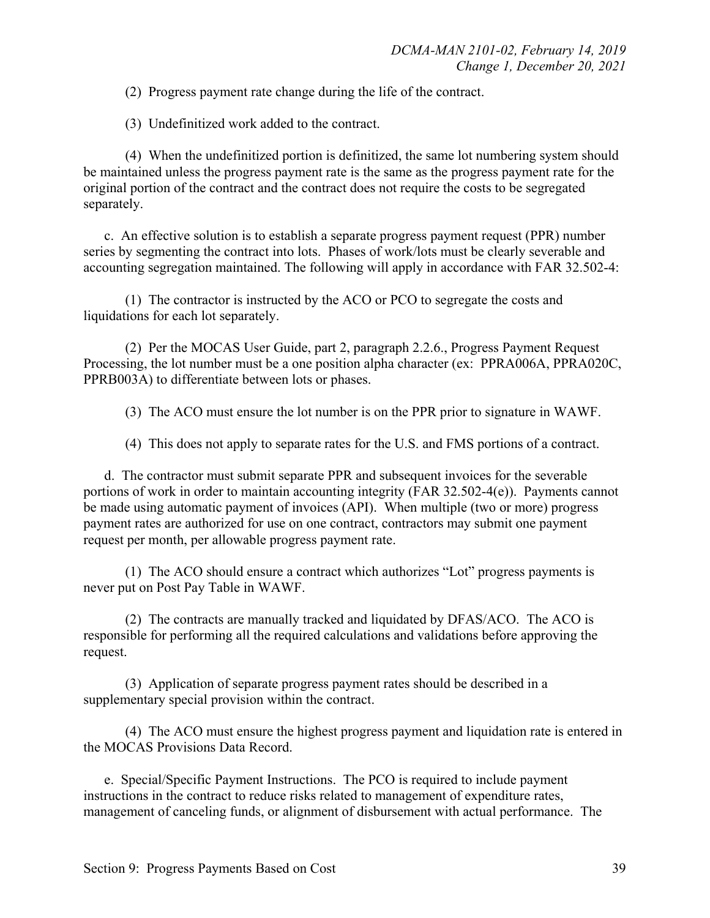(2) Progress payment rate change during the life of the contract.

(3) Undefinitized work added to the contract.

(4) When the undefinitized portion is definitized, the same lot numbering system should be maintained unless the progress payment rate is the same as the progress payment rate for the original portion of the contract and the contract does not require the costs to be segregated separately.

c. An effective solution is to establish a separate progress payment request (PPR) number series by segmenting the contract into lots. Phases of work/lots must be clearly severable and accounting segregation maintained. The following will apply in accordance with FAR 32.502-4:

(1) The contractor is instructed by the ACO or PCO to segregate the costs and liquidations for each lot separately.

(2) Per the MOCAS User Guide, part 2, paragraph 2.2.6., Progress Payment Request Processing, the lot number must be a one position alpha character (ex: PPRA006A, PPRA020C, PPRB003A) to differentiate between lots or phases.

(3) The ACO must ensure the lot number is on the PPR prior to signature in WAWF.

(4) This does not apply to separate rates for the U.S. and FMS portions of a contract.

d. The contractor must submit separate PPR and subsequent invoices for the severable portions of work in order to maintain accounting integrity (FAR 32.502-4(e)). Payments cannot be made using automatic payment of invoices (API). When multiple (two or more) progress payment rates are authorized for use on one contract, contractors may submit one payment request per month, per allowable progress payment rate.

(1) The ACO should ensure a contract which authorizes "Lot" progress payments is never put on Post Pay Table in WAWF.

(2) The contracts are manually tracked and liquidated by DFAS/ACO. The ACO is responsible for performing all the required calculations and validations before approving the request.

(3) Application of separate progress payment rates should be described in a supplementary special provision within the contract.

(4) The ACO must ensure the highest progress payment and liquidation rate is entered in the MOCAS Provisions Data Record.

e. Special/Specific Payment Instructions. The PCO is required to include payment instructions in the contract to reduce risks related to management of expenditure rates, management of canceling funds, or alignment of disbursement with actual performance. The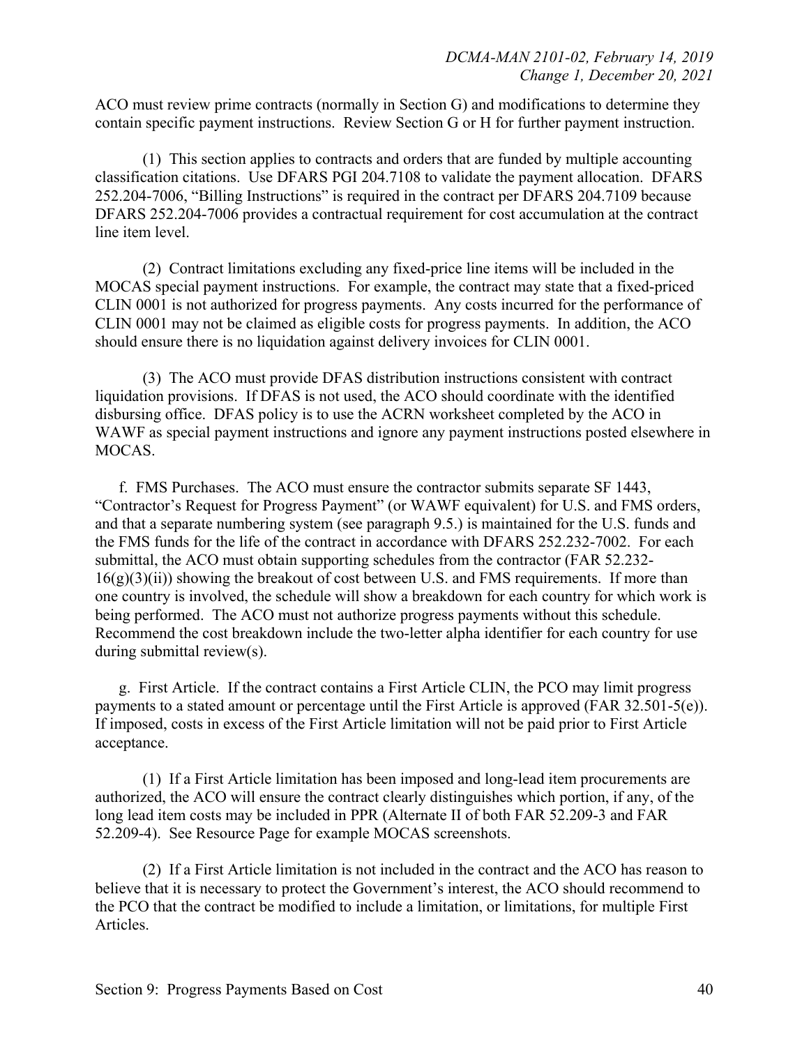ACO must review prime contracts (normally in Section G) and modifications to determine they contain specific payment instructions. Review Section G or H for further payment instruction.

(1) This section applies to contracts and orders that are funded by multiple accounting classification citations. Use DFARS PGI 204.7108 to validate the payment allocation. DFARS 252.204-7006, "Billing Instructions" is required in the contract per DFARS 204.7109 because DFARS 252.204-7006 provides a contractual requirement for cost accumulation at the contract line item level.

(2) Contract limitations excluding any fixed-price line items will be included in the MOCAS special payment instructions. For example, the contract may state that a fixed-priced CLIN 0001 is not authorized for progress payments. Any costs incurred for the performance of CLIN 0001 may not be claimed as eligible costs for progress payments. In addition, the ACO should ensure there is no liquidation against delivery invoices for CLIN 0001.

(3) The ACO must provide DFAS distribution instructions consistent with contract liquidation provisions. If DFAS is not used, the ACO should coordinate with the identified disbursing office. DFAS policy is to use the ACRN worksheet completed by the ACO in WAWF as special payment instructions and ignore any payment instructions posted elsewhere in MOCAS.

f. FMS Purchases. The ACO must ensure the contractor submits separate SF 1443, "Contractor's Request for Progress Payment" (or WAWF equivalent) for U.S. and FMS orders, and that a separate numbering system (see paragraph 9.5.) is maintained for the U.S. funds and the FMS funds for the life of the contract in accordance with DFARS 252.232-7002. For each submittal, the ACO must obtain supporting schedules from the contractor (FAR 52.232-16(g)(3)(ii)) showing the breakout of cost between U.S. and FMS requirements. If more than one country is involved, the schedule will show a breakdown for each country for which work is being performed. The ACO must not authorize progress payments without this schedule. Recommend the cost breakdown include the two-letter alpha identifier for each country for use during submittal review(s).

g. First Article. If the contract contains a First Article CLIN, the PCO may limit progress payments to a stated amount or percentage until the First Article is approved (FAR 32.501-5(e)). If imposed, costs in excess of the First Article limitation will not be paid prior to First Article acceptance.

(1) If a First Article limitation has been imposed and long-lead item procurements are authorized, the ACO will ensure the contract clearly distinguishes which portion, if any, of the long lead item costs may be included in PPR (Alternate II of both FAR 52.209-3 and FAR 52.209-4). See Resource Page for example MOCAS screenshots.

(2) If a First Article limitation is not included in the contract and the ACO has reason to believe that it is necessary to protect the Government's interest, the ACO should recommend to the PCO that the contract be modified to include a limitation, or limitations, for multiple First Articles.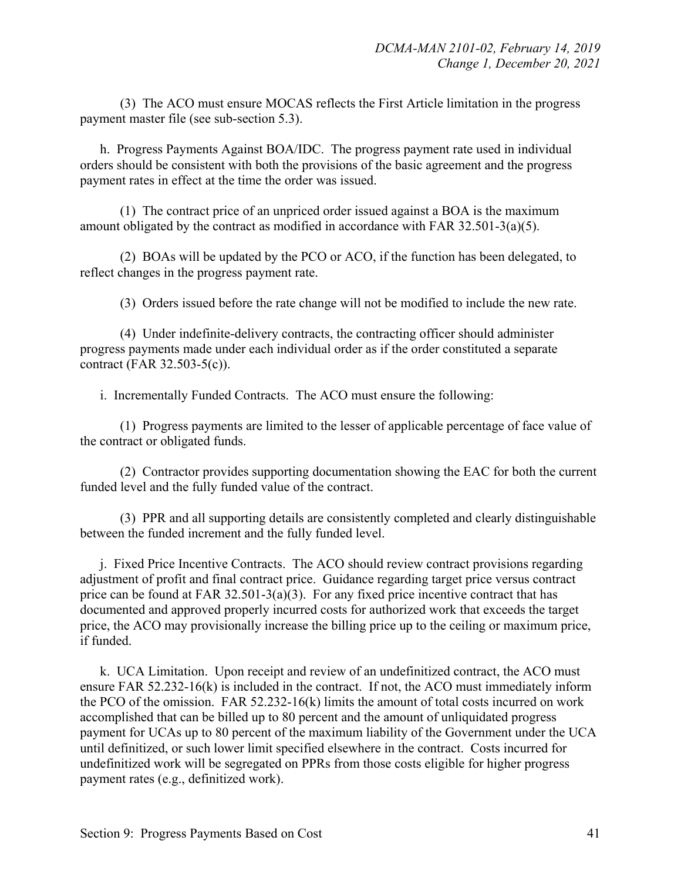(3) The ACO must ensure MOCAS reflects the First Article limitation in the progress payment master file (see sub-section 5.3).

h. Progress Payments Against BOA/IDC. The progress payment rate used in individual orders should be consistent with both the provisions of the basic agreement and the progress payment rates in effect at the time the order was issued.

(1) The contract price of an unpriced order issued against a BOA is the maximum amount obligated by the contract as modified in accordance with FAR 32.501-3(a)(5).

(2) BOAs will be updated by the PCO or ACO, if the function has been delegated, to reflect changes in the progress payment rate.

(3) Orders issued before the rate change will not be modified to include the new rate.

(4) Under indefinite-delivery contracts, the contracting officer should administer progress payments made under each individual order as if the order constituted a separate contract (FAR 32.503-5(c)).

i. Incrementally Funded Contracts. The ACO must ensure the following:

(1) Progress payments are limited to the lesser of applicable percentage of face value of the contract or obligated funds.

(2) Contractor provides supporting documentation showing the EAC for both the current funded level and the fully funded value of the contract.

(3) PPR and all supporting details are consistently completed and clearly distinguishable between the funded increment and the fully funded level.

j. Fixed Price Incentive Contracts. The ACO should review contract provisions regarding adjustment of profit and final contract price. Guidance regarding target price versus contract price can be found at FAR 32.501-3(a)(3). For any fixed price incentive contract that has documented and approved properly incurred costs for authorized work that exceeds the target price, the ACO may provisionally increase the billing price up to the ceiling or maximum price, if funded.

k. UCA Limitation. Upon receipt and review of an undefinitized contract, the ACO must ensure FAR 52.232-16(k) is included in the contract. If not, the ACO must immediately inform the PCO of the omission. FAR 52.232-16(k) limits the amount of total costs incurred on work accomplished that can be billed up to 80 percent and the amount of unliquidated progress payment for UCAs up to 80 percent of the maximum liability of the Government under the UCA until definitized, or such lower limit specified elsewhere in the contract. Costs incurred for undefinitized work will be segregated on PPRs from those costs eligible for higher progress payment rates (e.g., definitized work).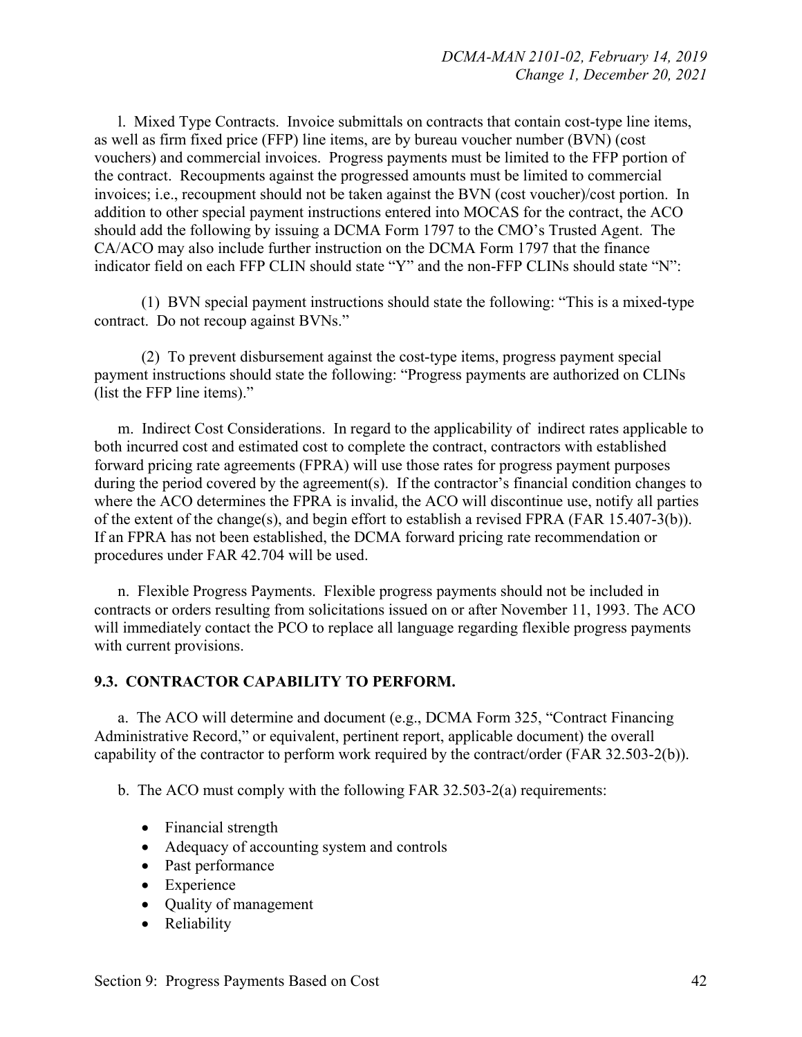l. Mixed Type Contracts. Invoice submittals on contracts that contain cost-type line items, as well as firm fixed price (FFP) line items, are by bureau voucher number (BVN) (cost vouchers) and commercial invoices. Progress payments must be limited to the FFP portion of the contract. Recoupments against the progressed amounts must be limited to commercial invoices; i.e., recoupment should not be taken against the BVN (cost voucher)/cost portion. In addition to other special payment instructions entered into MOCAS for the contract, the ACO should add the following by issuing a DCMA Form 1797 to the CMO's Trusted Agent. The CA/ACO may also include further instruction on the DCMA Form 1797 that the finance indicator field on each FFP CLIN should state "Y" and the non-FFP CLINs should state "N":

(1) BVN special payment instructions should state the following: "This is a mixed-type contract. Do not recoup against BVNs."

(2) To prevent disbursement against the cost-type items, progress payment special payment instructions should state the following: "Progress payments are authorized on CLINs (list the FFP line items)."

m. Indirect Cost Considerations. In regard to the applicability of indirect rates applicable to both incurred cost and estimated cost to complete the contract, contractors with established forward pricing rate agreements (FPRA) will use those rates for progress payment purposes during the period covered by the agreement(s). If the contractor's financial condition changes to where the ACO determines the FPRA is invalid, the ACO will discontinue use, notify all parties of the extent of the change(s), and begin effort to establish a revised FPRA (FAR 15.407-3(b)). If an FPRA has not been established, the DCMA forward pricing rate recommendation or procedures under FAR 42.704 will be used.

n. Flexible Progress Payments. Flexible progress payments should not be included in contracts or orders resulting from solicitations issued on or after November 11, 1993. The ACO will immediately contact the PCO to replace all language regarding flexible progress payments with current provisions.

## 9.3. CONTRACTOR CAPABILITY TO PERFORM.

a. The ACO will determine and document (e.g., DCMA Form 325, "Contract Financing Administrative Record," or equivalent, pertinent report, applicable document) the overall capability of the contractor to perform work required by the contract/order (FAR 32.503-2(b)).

b. The ACO must comply with the following FAR 32.503-2(a) requirements:

- Financial strength
- Adequacy of accounting system and controls
- Past performance
- Experience
- Quality of management
- Reliability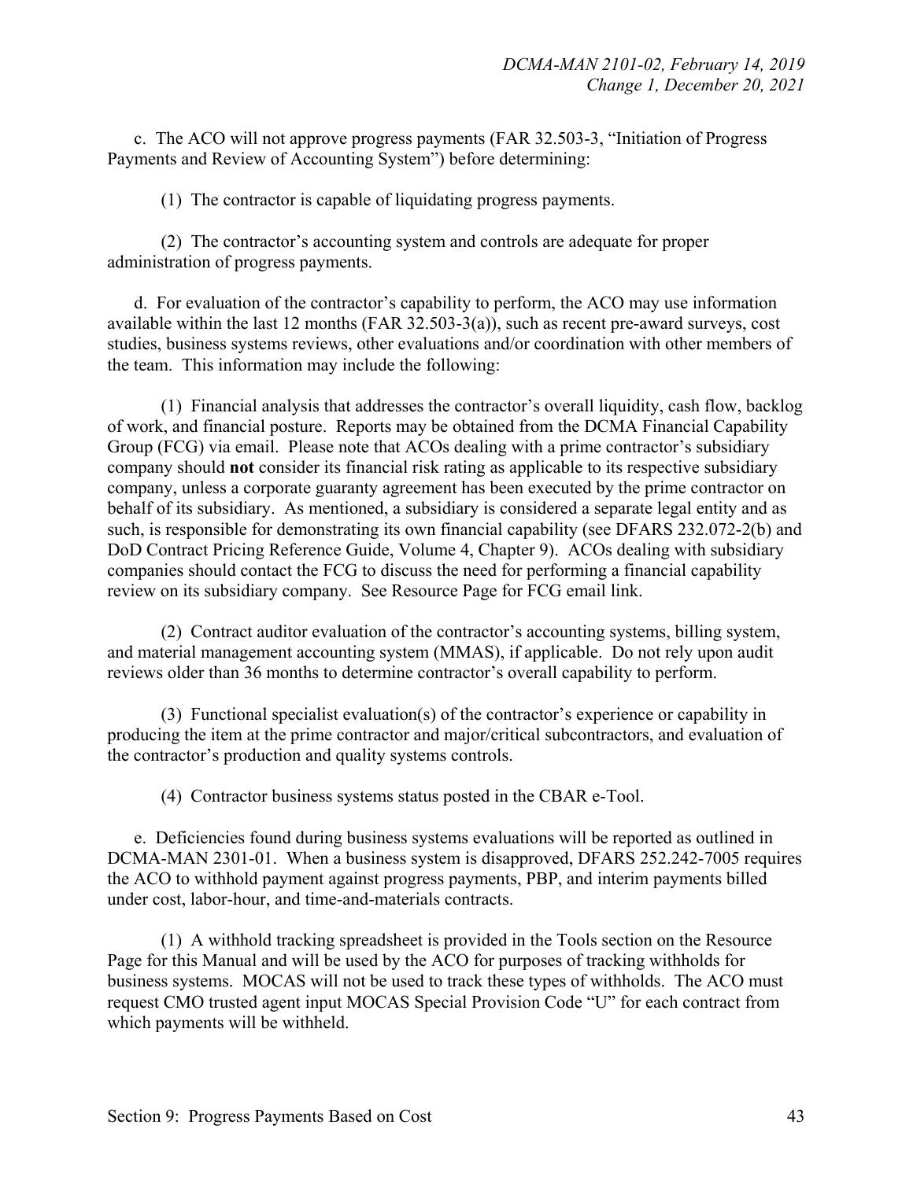c. The ACO will not approve progress payments (FAR 32.503-3, "Initiation of Progress Payments and Review of Accounting System") before determining:

(1) The contractor is capable of liquidating progress payments.

(2) The contractor's accounting system and controls are adequate for proper administration of progress payments.

d. For evaluation of the contractor's capability to perform, the ACO may use information available within the last 12 months (FAR 32.503-3(a)), such as recent pre-award surveys, cost studies, business systems reviews, other evaluations and/or coordination with other members of the team. This information may include the following:

(1) Financial analysis that addresses the contractor's overall liquidity, cash flow, backlog of work, and financial posture. Reports may be obtained from the DCMA Financial Capability Group (FCG) via email. Please note that ACOs dealing with a prime contractor's subsidiary company should **not** consider its financial risk rating as applicable to its respective subsidiary company, unless a corporate guaranty agreement has been executed by the prime contractor on behalf of its subsidiary. As mentioned, a subsidiary is considered a separate legal entity and as such, is responsible for demonstrating its own financial capability (see DFARS 232.072-2(b) and DoD Contract Pricing Reference Guide, Volume 4, Chapter 9). ACOs dealing with subsidiary companies should contact the FCG to discuss the need for performing a financial capability review on its subsidiary company. See Resource Page for FCG email link.

(2) Contract auditor evaluation of the contractor's accounting systems, billing system, and material management accounting system (MMAS), if applicable. Do not rely upon audit reviews older than 36 months to determine contractor's overall capability to perform.

(3) Functional specialist evaluation(s) of the contractor's experience or capability in producing the item at the prime contractor and major/critical subcontractors, and evaluation of the contractor's production and quality systems controls.

(4) Contractor business systems status posted in the CBAR e-Tool.

e. Deficiencies found during business systems evaluations will be reported as outlined in DCMA-MAN 2301-01. When a business system is disapproved, DFARS 252.242-7005 requires the ACO to withhold payment against progress payments, PBP, and interim payments billed under cost, labor-hour, and time-and-materials contracts.

(1) A withhold tracking spreadsheet is provided in the Tools section on the Resource Page for this Manual and will be used by the ACO for purposes of tracking withholds for business systems. MOCAS will not be used to track these types of withholds. The ACO must request CMO trusted agent input MOCAS Special Provision Code "U" for each contract from which payments will be withheld.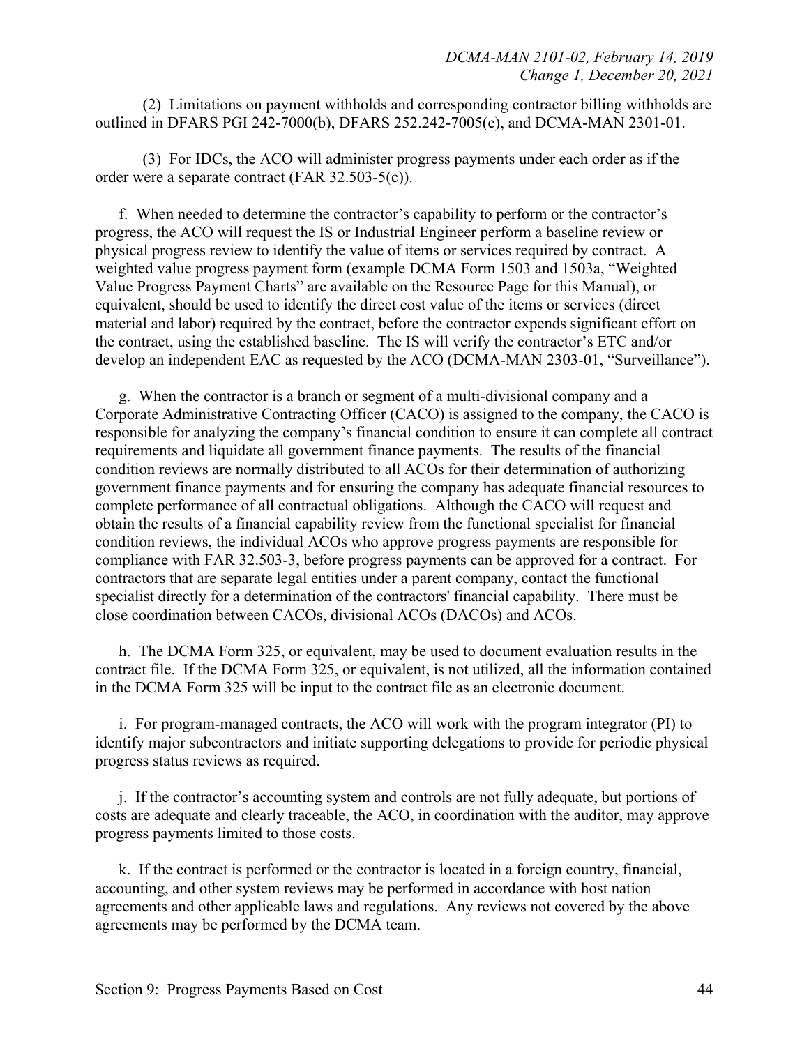(2) Limitations on payment withholds and corresponding contractor billing withholds are outlined in DFARS PGI 242-7000(b), DFARS 252.242-7005(e), and DCMA-MAN 2301-01.

(3) For IDCs, the ACO will administer progress payments under each order as if the order were a separate contract (FAR 32.503-5(c)).

f. When needed to determine the contractor's capability to perform or the contractor's progress, the ACO will request the IS or Industrial Engineer perform a baseline review or physical progress review to identify the value of items or services required by contract. A weighted value progress payment form (example DCMA Form 1503 and 1503a, "Weighted Value Progress Payment Charts" are available on the Resource Page for this Manual), or equivalent, should be used to identify the direct cost value of the items or services (direct material and labor) required by the contract, before the contractor expends significant effort on the contract, using the established baseline. The IS will verify the contractor's ETC and/or develop an independent EAC as requested by the ACO (DCMA-MAN 2303-01, "Surveillance").

g. When the contractor is a branch or segment of a multi-divisional company and a Corporate Administrative Contracting Officer (CACO) is assigned to the company, the CACO is responsible for analyzing the company's financial condition to ensure it can complete all contract requirements and liquidate all government finance payments. The results of the financial condition reviews are normally distributed to all ACOs for their determination of authorizing government finance payments and for ensuring the company has adequate financial resources to complete performance of all contractual obligations. Although the CACO will request and obtain the results of a financial capability review from the functional specialist for financial condition reviews, the individual ACOs who approve progress payments are responsible for compliance with FAR 32.503-3, before progress payments can be approved for a contract. For contractors that are separate legal entities under a parent company, contact the functional specialist directly for a determination of the contractors' financial capability. There must be close coordination between CACOs, divisional ACOs (DACOs) and ACOs.

h. The DCMA Form 325, or equivalent, may be used to document evaluation results in the contract file. If the DCMA Form 325, or equivalent, is not utilized, all the information contained in the DCMA Form 325 will be input to the contract file as an electronic document.

i. For program-managed contracts, the ACO will work with the program integrator (PI) to identify major subcontractors and initiate supporting delegations to provide for periodic physical progress status reviews as required.

j. If the contractor's accounting system and controls are not fully adequate, but portions of costs are adequate and clearly traceable, the ACO, in coordination with the auditor, may approve progress payments limited to those costs.

k. If the contract is performed or the contractor is located in a foreign country, financial, accounting, and other system reviews may be performed in accordance with host nation agreements and other applicable laws and regulations. Any reviews not covered by the above agreements may be performed by the DCMA team.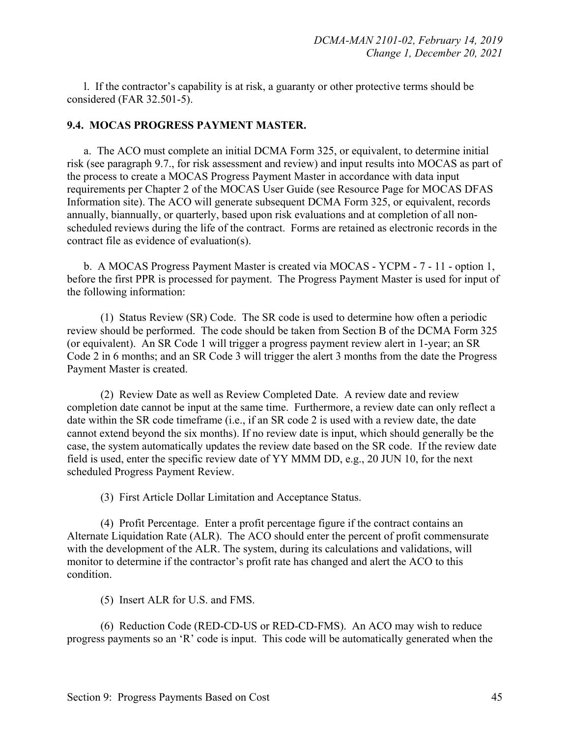l. If the contractor's capability is at risk, a guaranty or other protective terms should be considered (FAR 32.501-5).

**9.4. MOCAS PROGRESS PAYMENT MASTER.**

a. The ACO must complete an initial DCMA Form 325, or equivalent, to determine initial risk (see paragraph 9.7., for risk assessment and review) and input results into MOCAS as part of the process to create a MOCAS Progress Payment Master in accordance with data input requirements per Chapter 2 of the MOCAS User Guide (see Resource Page for MOCAS DFAS Information site). The ACO will generate subsequent DCMA Form 325, or equivalent, records annually, biannually, or quarterly, based upon risk evaluations and at completion of all non-scheduled reviews during the life of the contract. Forms are retained as electronic records in the contract file as evidence of evaluation(s).

b. A MOCAS Progress Payment Master is created via MOCAS - YCPM - 7 - 11 - option 1, before the first PPR is processed for payment. The Progress Payment Master is used for input of the following information:

(1) Status Review (SR) Code. The SR code is used to determine how often a periodic review should be performed. The code should be taken from Section B of the DCMA Form 325 (or equivalent). An SR Code 1 will trigger a progress payment review alert in 1-year; an SR Code 2 in 6 months; and an SR Code 3 will trigger the alert 3 months from the date the Progress Payment Master is created.

(2) Review Date as well as Review Completed Date. A review date and review completion date cannot be input at the same time. Furthermore, a review date can only reflect a date within the SR code timeframe (i.e., if an SR code 2 is used with a review date, the date cannot extend beyond the six months). If no review date is input, which should generally be the case, the system automatically updates the review date based on the SR code. If the review date field is used, enter the specific review date of YY MMM DD, e.g., 20 JUN 10, for the next scheduled Progress Payment Review.

(3) First Article Dollar Limitation and Acceptance Status.

(4) Profit Percentage. Enter a profit percentage figure if the contract contains an Alternate Liquidation Rate (ALR). The ACO should enter the percent of profit commensurate with the development of the ALR. The system, during its calculations and validations, will monitor to determine if the contractor's profit rate has changed and alert the ACO to this condition.

(5) Insert ALR for U.S. and FMS.

(6) Reduction Code (RED-CD-US or RED-CD-FMS). An ACO may wish to reduce progress payments so an 'R' code is input. This code will be automatically generated when the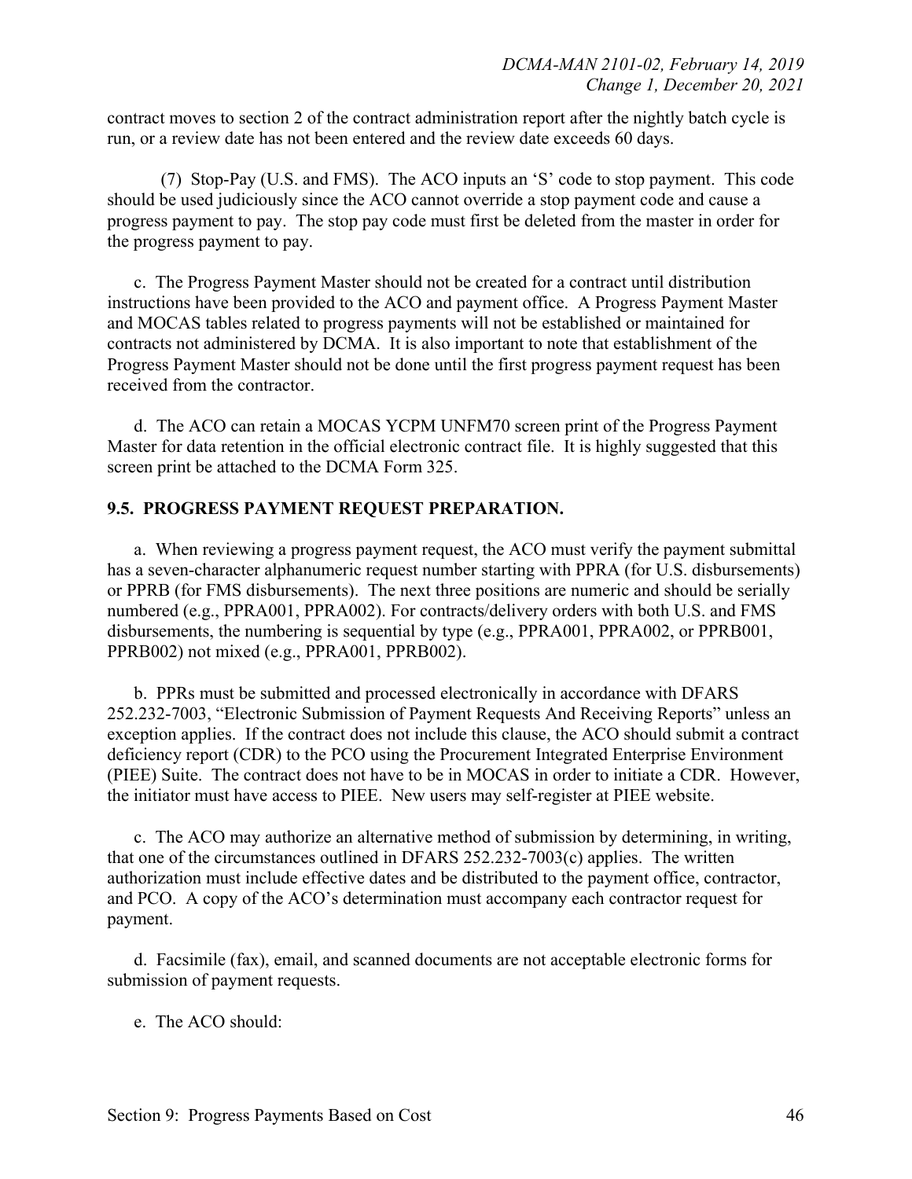contract moves to section 2 of the contract administration report after the nightly batch cycle is run, or a review date has not been entered and the review date exceeds 60 days.

(7) Stop-Pay (U.S. and FMS). The ACO inputs an 'S' code to stop payment. This code should be used judiciously since the ACO cannot override a stop payment code and cause a progress payment to pay. The stop pay code must first be deleted from the master in order for the progress payment to pay.

c. The Progress Payment Master should not be created for a contract until distribution instructions have been provided to the ACO and payment office. A Progress Payment Master and MOCAS tables related to progress payments will not be established or maintained for contracts not administered by DCMA. It is also important to note that establishment of the Progress Payment Master should not be done until the first progress payment request has been received from the contractor.

d. The ACO can retain a MOCAS YCPM UNFM70 screen print of the Progress Payment Master for data retention in the official electronic contract file. It is highly suggested that this screen print be attached to the DCMA Form 325.

**9.5. PROGRESS PAYMENT REQUEST PREPARATION.**

a. When reviewing a progress payment request, the ACO must verify the payment submittal has a seven-character alphanumeric request number starting with PPRA (for U.S. disbursements) or PPRB (for FMS disbursements). The next three positions are numeric and should be serially numbered (e.g., PPRA001, PPRA002). For contracts/delivery orders with both U.S. and FMS disbursements, the numbering is sequential by type (e.g., PPRA001, PPRA002, or PPRB001, PPRB002) not mixed (e.g., PPRA001, PPRB002).

b. PPRs must be submitted and processed electronically in accordance with DFARS 252.232-7003, "Electronic Submission of Payment Requests And Receiving Reports" unless an exception applies. If the contract does not include this clause, the ACO should submit a contract deficiency report (CDR) to the PCO using the Procurement Integrated Enterprise Environment (PIEE) Suite. The contract does not have to be in MOCAS in order to initiate a CDR. However, the initiator must have access to PIEE. New users may self-register at PIEE website.

c. The ACO may authorize an alternative method of submission by determining, in writing, that one of the circumstances outlined in DFARS 252.232-7003(c) applies. The written authorization must include effective dates and be distributed to the payment office, contractor, and PCO. A copy of the ACO's determination must accompany each contractor request for payment.

d. Facsimile (fax), email, and scanned documents are not acceptable electronic forms for submission of payment requests.

e. The ACO should: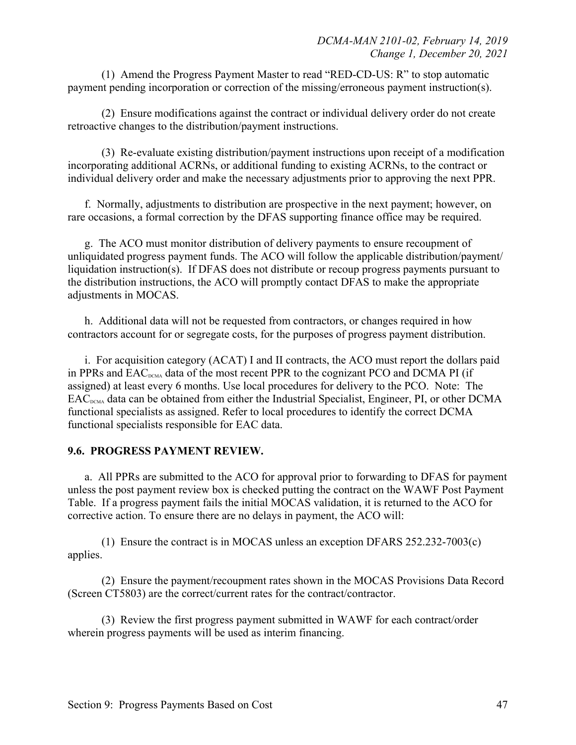(1) Amend the Progress Payment Master to read "RED-CD-US: R" to stop automatic payment pending incorporation or correction of the missing/erroneous payment instruction(s).

(2) Ensure modifications against the contract or individual delivery order do not create retroactive changes to the distribution/payment instructions.

(3) Re-evaluate existing distribution/payment instructions upon receipt of a modification incorporating additional ACRNs, or additional funding to existing ACRNs, to the contract or individual delivery order and make the necessary adjustments prior to approving the next PPR.

f. Normally, adjustments to distribution are prospective in the next payment; however, on rare occasions, a formal correction by the DFAS supporting finance office may be required.

g. The ACO must monitor distribution of delivery payments to ensure recoupment of unliquidated progress payment funds. The ACO will follow the applicable distribution/payment/ liquidation instruction(s). If DFAS does not distribute or recoup progress payments pursuant to the distribution instructions, the ACO will promptly contact DFAS to make the appropriate adjustments in MOCAS.

h. Additional data will not be requested from contractors, or changes required in how contractors account for or segregate costs, for the purposes of progress payment distribution.

i. For acquisition category (ACAT) I and II contracts, the ACO must report the dollars paid in PPRs and $EAC_{DCMA}$ data of the most recent PPR to the cognizant PCO and DCMA PI (if assigned) at least every 6 months. Use local procedures for delivery to the PCO. Note: The $EAC_{DCMA}$ data can be obtained from either the Industrial Specialist, Engineer, PI, or other DCMA functional specialists as assigned. Refer to local procedures to identify the correct DCMA functional specialists responsible for EAC data.

## 9.6. PROGRESS PAYMENT REVIEW.

a. All PPRs are submitted to the ACO for approval prior to forwarding to DFAS for payment unless the post payment review box is checked putting the contract on the WAWF Post Payment Table. If a progress payment fails the initial MOCAS validation, it is returned to the ACO for corrective action. To ensure there are no delays in payment, the ACO will:

(1) Ensure the contract is in MOCAS unless an exception DFARS 252.232-7003(c) applies.

(2) Ensure the payment/recoupment rates shown in the MOCAS Provisions Data Record (Screen CT5803) are the correct/current rates for the contract/contractor.

(3) Review the first progress payment submitted in WAWF for each contract/order wherein progress payments will be used as interim financing.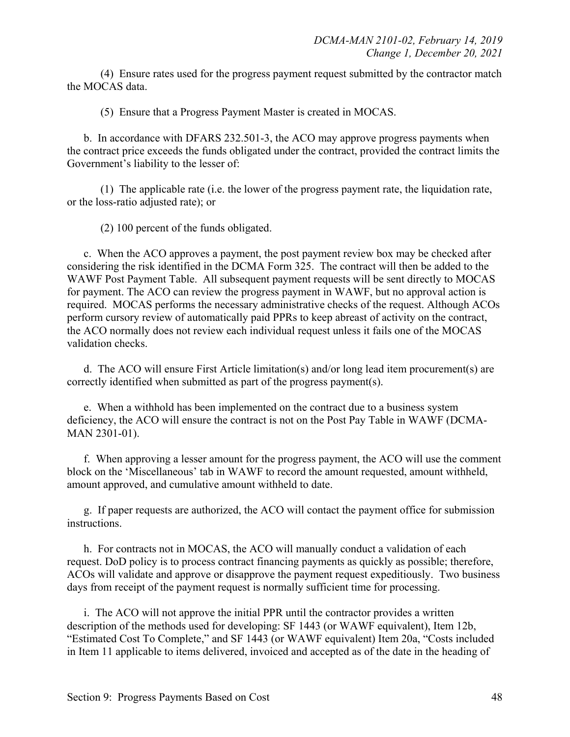(4) Ensure rates used for the progress payment request submitted by the contractor match the MOCAS data.

(5) Ensure that a Progress Payment Master is created in MOCAS.

b. In accordance with DFARS 232.501-3, the ACO may approve progress payments when the contract price exceeds the funds obligated under the contract, provided the contract limits the Government's liability to the lesser of:

(1) The applicable rate (i.e. the lower of the progress payment rate, the liquidation rate, or the loss-ratio adjusted rate); or

(2) 100 percent of the funds obligated.

c. When the ACO approves a payment, the post payment review box may be checked after considering the risk identified in the DCMA Form 325. The contract will then be added to the WAWF Post Payment Table. All subsequent payment requests will be sent directly to MOCAS for payment. The ACO can review the progress payment in WAWF, but no approval action is required. MOCAS performs the necessary administrative checks of the request. Although ACOs perform cursory review of automatically paid PPRs to keep abreast of activity on the contract, the ACO normally does not review each individual request unless it fails one of the MOCAS validation checks.

d. The ACO will ensure First Article limitation(s) and/or long lead item procurement(s) are correctly identified when submitted as part of the progress payment(s).

e. When a withhold has been implemented on the contract due to a business system deficiency, the ACO will ensure the contract is not on the Post Pay Table in WAWF (DCMA-MAN 2301-01).

f. When approving a lesser amount for the progress payment, the ACO will use the comment block on the 'Miscellaneous' tab in WAWF to record the amount requested, amount withheld, amount approved, and cumulative amount withheld to date.

g. If paper requests are authorized, the ACO will contact the payment office for submission instructions.

h. For contracts not in MOCAS, the ACO will manually conduct a validation of each request. DoD policy is to process contract financing payments as quickly as possible; therefore, ACOs will validate and approve or disapprove the payment request expeditiously. Two business days from receipt of the payment request is normally sufficient time for processing.

i. The ACO will not approve the initial PPR until the contractor provides a written description of the methods used for developing: SF 1443 (or WAWF equivalent), Item 12b, "Estimated Cost To Complete," and SF 1443 (or WAWF equivalent) Item 20a, "Costs included in Item 11 applicable to items delivered, invoiced and accepted as of the date in the heading of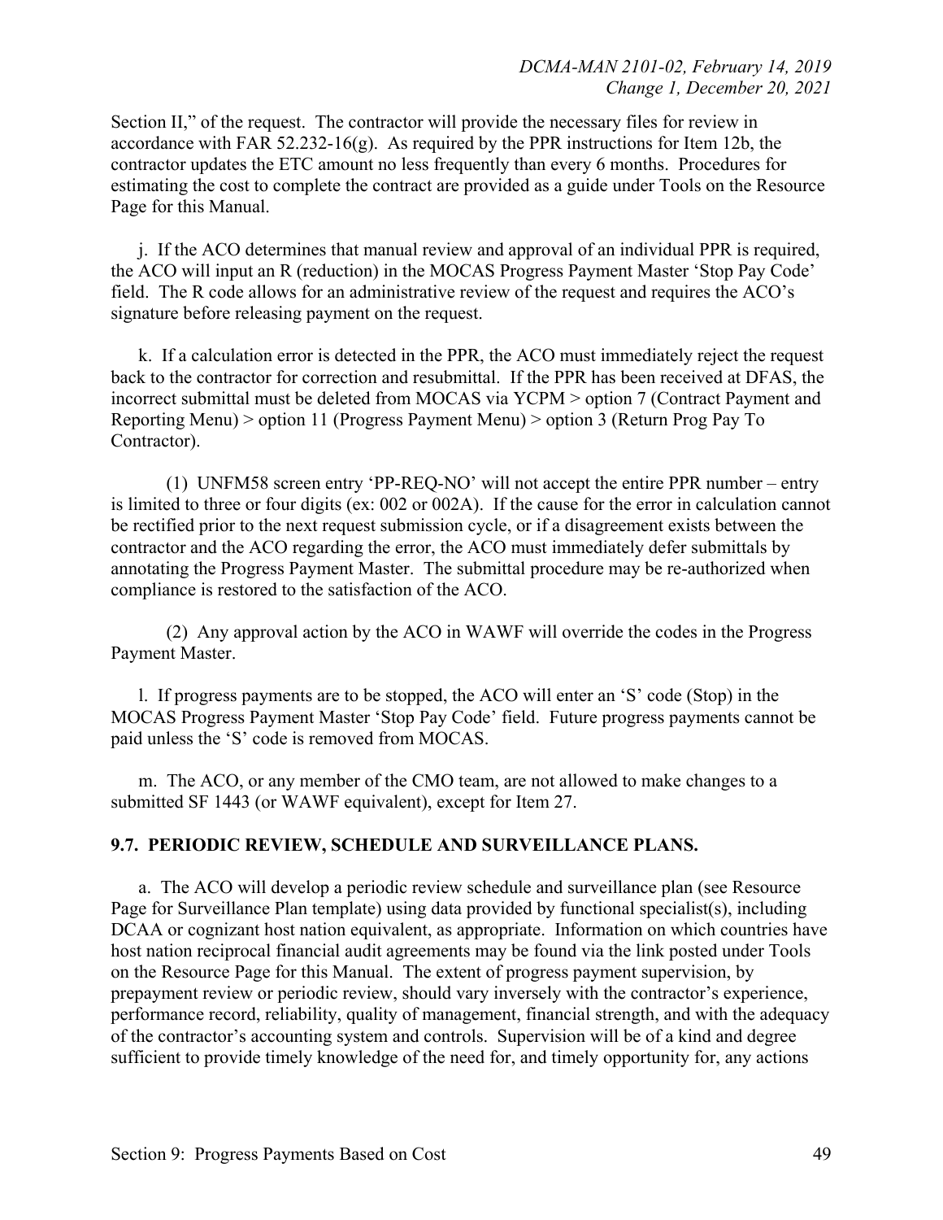Section II," of the request. The contractor will provide the necessary files for review in accordance with FAR 52.232-16(g). As required by the PPR instructions for Item 12b, the contractor updates the ETC amount no less frequently than every 6 months. Procedures for estimating the cost to complete the contract are provided as a guide under Tools on the Resource Page for this Manual.

j. If the ACO determines that manual review and approval of an individual PPR is required, the ACO will input an R (reduction) in the MOCAS Progress Payment Master 'Stop Pay Code' field. The R code allows for an administrative review of the request and requires the ACO's signature before releasing payment on the request.

k. If a calculation error is detected in the PPR, the ACO must immediately reject the request back to the contractor for correction and resubmittal. If the PPR has been received at DFAS, the incorrect submittal must be deleted from MOCAS via YCPM > option 7 (Contract Payment and Reporting Menu) > option 11 (Progress Payment Menu) > option 3 (Return Prog Pay To Contractor).

(1) UNFM58 screen entry 'PP-REQ-NO' will not accept the entire PPR number – entry is limited to three or four digits (ex: 002 or 002A). If the cause for the error in calculation cannot be rectified prior to the next request submission cycle, or if a disagreement exists between the contractor and the ACO regarding the error, the ACO must immediately defer submittals by annotating the Progress Payment Master. The submittal procedure may be re-authorized when compliance is restored to the satisfaction of the ACO.

(2) Any approval action by the ACO in WAWF will override the codes in the Progress Payment Master.

l. If progress payments are to be stopped, the ACO will enter an 'S' code (Stop) in the MOCAS Progress Payment Master 'Stop Pay Code' field. Future progress payments cannot be paid unless the 'S' code is removed from MOCAS.

m. The ACO, or any member of the CMO team, are not allowed to make changes to a submitted SF 1443 (or WAWF equivalent), except for Item 27.

## 9.7. PERIODIC REVIEW, SCHEDULE AND SURVEILLANCE PLANS.

a. The ACO will develop a periodic review schedule and surveillance plan (see Resource Page for Surveillance Plan template) using data provided by functional specialist(s), including DCAA or cognizant host nation equivalent, as appropriate. Information on which countries have host nation reciprocal financial audit agreements may be found via the link posted under Tools on the Resource Page for this Manual. The extent of progress payment supervision, by prepayment review or periodic review, should vary inversely with the contractor's experience, performance record, reliability, quality of management, financial strength, and with the adequacy of the contractor's accounting system and controls. Supervision will be of a kind and degree sufficient to provide timely knowledge of the need for, and timely opportunity for, any actions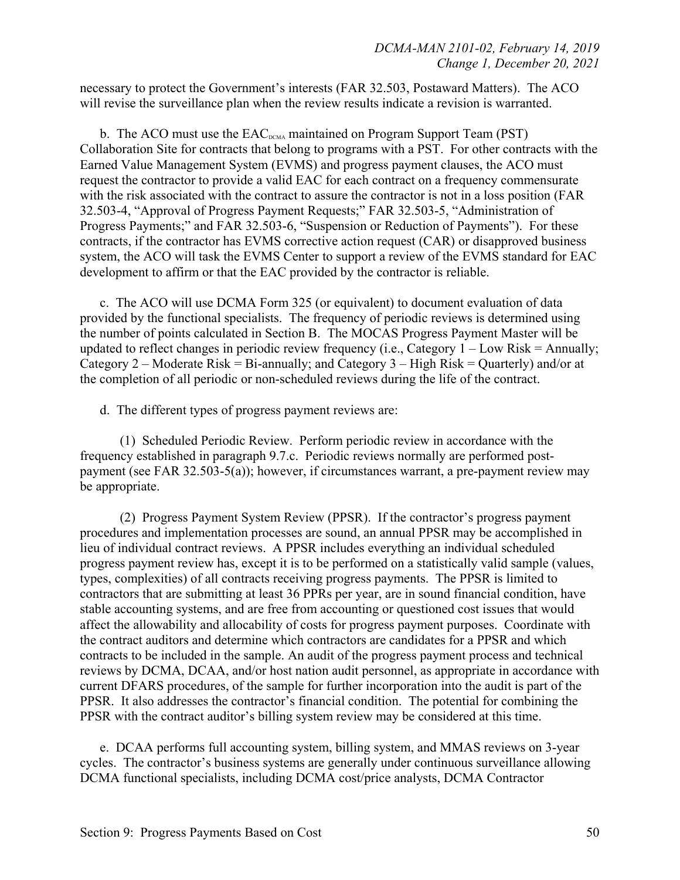necessary to protect the Government's interests (FAR 32.503, Postaward Matters). The ACO will revise the surveillance plan when the review results indicate a revision is warranted.

b. The ACO must use the $EAC_{DCMA}$ maintained on Program Support Team (PST) Collaboration Site for contracts that belong to programs with a PST. For other contracts with the Earned Value Management System (EVMS) and progress payment clauses, the ACO must request the contractor to provide a valid EAC for each contract on a frequency commensurate with the risk associated with the contract to assure the contractor is not in a loss position (FAR 32.503-4, "Approval of Progress Payment Requests;" FAR 32.503-5, "Administration of Progress Payments;" and FAR 32.503-6, "Suspension or Reduction of Payments"). For these contracts, if the contractor has EVMS corrective action request (CAR) or disapproved business system, the ACO will task the EVMS Center to support a review of the EVMS standard for EAC development to affirm or that the EAC provided by the contractor is reliable.

c. The ACO will use DCMA Form 325 (or equivalent) to document evaluation of data provided by the functional specialists. The frequency of periodic reviews is determined using the number of points calculated in Section B. The MOCAS Progress Payment Master will be updated to reflect changes in periodic review frequency (i.e., Category 1 – Low Risk = Annually; Category 2 – Moderate Risk = Bi-annually; and Category 3 – High Risk = Quarterly) and/or at the completion of all periodic or non-scheduled reviews during the life of the contract.

d. The different types of progress payment reviews are:

(1) Scheduled Periodic Review. Perform periodic review in accordance with the frequency established in paragraph 9.7.c. Periodic reviews normally are performed post-payment (see FAR 32.503-5(a)); however, if circumstances warrant, a pre-payment review may be appropriate.

(2) Progress Payment System Review (PPSR). If the contractor's progress payment procedures and implementation processes are sound, an annual PPSR may be accomplished in lieu of individual contract reviews. A PPSR includes everything an individual scheduled progress payment review has, except it is to be performed on a statistically valid sample (values, types, complexities) of all contracts receiving progress payments. The PPSR is limited to contractors that are submitting at least 36 PPRs per year, are in sound financial condition, have stable accounting systems, and are free from accounting or questioned cost issues that would affect the allowability and allocability of costs for progress payment purposes. Coordinate with the contract auditors and determine which contractors are candidates for a PPSR and which contracts to be included in the sample. An audit of the progress payment process and technical reviews by DCMA, DCAA, and/or host nation audit personnel, as appropriate in accordance with current DFARS procedures, of the sample for further incorporation into the audit is part of the PPSR. It also addresses the contractor's financial condition. The potential for combining the PPSR with the contract auditor's billing system review may be considered at this time.

e. DCAA performs full accounting system, billing system, and MMAS reviews on 3-year cycles. The contractor's business systems are generally under continuous surveillance allowing DCMA functional specialists, including DCMA cost/price analysts, DCMA Contractor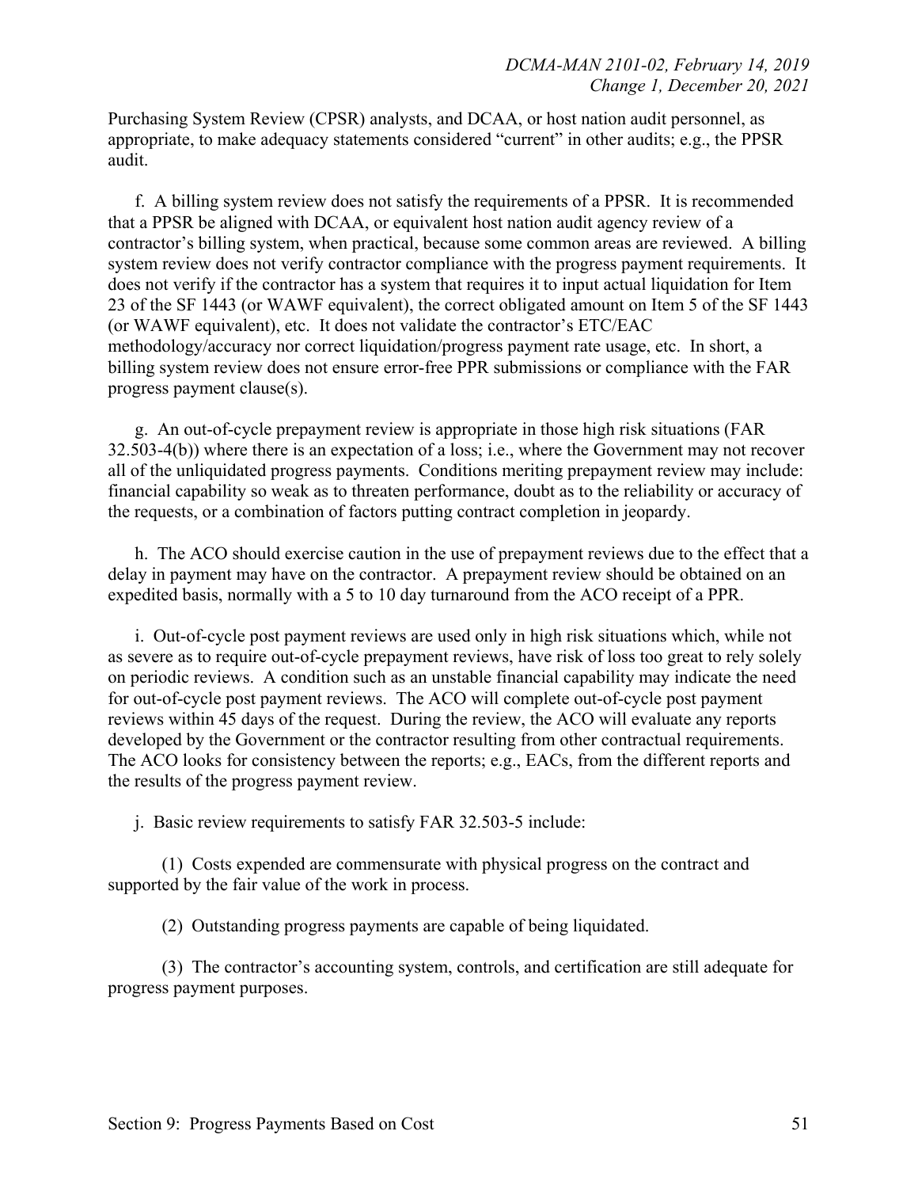Purchasing System Review (CPSR) analysts, and DCAA, or host nation audit personnel, as appropriate, to make adequacy statements considered "current" in other audits; e.g., the PPSR audit.

f. A billing system review does not satisfy the requirements of a PPSR. It is recommended that a PPSR be aligned with DCAA, or equivalent host nation audit agency review of a contractor's billing system, when practical, because some common areas are reviewed. A billing system review does not verify contractor compliance with the progress payment requirements. It does not verify if the contractor has a system that requires it to input actual liquidation for Item 23 of the SF 1443 (or WAWF equivalent), the correct obligated amount on Item 5 of the SF 1443 (or WAWF equivalent), etc. It does not validate the contractor's ETC/EAC methodology/accuracy nor correct liquidation/progress payment rate usage, etc. In short, a billing system review does not ensure error-free PPR submissions or compliance with the FAR progress payment clause(s).

g. An out-of-cycle prepayment review is appropriate in those high risk situations (FAR 32.503-4(b)) where there is an expectation of a loss; i.e., where the Government may not recover all of the unliquidated progress payments. Conditions meriting prepayment review may include: financial capability so weak as to threaten performance, doubt as to the reliability or accuracy of the requests, or a combination of factors putting contract completion in jeopardy.

h. The ACO should exercise caution in the use of prepayment reviews due to the effect that a delay in payment may have on the contractor. A prepayment review should be obtained on an expedited basis, normally with a 5 to 10 day turnaround from the ACO receipt of a PPR.

i. Out-of-cycle post payment reviews are used only in high risk situations which, while not as severe as to require out-of-cycle prepayment reviews, have risk of loss too great to rely solely on periodic reviews. A condition such as an unstable financial capability may indicate the need for out-of-cycle post payment reviews. The ACO will complete out-of-cycle post payment reviews within 45 days of the request. During the review, the ACO will evaluate any reports developed by the Government or the contractor resulting from other contractual requirements. The ACO looks for consistency between the reports; e.g., EACs, from the different reports and the results of the progress payment review.

j. Basic review requirements to satisfy FAR 32.503-5 include:

(1) Costs expended are commensurate with physical progress on the contract and supported by the fair value of the work in process.

(2) Outstanding progress payments are capable of being liquidated.

(3) The contractor's accounting system, controls, and certification are still adequate for progress payment purposes.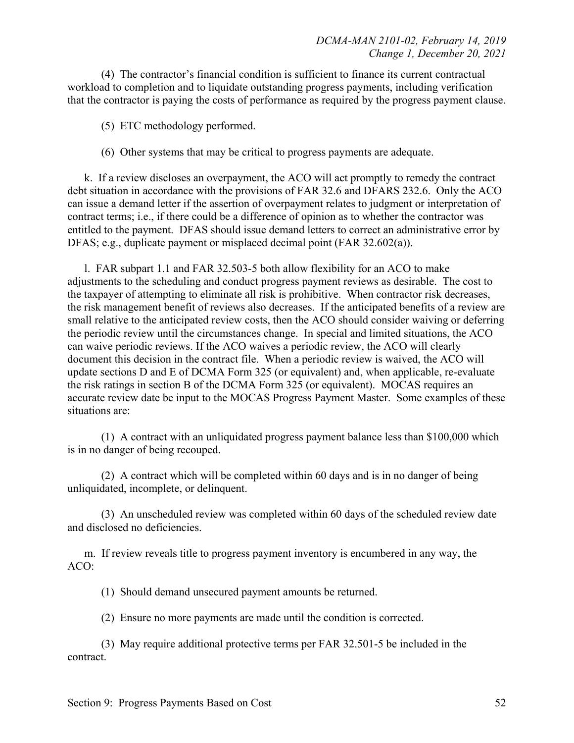(4) The contractor's financial condition is sufficient to finance its current contractual workload to completion and to liquidate outstanding progress payments, including verification that the contractor is paying the costs of performance as required by the progress payment clause.

(5) ETC methodology performed.

(6) Other systems that may be critical to progress payments are adequate.

k. If a review discloses an overpayment, the ACO will act promptly to remedy the contract debt situation in accordance with the provisions of FAR 32.6 and DFARS 232.6. Only the ACO can issue a demand letter if the assertion of overpayment relates to judgment or interpretation of contract terms; i.e., if there could be a difference of opinion as to whether the contractor was entitled to the payment. DFAS should issue demand letters to correct an administrative error by DFAS; e.g., duplicate payment or misplaced decimal point (FAR 32.602(a)).

l. FAR subpart 1.1 and FAR 32.503-5 both allow flexibility for an ACO to make adjustments to the scheduling and conduct progress payment reviews as desirable. The cost to the taxpayer of attempting to eliminate all risk is prohibitive. When contractor risk decreases, the risk management benefit of reviews also decreases. If the anticipated benefits of a review are small relative to the anticipated review costs, then the ACO should consider waiving or deferring the periodic review until the circumstances change. In special and limited situations, the ACO can waive periodic reviews. If the ACO waives a periodic review, the ACO will clearly document this decision in the contract file. When a periodic review is waived, the ACO will update sections D and E of DCMA Form 325 (or equivalent) and, when applicable, re-evaluate the risk ratings in section B of the DCMA Form 325 (or equivalent). MOCAS requires an accurate review date be input to the MOCAS Progress Payment Master. Some examples of these situations are:

(1) A contract with an unliquidated progress payment balance less than $100,000 which is in no danger of being recouped.

(2) A contract which will be completed within 60 days and is in no danger of being unliquidated, incomplete, or delinquent.

(3) An unscheduled review was completed within 60 days of the scheduled review date and disclosed no deficiencies.

m. If review reveals title to progress payment inventory is encumbered in any way, the ACO:

(1) Should demand unsecured payment amounts be returned.

(2) Ensure no more payments are made until the condition is corrected.

(3) May require additional protective terms per FAR 32.501-5 be included in the contract.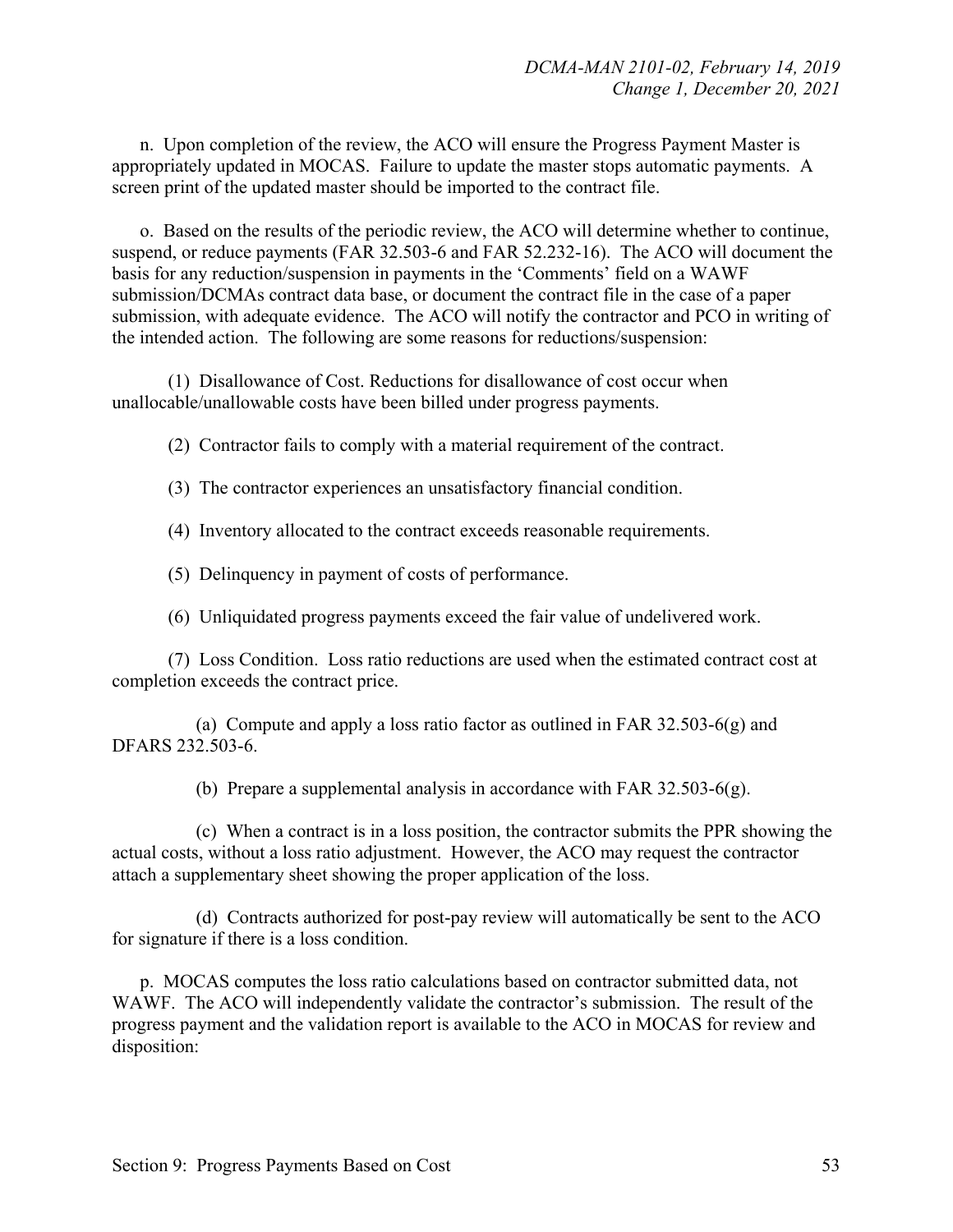n. Upon completion of the review, the ACO will ensure the Progress Payment Master is appropriately updated in MOCAS. Failure to update the master stops automatic payments. A screen print of the updated master should be imported to the contract file.

o. Based on the results of the periodic review, the ACO will determine whether to continue, suspend, or reduce payments (FAR 32.503-6 and FAR 52.232-16). The ACO will document the basis for any reduction/suspension in payments in the 'Comments' field on a WAWF submission/DCMAs contract data base, or document the contract file in the case of a paper submission, with adequate evidence. The ACO will notify the contractor and PCO in writing of the intended action. The following are some reasons for reductions/suspension:

(1) Disallowance of Cost. Reductions for disallowance of cost occur when unallocable/unallowable costs have been billed under progress payments.

(2) Contractor fails to comply with a material requirement of the contract.

(3) The contractor experiences an unsatisfactory financial condition.

(4) Inventory allocated to the contract exceeds reasonable requirements.

(5) Delinquency in payment of costs of performance.

(6) Unliquidated progress payments exceed the fair value of undelivered work.

(7) Loss Condition. Loss ratio reductions are used when the estimated contract cost at completion exceeds the contract price.

(a) Compute and apply a loss ratio factor as outlined in FAR 32.503-6(g) and DFARS 232.503-6.

(b) Prepare a supplemental analysis in accordance with FAR 32.503-6(g).

(c) When a contract is in a loss position, the contractor submits the PPR showing the actual costs, without a loss ratio adjustment. However, the ACO may request the contractor attach a supplementary sheet showing the proper application of the loss.

(d) Contracts authorized for post-pay review will automatically be sent to the ACO for signature if there is a loss condition.

p. MOCAS computes the loss ratio calculations based on contractor submitted data, not WAWF. The ACO will independently validate the contractor's submission. The result of the progress payment and the validation report is available to the ACO in MOCAS for review and disposition: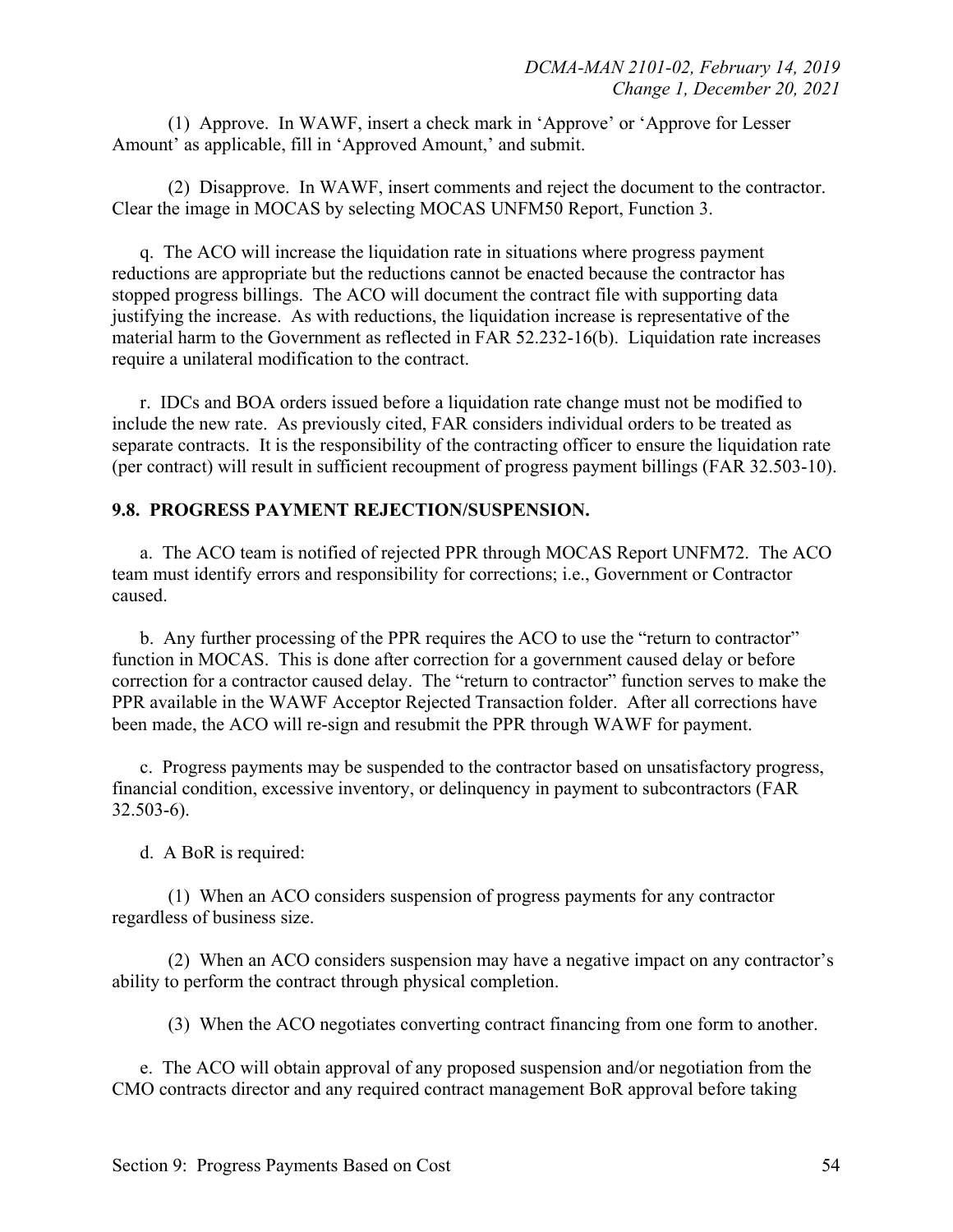(1) Approve. In WAWF, insert a check mark in 'Approve' or 'Approve for Lesser Amount' as applicable, fill in 'Approved Amount,' and submit.

(2) Disapprove. In WAWF, insert comments and reject the document to the contractor. Clear the image in MOCAS by selecting MOCAS UNFM50 Report, Function 3.

q. The ACO will increase the liquidation rate in situations where progress payment reductions are appropriate but the reductions cannot be enacted because the contractor has stopped progress billings. The ACO will document the contract file with supporting data justifying the increase. As with reductions, the liquidation increase is representative of the material harm to the Government as reflected in FAR 52.232-16(b). Liquidation rate increases require a unilateral modification to the contract.

r. IDCs and BOA orders issued before a liquidation rate change must not be modified to include the new rate. As previously cited, FAR considers individual orders to be treated as separate contracts. It is the responsibility of the contracting officer to ensure the liquidation rate (per contract) will result in sufficient recoupment of progress payment billings (FAR 32.503-10).

## 9.8. PROGRESS PAYMENT REJECTION/SUSPENSION.

a. The ACO team is notified of rejected PPR through MOCAS Report UNFM72. The ACO team must identify errors and responsibility for corrections; i.e., Government or Contractor caused.

b. Any further processing of the PPR requires the ACO to use the "return to contractor" function in MOCAS. This is done after correction for a government caused delay or before correction for a contractor caused delay. The "return to contractor" function serves to make the PPR available in the WAWF Acceptor Rejected Transaction folder. After all corrections have been made, the ACO will re-sign and resubmit the PPR through WAWF for payment.

c. Progress payments may be suspended to the contractor based on unsatisfactory progress, financial condition, excessive inventory, or delinquency in payment to subcontractors (FAR 32.503-6).

d. A BoR is required:

(1) When an ACO considers suspension of progress payments for any contractor regardless of business size.

(2) When an ACO considers suspension may have a negative impact on any contractor's ability to perform the contract through physical completion.

(3) When the ACO negotiates converting contract financing from one form to another.

e. The ACO will obtain approval of any proposed suspension and/or negotiation from the CMO contracts director and any required contract management BoR approval before taking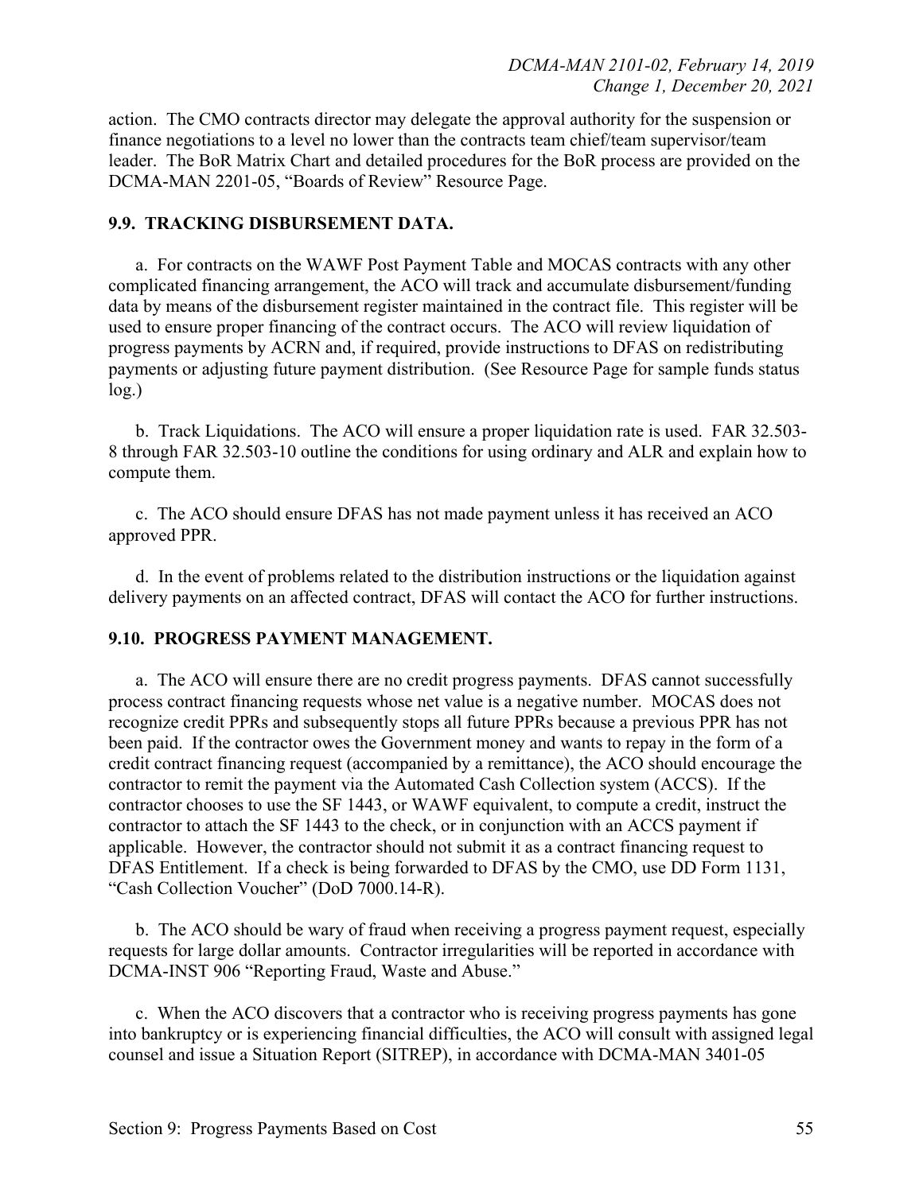action. The CMO contracts director may delegate the approval authority for the suspension or finance negotiations to a level no lower than the contracts team chief/team supervisor/team leader. The BoR Matrix Chart and detailed procedures for the BoR process are provided on the DCMA-MAN 2201-05, "Boards of Review" Resource Page.

### 9.9. TRACKING DISBURSEMENT DATA.

a. For contracts on the WAWF Post Payment Table and MOCAS contracts with any other complicated financing arrangement, the ACO will track and accumulate disbursement/funding data by means of the disbursement register maintained in the contract file. This register will be used to ensure proper financing of the contract occurs. The ACO will review liquidation of progress payments by ACRN and, if required, provide instructions to DFAS on redistributing payments or adjusting future payment distribution. (See Resource Page for sample funds status log.)

b. Track Liquidations. The ACO will ensure a proper liquidation rate is used. FAR 32.503-8 through FAR 32.503-10 outline the conditions for using ordinary and ALR and explain how to compute them.

c. The ACO should ensure DFAS has not made payment unless it has received an ACO approved PPR.

d. In the event of problems related to the distribution instructions or the liquidation against delivery payments on an affected contract, DFAS will contact the ACO for further instructions.

### 9.10. PROGRESS PAYMENT MANAGEMENT.

a. The ACO will ensure there are no credit progress payments. DFAS cannot successfully process contract financing requests whose net value is a negative number. MOCAS does not recognize credit PPRs and subsequently stops all future PPRs because a previous PPR has not been paid. If the contractor owes the Government money and wants to repay in the form of a credit contract financing request (accompanied by a remittance), the ACO should encourage the contractor to remit the payment via the Automated Cash Collection system (ACCS). If the contractor chooses to use the SF 1443, or WAWF equivalent, to compute a credit, instruct the contractor to attach the SF 1443 to the check, or in conjunction with an ACCS payment if applicable. However, the contractor should not submit it as a contract financing request to DFAS Entitlement. If a check is being forwarded to DFAS by the CMO, use DD Form 1131, "Cash Collection Voucher" (DoD 7000.14-R).

b. The ACO should be wary of fraud when receiving a progress payment request, especially requests for large dollar amounts. Contractor irregularities will be reported in accordance with DCMA-INST 906 "Reporting Fraud, Waste and Abuse."

c. When the ACO discovers that a contractor who is receiving progress payments has gone into bankruptcy or is experiencing financial difficulties, the ACO will consult with assigned legal counsel and issue a Situation Report (SITREP), in accordance with DCMA-MAN 3401-05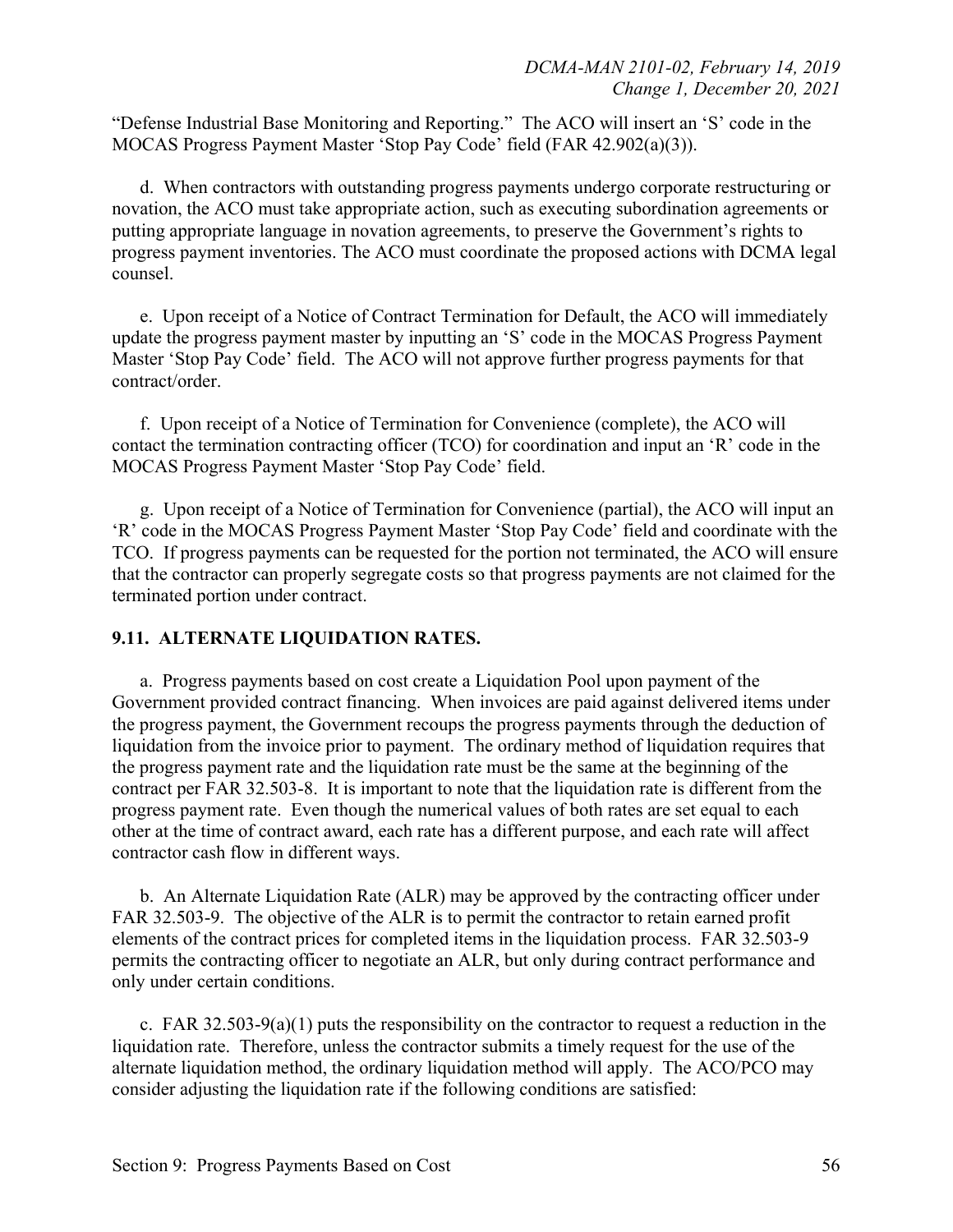"Defense Industrial Base Monitoring and Reporting." The ACO will insert an 'S' code in the MOCAS Progress Payment Master 'Stop Pay Code' field (FAR 42.902(a)(3)).

d. When contractors with outstanding progress payments undergo corporate restructuring or novation, the ACO must take appropriate action, such as executing subordination agreements or putting appropriate language in novation agreements, to preserve the Government's rights to progress payment inventories. The ACO must coordinate the proposed actions with DCMA legal counsel.

e. Upon receipt of a Notice of Contract Termination for Default, the ACO will immediately update the progress payment master by inputting an 'S' code in the MOCAS Progress Payment Master 'Stop Pay Code' field. The ACO will not approve further progress payments for that contract/order.

f. Upon receipt of a Notice of Termination for Convenience (complete), the ACO will contact the termination contracting officer (TCO) for coordination and input an 'R' code in the MOCAS Progress Payment Master 'Stop Pay Code' field.

g. Upon receipt of a Notice of Termination for Convenience (partial), the ACO will input an 'R' code in the MOCAS Progress Payment Master 'Stop Pay Code' field and coordinate with the TCO. If progress payments can be requested for the portion not terminated, the ACO will ensure that the contractor can properly segregate costs so that progress payments are not claimed for the terminated portion under contract.

## 9.11. ALTERNATE LIQUIDATION RATES.

a. Progress payments based on cost create a Liquidation Pool upon payment of the Government provided contract financing. When invoices are paid against delivered items under the progress payment, the Government recoups the progress payments through the deduction of liquidation from the invoice prior to payment. The ordinary method of liquidation requires that the progress payment rate and the liquidation rate must be the same at the beginning of the contract per FAR 32.503-8. It is important to note that the liquidation rate is different from the progress payment rate. Even though the numerical values of both rates are set equal to each other at the time of contract award, each rate has a different purpose, and each rate will affect contractor cash flow in different ways.

b. An Alternate Liquidation Rate (ALR) may be approved by the contracting officer under FAR 32.503-9. The objective of the ALR is to permit the contractor to retain earned profit elements of the contract prices for completed items in the liquidation process. FAR 32.503-9 permits the contracting officer to negotiate an ALR, but only during contract performance and only under certain conditions.

c. FAR 32.503-9(a)(1) puts the responsibility on the contractor to request a reduction in the liquidation rate. Therefore, unless the contractor submits a timely request for the use of the alternate liquidation method, the ordinary liquidation method will apply. The ACO/PCO may consider adjusting the liquidation rate if the following conditions are satisfied: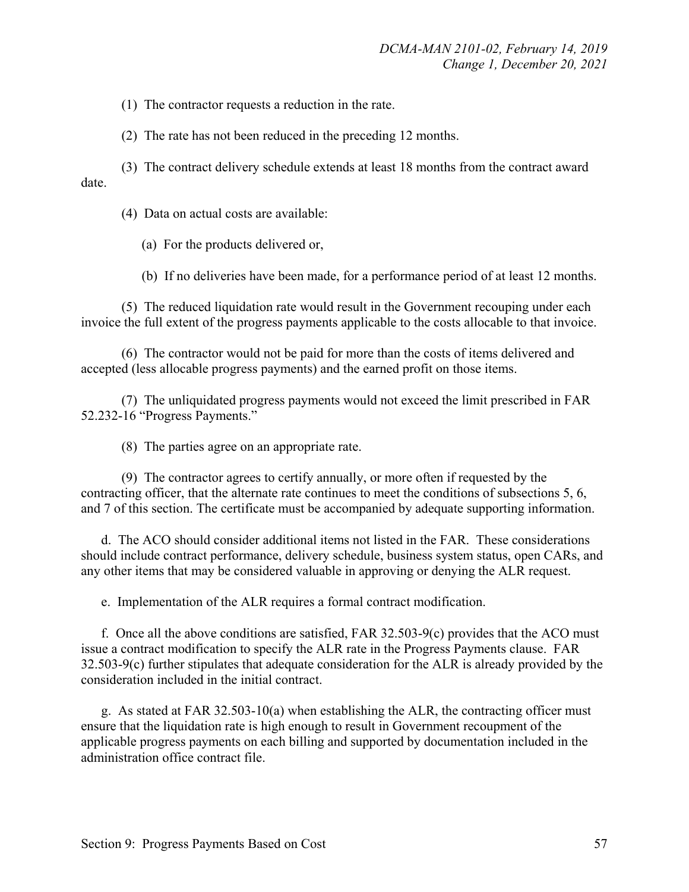(1) The contractor requests a reduction in the rate.

(2) The rate has not been reduced in the preceding 12 months.

(3) The contract delivery schedule extends at least 18 months from the contract award date.

(4) Data on actual costs are available:

(a) For the products delivered or,

(b) If no deliveries have been made, for a performance period of at least 12 months.

(5) The reduced liquidation rate would result in the Government recouping under each invoice the full extent of the progress payments applicable to the costs allocable to that invoice.

(6) The contractor would not be paid for more than the costs of items delivered and accepted (less allocable progress payments) and the earned profit on those items.

(7) The unliquidated progress payments would not exceed the limit prescribed in FAR 52.232-16 "Progress Payments."

(8) The parties agree on an appropriate rate.

(9) The contractor agrees to certify annually, or more often if requested by the contracting officer, that the alternate rate continues to meet the conditions of subsections 5, 6, and 7 of this section. The certificate must be accompanied by adequate supporting information.

d. The ACO should consider additional items not listed in the FAR. These considerations should include contract performance, delivery schedule, business system status, open CARs, and any other items that may be considered valuable in approving or denying the ALR request.

e. Implementation of the ALR requires a formal contract modification.

f. Once all the above conditions are satisfied, FAR 32.503-9(c) provides that the ACO must issue a contract modification to specify the ALR rate in the Progress Payments clause. FAR 32.503-9(c) further stipulates that adequate consideration for the ALR is already provided by the consideration included in the initial contract.

g. As stated at FAR 32.503-10(a) when establishing the ALR, the contracting officer must ensure that the liquidation rate is high enough to result in Government recoupment of the applicable progress payments on each billing and supported by documentation included in the administration office contract file.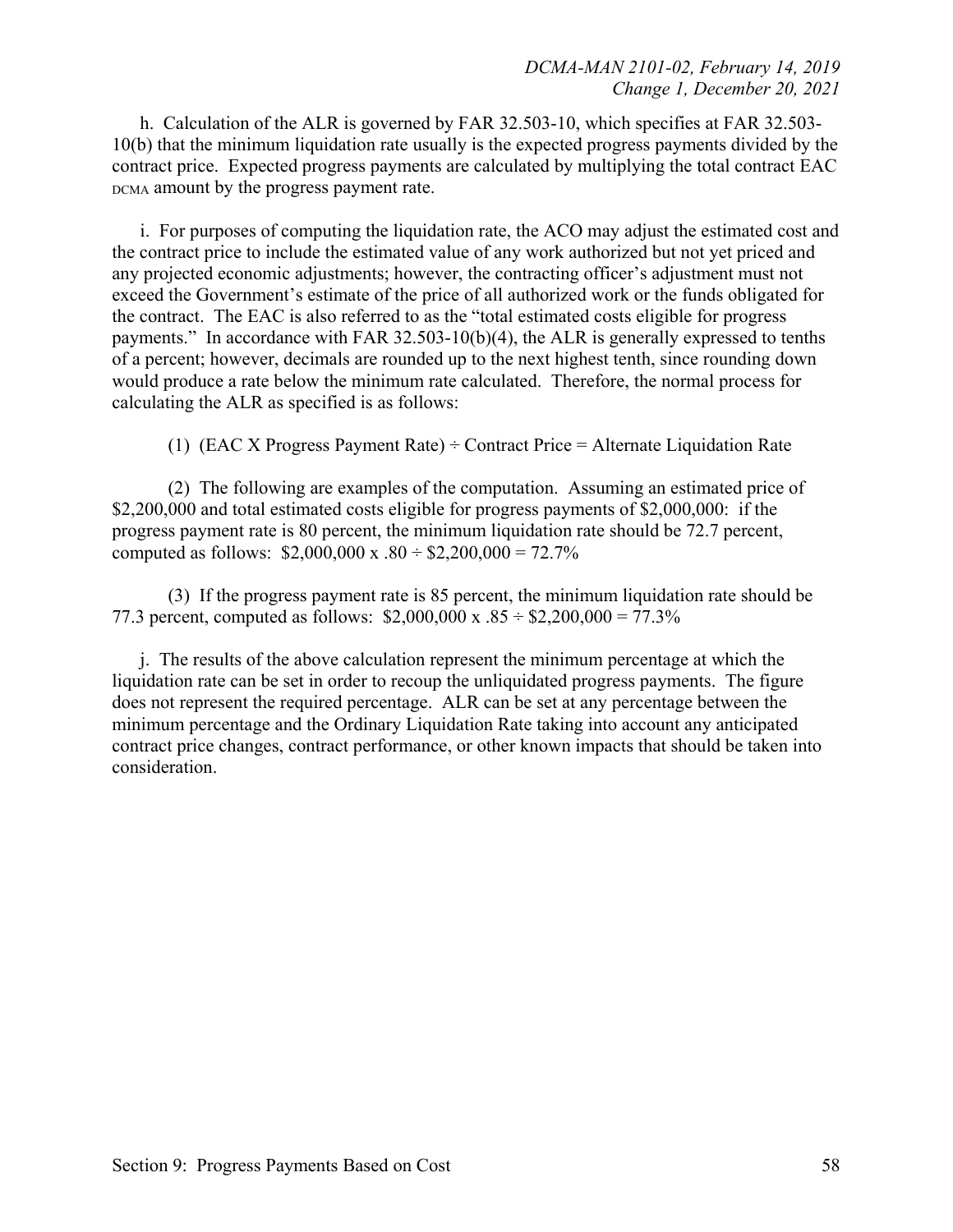h. Calculation of the ALR is governed by FAR 32.503-10, which specifies at FAR 32.503-10(b) that the minimum liquidation rate usually is the expected progress payments divided by the contract price. Expected progress payments are calculated by multiplying the total contract EAC $_{\text{DCMA}}$ amount by the progress payment rate.

i. For purposes of computing the liquidation rate, the ACO may adjust the estimated cost and the contract price to include the estimated value of any work authorized but not yet priced and any projected economic adjustments; however, the contracting officer's adjustment must not exceed the Government's estimate of the price of all authorized work or the funds obligated for the contract. The EAC is also referred to as the "total estimated costs eligible for progress payments." In accordance with FAR 32.503-10(b)(4), the ALR is generally expressed to tenths of a percent; however, decimals are rounded up to the next highest tenth, since rounding down would produce a rate below the minimum rate calculated. Therefore, the normal process for calculating the ALR as specified is as follows:

(1) (EAC X Progress Payment Rate) ÷ Contract Price = Alternate Liquidation Rate

(2) The following are examples of the computation. Assuming an estimated price of $2,200,000 and total estimated costs eligible for progress payments of $2,000,000: if the progress payment rate is 80 percent, the minimum liquidation rate should be 72.7 percent, computed as follows: $2,000,000 x .80 ÷ $2,200,000 = 72.7%

(3) If the progress payment rate is 85 percent, the minimum liquidation rate should be 77.3 percent, computed as follows: $2,000,000 x .85 ÷ $2,200,000 = 77.3%

j. The results of the above calculation represent the minimum percentage at which the liquidation rate can be set in order to recoup the unliquidated progress payments. The figure does not represent the required percentage. ALR can be set at any percentage between the minimum percentage and the Ordinary Liquidation Rate taking into account any anticipated contract price changes, contract performance, or other known impacts that should be taken into consideration.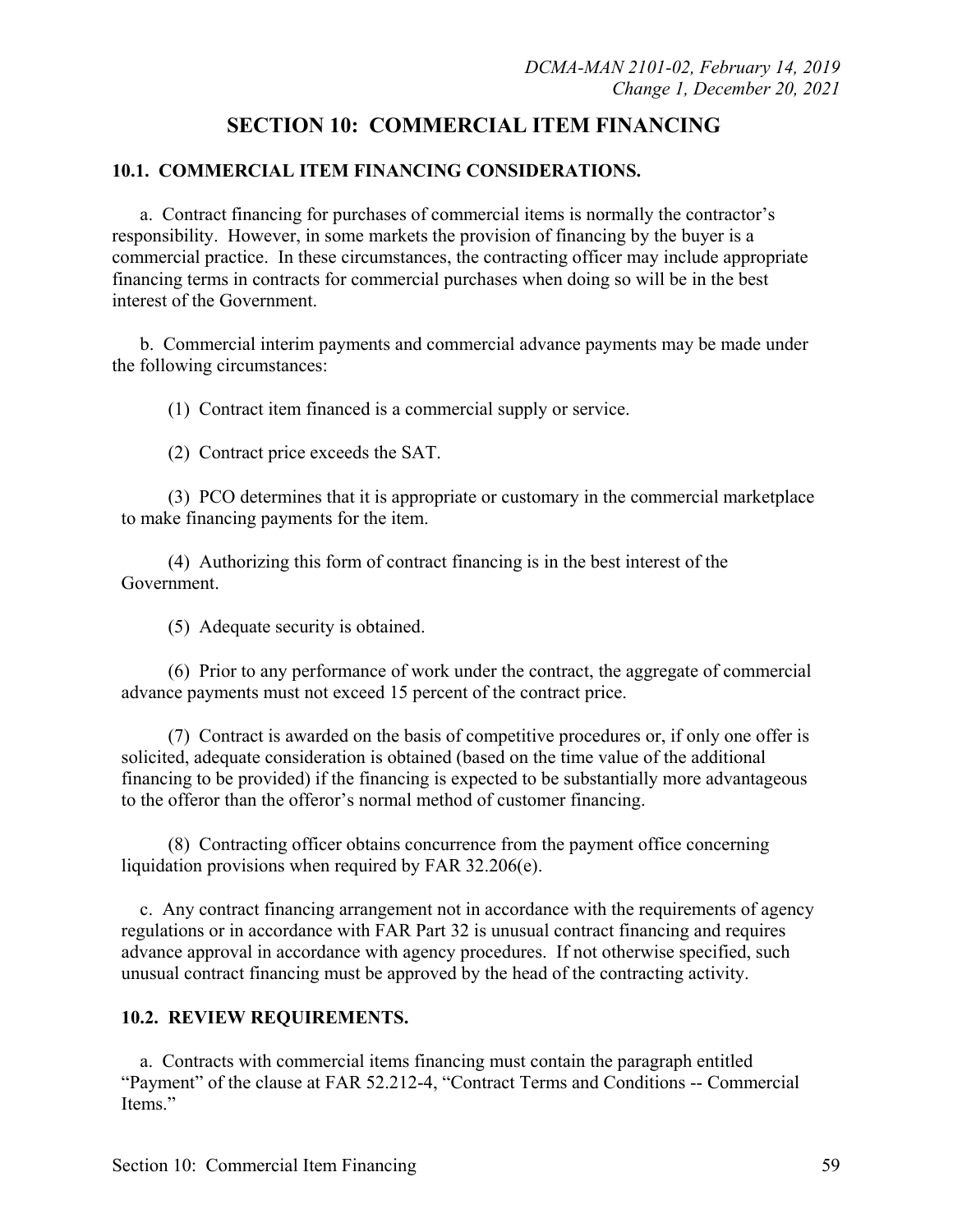# SECTION 10: COMMERCIAL ITEM FINANCING

## 10.1. COMMERCIAL ITEM FINANCING CONSIDERATIONS.

a. Contract financing for purchases of commercial items is normally the contractor's responsibility. However, in some markets the provision of financing by the buyer is a commercial practice. In these circumstances, the contracting officer may include appropriate financing terms in contracts for commercial purchases when doing so will be in the best interest of the Government.

b. Commercial interim payments and commercial advance payments may be made under the following circumstances:

(1) Contract item financed is a commercial supply or service.

(2) Contract price exceeds the SAT.

(3) PCO determines that it is appropriate or customary in the commercial marketplace to make financing payments for the item.

(4) Authorizing this form of contract financing is in the best interest of the Government.

(5) Adequate security is obtained.

(6) Prior to any performance of work under the contract, the aggregate of commercial advance payments must not exceed 15 percent of the contract price.

(7) Contract is awarded on the basis of competitive procedures or, if only one offer is solicited, adequate consideration is obtained (based on the time value of the additional financing to be provided) if the financing is expected to be substantially more advantageous to the offeror than the offeror's normal method of customer financing.

(8) Contracting officer obtains concurrence from the payment office concerning liquidation provisions when required by FAR 32.206(e).

c. Any contract financing arrangement not in accordance with the requirements of agency regulations or in accordance with FAR Part 32 is unusual contract financing and requires advance approval in accordance with agency procedures. If not otherwise specified, such unusual contract financing must be approved by the head of the contracting activity.

## 10.2. REVIEW REQUIREMENTS.

a. Contracts with commercial items financing must contain the paragraph entitled "Payment" of the clause at FAR 52.212-4, "Contract Terms and Conditions -- Commercial Items."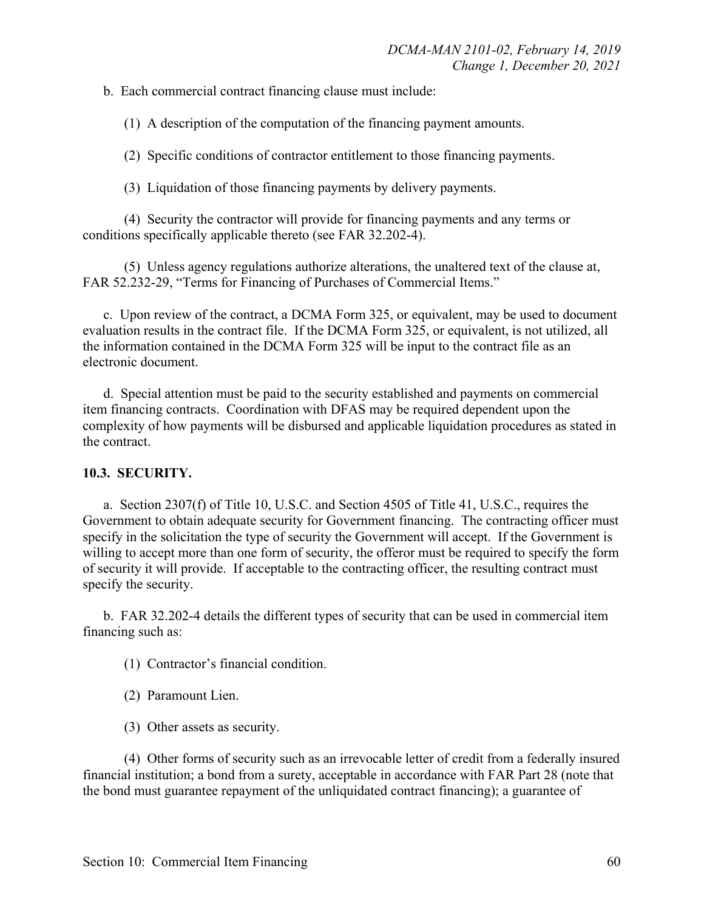b. Each commercial contract financing clause must include:

(1) A description of the computation of the financing payment amounts.

(2) Specific conditions of contractor entitlement to those financing payments.

(3) Liquidation of those financing payments by delivery payments.

(4) Security the contractor will provide for financing payments and any terms or conditions specifically applicable thereto (see FAR 32.202-4).

(5) Unless agency regulations authorize alterations, the unaltered text of the clause at, FAR 52.232-29, "Terms for Financing of Purchases of Commercial Items."

c. Upon review of the contract, a DCMA Form 325, or equivalent, may be used to document evaluation results in the contract file. If the DCMA Form 325, or equivalent, is not utilized, all the information contained in the DCMA Form 325 will be input to the contract file as an electronic document.

d. Special attention must be paid to the security established and payments on commercial item financing contracts. Coordination with DFAS may be required dependent upon the complexity of how payments will be disbursed and applicable liquidation procedures as stated in the contract.

**10.3. SECURITY.**

a. Section 2307(f) of Title 10, U.S.C. and Section 4505 of Title 41, U.S.C., requires the Government to obtain adequate security for Government financing. The contracting officer must specify in the solicitation the type of security the Government will accept. If the Government is willing to accept more than one form of security, the offeror must be required to specify the form of security it will provide. If acceptable to the contracting officer, the resulting contract must specify the security.

b. FAR 32.202-4 details the different types of security that can be used in commercial item financing such as:

(1) Contractor's financial condition.

(2) Paramount Lien.

(3) Other assets as security.

(4) Other forms of security such as an irrevocable letter of credit from a federally insured financial institution; a bond from a surety, acceptable in accordance with FAR Part 28 (note that the bond must guarantee repayment of the unliquidated contract financing); a guarantee of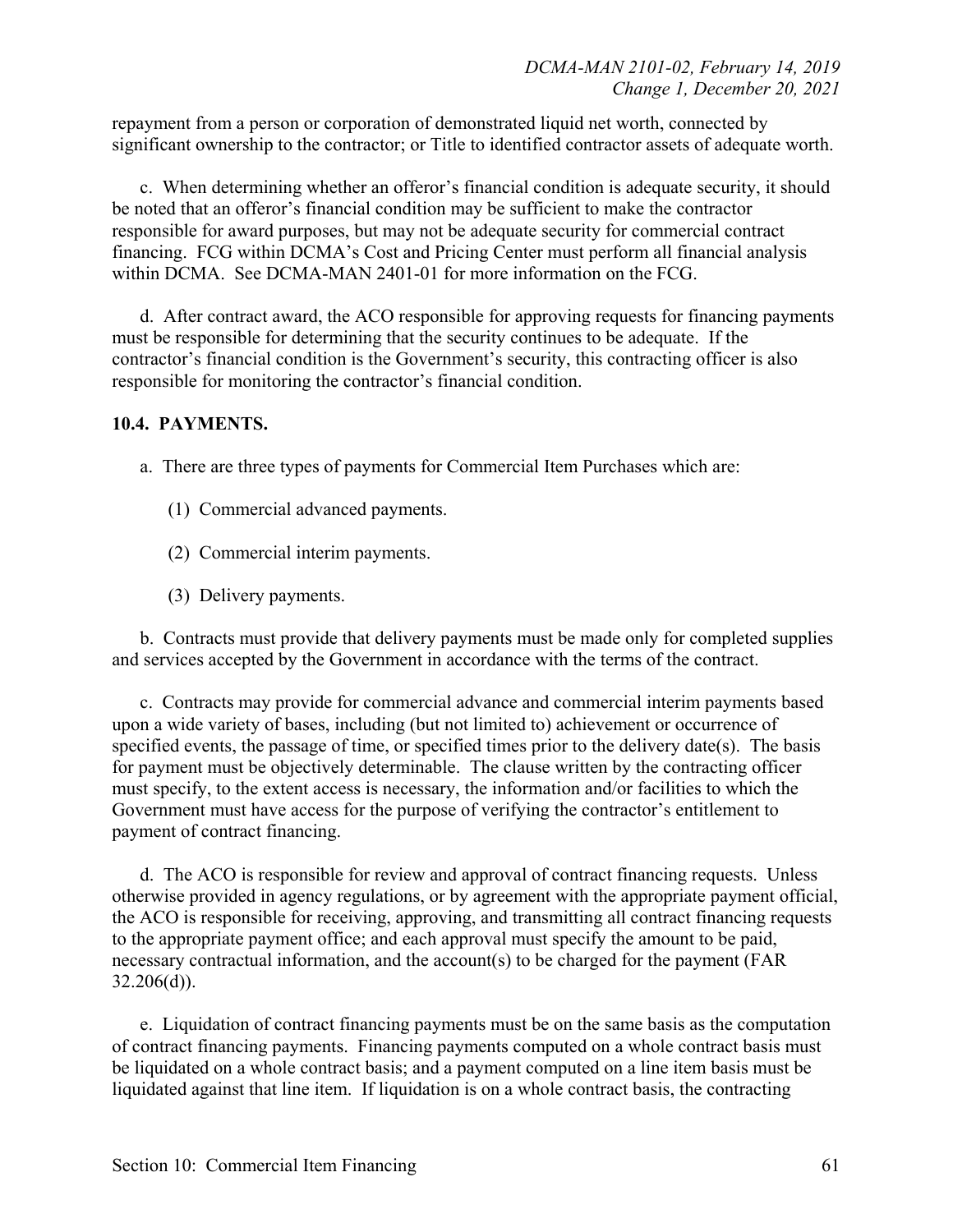repayment from a person or corporation of demonstrated liquid net worth, connected by significant ownership to the contractor; or Title to identified contractor assets of adequate worth.

c. When determining whether an offeror's financial condition is adequate security, it should be noted that an offeror's financial condition may be sufficient to make the contractor responsible for award purposes, but may not be adequate security for commercial contract financing. FCG within DCMA's Cost and Pricing Center must perform all financial analysis within DCMA. See DCMA-MAN 2401-01 for more information on the FCG.

d. After contract award, the ACO responsible for approving requests for financing payments must be responsible for determining that the security continues to be adequate. If the contractor's financial condition is the Government's security, this contracting officer is also responsible for monitoring the contractor's financial condition.

## 10.4. PAYMENTS.

a. There are three types of payments for Commercial Item Purchases which are:

(1) Commercial advanced payments.

(2) Commercial interim payments.

(3) Delivery payments.

b. Contracts must provide that delivery payments must be made only for completed supplies and services accepted by the Government in accordance with the terms of the contract.

c. Contracts may provide for commercial advance and commercial interim payments based upon a wide variety of bases, including (but not limited to) achievement or occurrence of specified events, the passage of time, or specified times prior to the delivery date(s). The basis for payment must be objectively determinable. The clause written by the contracting officer must specify, to the extent access is necessary, the information and/or facilities to which the Government must have access for the purpose of verifying the contractor's entitlement to payment of contract financing.

d. The ACO is responsible for review and approval of contract financing requests. Unless otherwise provided in agency regulations, or by agreement with the appropriate payment official, the ACO is responsible for receiving, approving, and transmitting all contract financing requests to the appropriate payment office; and each approval must specify the amount to be paid, necessary contractual information, and the account(s) to be charged for the payment (FAR 32.206(d)).

e. Liquidation of contract financing payments must be on the same basis as the computation of contract financing payments. Financing payments computed on a whole contract basis must be liquidated on a whole contract basis; and a payment computed on a line item basis must be liquidated against that line item. If liquidation is on a whole contract basis, the contracting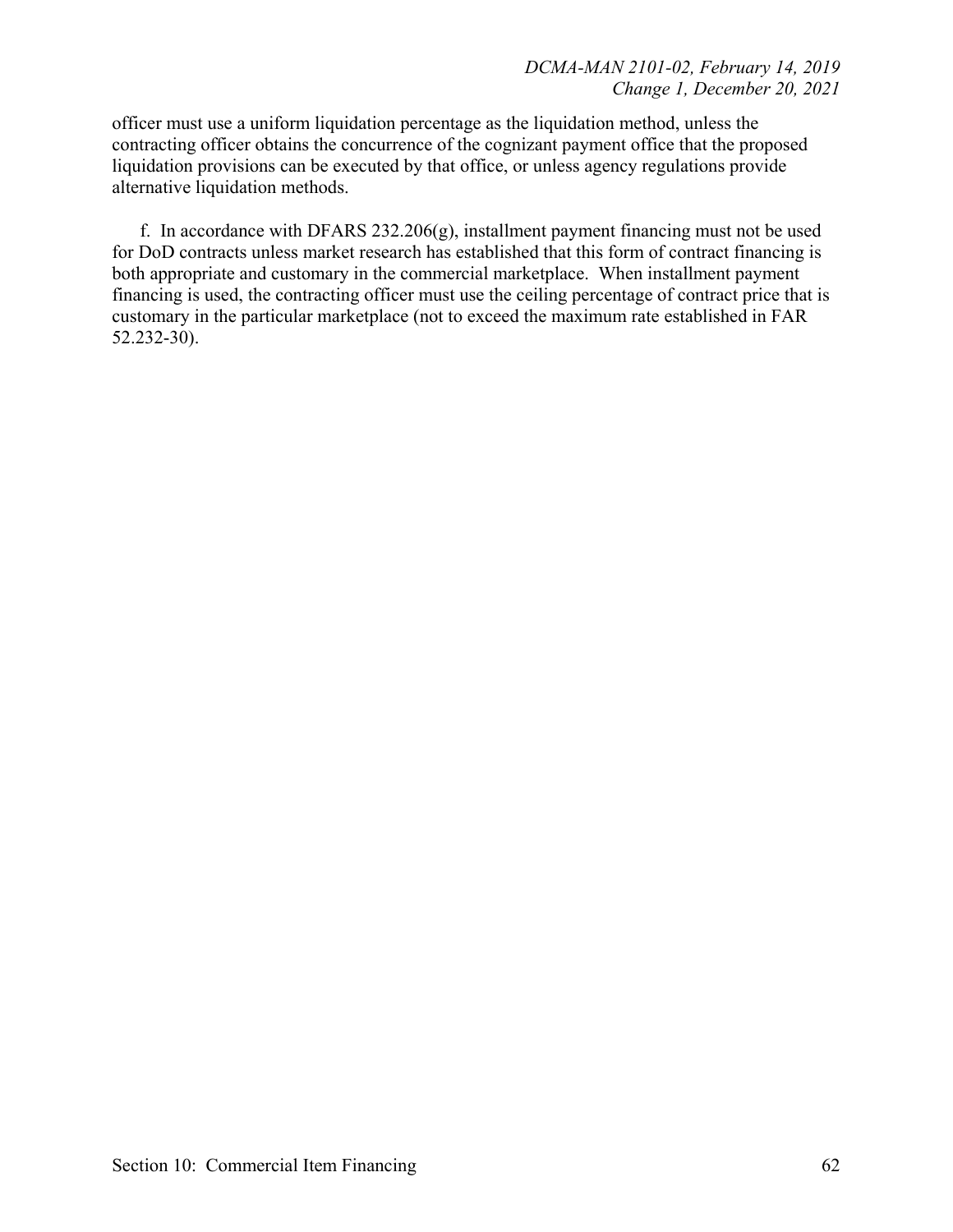officer must use a uniform liquidation percentage as the liquidation method, unless the contracting officer obtains the concurrence of the cognizant payment office that the proposed liquidation provisions can be executed by that office, or unless agency regulations provide alternative liquidation methods.

f. In accordance with DFARS 232.206(g), installment payment financing must not be used for DoD contracts unless market research has established that this form of contract financing is both appropriate and customary in the commercial marketplace. When installment payment financing is used, the contracting officer must use the ceiling percentage of contract price that is customary in the particular marketplace (not to exceed the maximum rate established in FAR 52.232-30).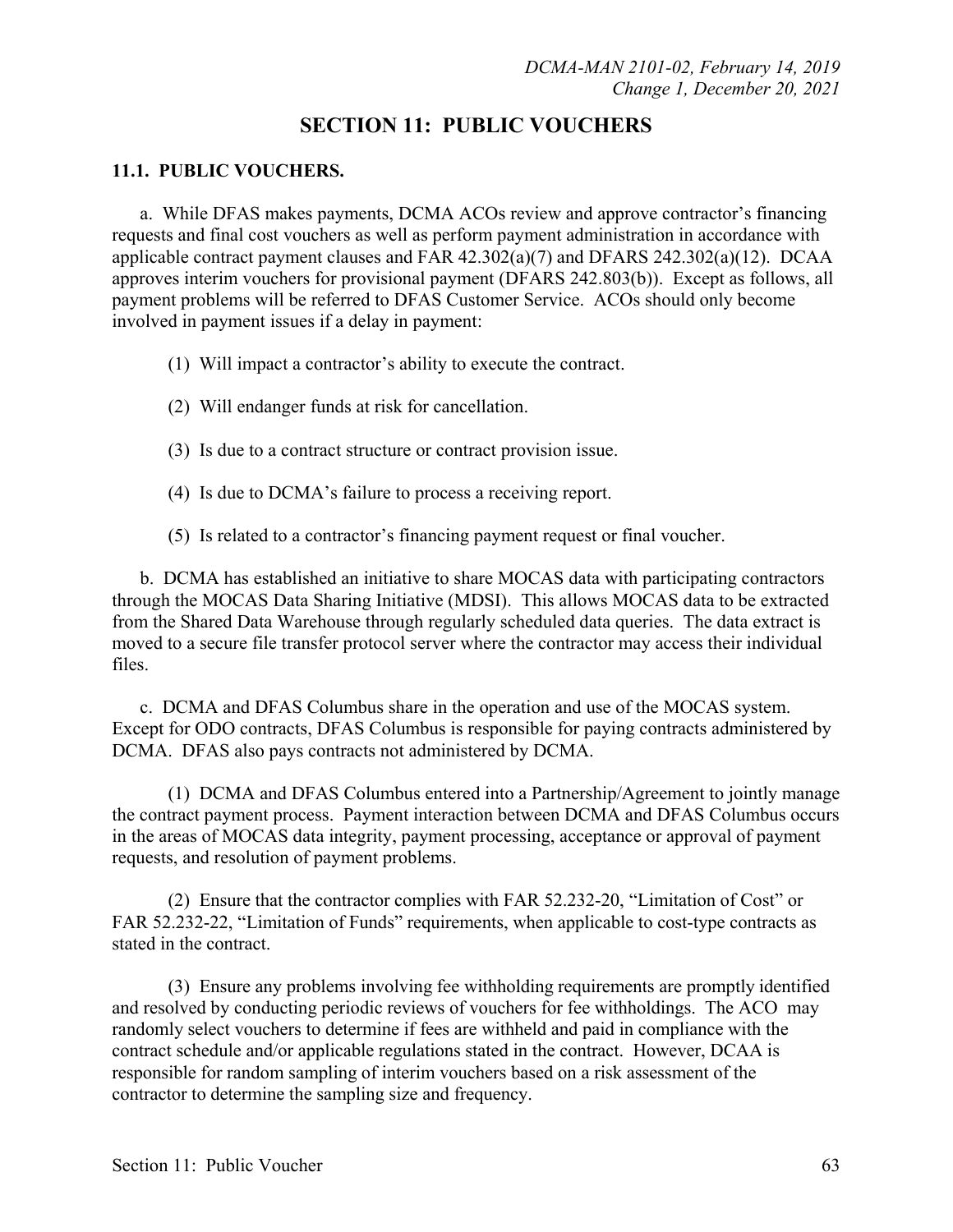# SECTION 11: PUBLIC VOUCHERS

## 11.1. PUBLIC VOUCHERS.

a. While DFAS makes payments, DCMA ACOs review and approve contractor's financing requests and final cost vouchers as well as perform payment administration in accordance with applicable contract payment clauses and FAR 42.302(a)(7) and DFARS 242.302(a)(12). DCAA approves interim vouchers for provisional payment (DFARS 242.803(b)). Except as follows, all payment problems will be referred to DFAS Customer Service. ACOs should only become involved in payment issues if a delay in payment:

(1) Will impact a contractor's ability to execute the contract.

(2) Will endanger funds at risk for cancellation.

(3) Is due to a contract structure or contract provision issue.

(4) Is due to DCMA's failure to process a receiving report.

(5) Is related to a contractor's financing payment request or final voucher.

b. DCMA has established an initiative to share MOCAS data with participating contractors through the MOCAS Data Sharing Initiative (MDSI). This allows MOCAS data to be extracted from the Shared Data Warehouse through regularly scheduled data queries. The data extract is moved to a secure file transfer protocol server where the contractor may access their individual files.

c. DCMA and DFAS Columbus share in the operation and use of the MOCAS system. Except for ODO contracts, DFAS Columbus is responsible for paying contracts administered by DCMA. DFAS also pays contracts not administered by DCMA.

(1) DCMA and DFAS Columbus entered into a Partnership/Agreement to jointly manage the contract payment process. Payment interaction between DCMA and DFAS Columbus occurs in the areas of MOCAS data integrity, payment processing, acceptance or approval of payment requests, and resolution of payment problems.

(2) Ensure that the contractor complies with FAR 52.232-20, "Limitation of Cost" or FAR 52.232-22, "Limitation of Funds" requirements, when applicable to cost-type contracts as stated in the contract.

(3) Ensure any problems involving fee withholding requirements are promptly identified and resolved by conducting periodic reviews of vouchers for fee withholdings. The ACO may randomly select vouchers to determine if fees are withheld and paid in compliance with the contract schedule and/or applicable regulations stated in the contract. However, DCAA is responsible for random sampling of interim vouchers based on a risk assessment of the contractor to determine the sampling size and frequency.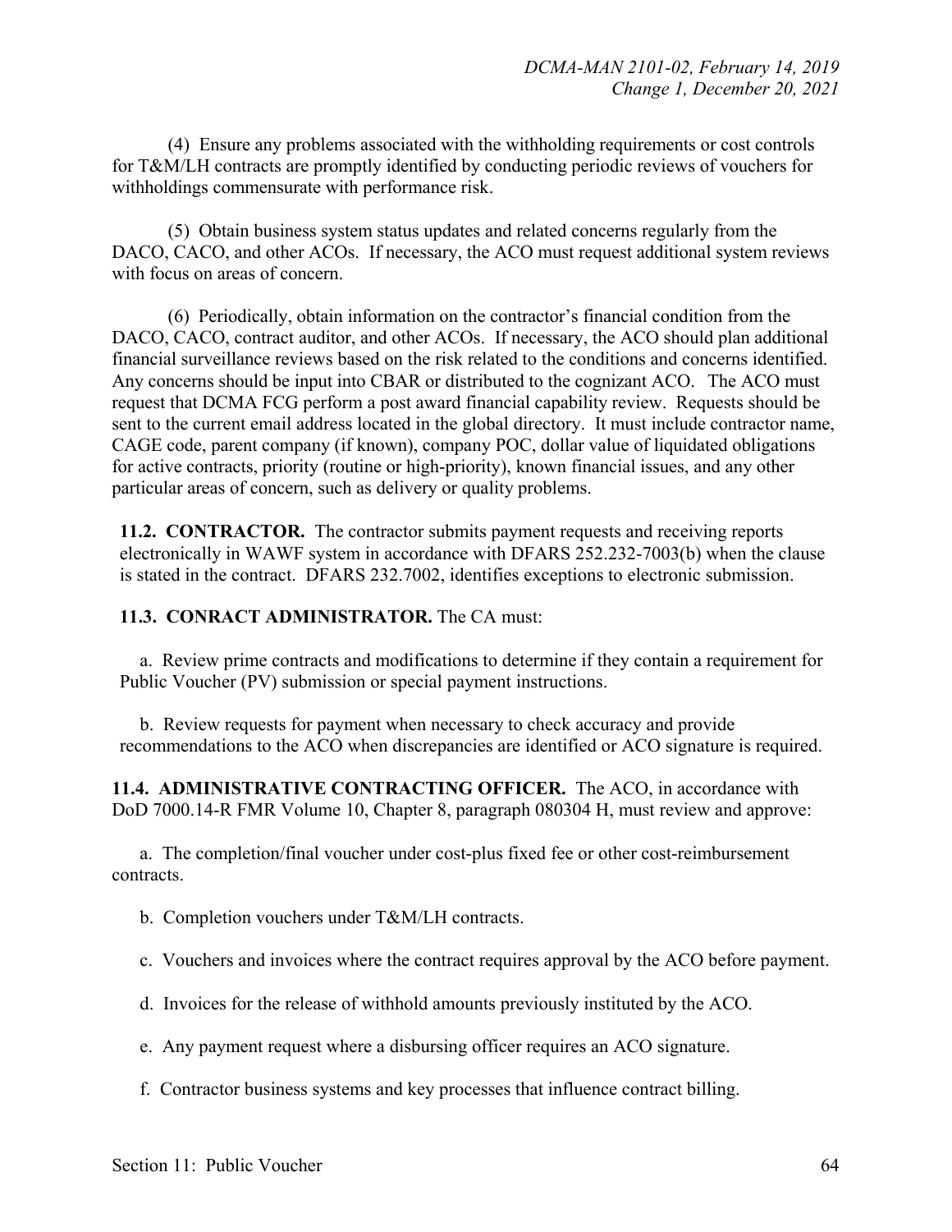(4) Ensure any problems associated with the withholding requirements or cost controls for T&M/LH contracts are promptly identified by conducting periodic reviews of vouchers for withholdings commensurate with performance risk.

(5) Obtain business system status updates and related concerns regularly from the DACO, CACO, and other ACOs. If necessary, the ACO must request additional system reviews with focus on areas of concern.

(6) Periodically, obtain information on the contractor's financial condition from the DACO, CACO, contract auditor, and other ACOs. If necessary, the ACO should plan additional financial surveillance reviews based on the risk related to the conditions and concerns identified. Any concerns should be input into CBAR or distributed to the cognizant ACO. The ACO must request that DCMA FCG perform a post award financial capability review. Requests should be sent to the current email address located in the global directory. It must include contractor name, CAGE code, parent company (if known), company POC, dollar value of liquidated obligations for active contracts, priority (routine or high-priority), known financial issues, and any other particular areas of concern, such as delivery or quality problems.

**11.2. CONTRACTOR.** The contractor submits payment requests and receiving reports electronically in WAWF system in accordance with DFARS 252.232-7003(b) when the clause is stated in the contract. DFARS 232.7002, identifies exceptions to electronic submission.

**11.3. CONRACT ADMINISTRATOR.** The CA must:

a. Review prime contracts and modifications to determine if they contain a requirement for Public Voucher (PV) submission or special payment instructions.

b. Review requests for payment when necessary to check accuracy and provide recommendations to the ACO when discrepancies are identified or ACO signature is required.

**11.4. ADMINISTRATIVE CONTRACTING OFFICER.** The ACO, in accordance with DoD 7000.14-R FMR Volume 10, Chapter 8, paragraph 080304 H, must review and approve:

a. The completion/final voucher under cost-plus fixed fee or other cost-reimbursement contracts.

b. Completion vouchers under T&M/LH contracts.

c. Vouchers and invoices where the contract requires approval by the ACO before payment.

d. Invoices for the release of withhold amounts previously instituted by the ACO.

e. Any payment request where a disbursing officer requires an ACO signature.

f. Contractor business systems and key processes that influence contract billing.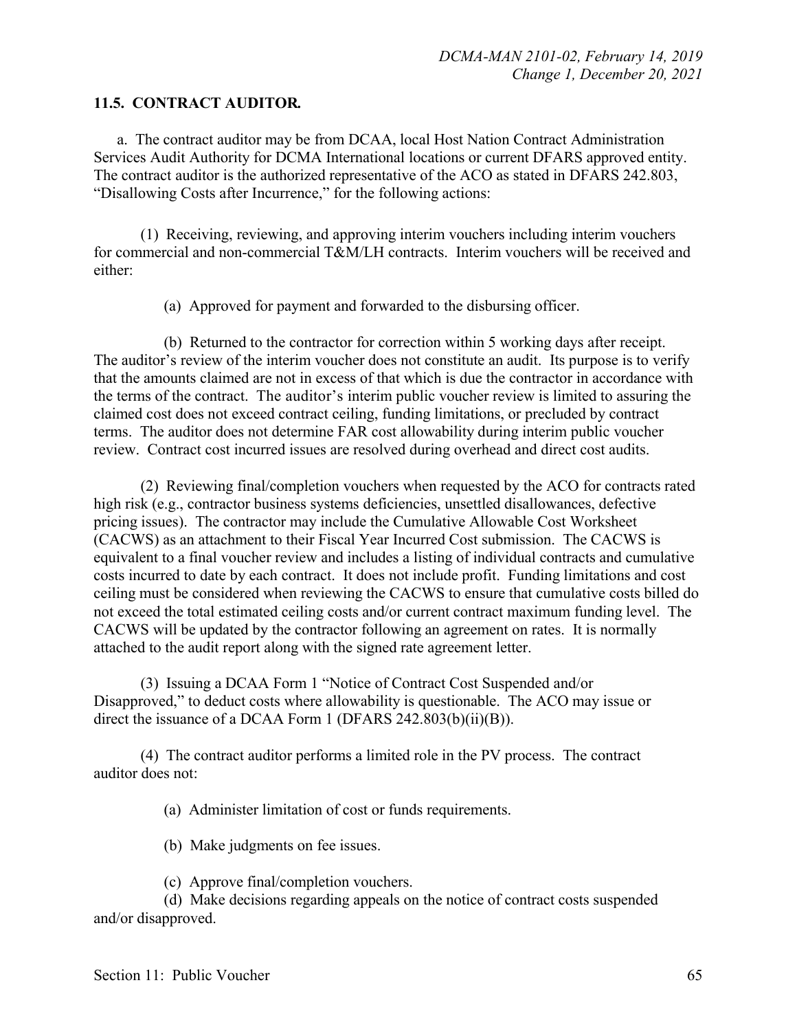### 11.5. CONTRACT AUDITOR.

a. The contract auditor may be from DCAA, local Host Nation Contract Administration Services Audit Authority for DCMA International locations or current DFARS approved entity. The contract auditor is the authorized representative of the ACO as stated in DFARS 242.803, "Disallowing Costs after Incurrence," for the following actions:

(1) Receiving, reviewing, and approving interim vouchers including interim vouchers for commercial and non-commercial T&M/LH contracts. Interim vouchers will be received and either:

(a) Approved for payment and forwarded to the disbursing officer.

(b) Returned to the contractor for correction within 5 working days after receipt. The auditor's review of the interim voucher does not constitute an audit. Its purpose is to verify that the amounts claimed are not in excess of that which is due the contractor in accordance with the terms of the contract. The auditor's interim public voucher review is limited to assuring the claimed cost does not exceed contract ceiling, funding limitations, or precluded by contract terms. The auditor does not determine FAR cost allowability during interim public voucher review. Contract cost incurred issues are resolved during overhead and direct cost audits.

(2) Reviewing final/completion vouchers when requested by the ACO for contracts rated high risk (e.g., contractor business systems deficiencies, unsettled disallowances, defective pricing issues). The contractor may include the Cumulative Allowable Cost Worksheet (CACWS) as an attachment to their Fiscal Year Incurred Cost submission. The CACWS is equivalent to a final voucher review and includes a listing of individual contracts and cumulative costs incurred to date by each contract. It does not include profit. Funding limitations and cost ceiling must be considered when reviewing the CACWS to ensure that cumulative costs billed do not exceed the total estimated ceiling costs and/or current contract maximum funding level. The CACWS will be updated by the contractor following an agreement on rates. It is normally attached to the audit report along with the signed rate agreement letter.

(3) Issuing a DCAA Form 1 "Notice of Contract Cost Suspended and/or Disapproved," to deduct costs where allowability is questionable. The ACO may issue or direct the issuance of a DCAA Form 1 (DFARS 242.803(b)(ii)(B)).

(4) The contract auditor performs a limited role in the PV process. The contract auditor does not:

(a) Administer limitation of cost or funds requirements.

(b) Make judgments on fee issues.

(c) Approve final/completion vouchers.

(d) Make decisions regarding appeals on the notice of contract costs suspended and/or disapproved.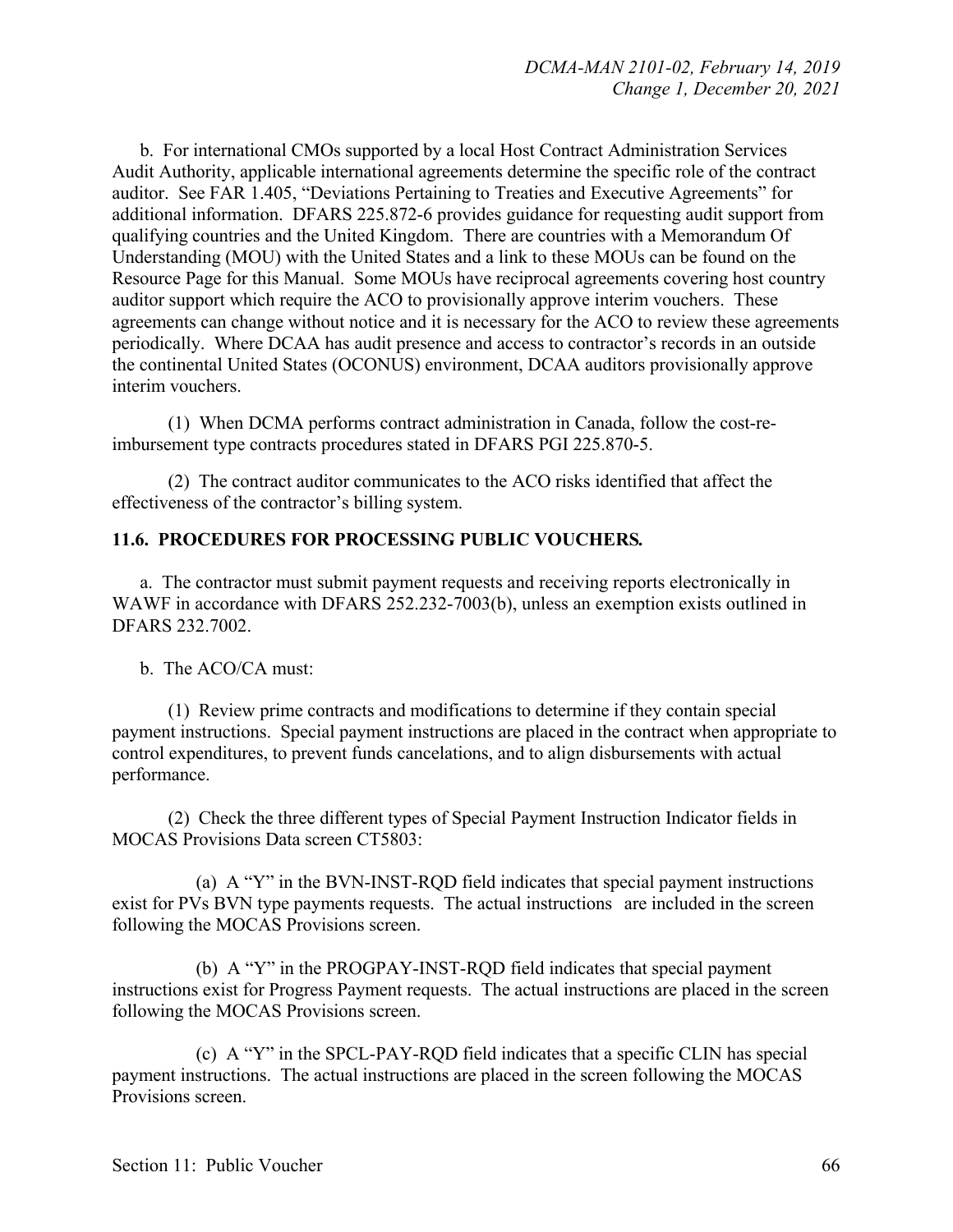b. For international CMOs supported by a local Host Contract Administration Services Audit Authority, applicable international agreements determine the specific role of the contract auditor. See FAR 1.405, "Deviations Pertaining to Treaties and Executive Agreements" for additional information. DFARS 225.872-6 provides guidance for requesting audit support from qualifying countries and the United Kingdom. There are countries with a Memorandum Of Understanding (MOU) with the United States and a link to these MOUs can be found on the Resource Page for this Manual. Some MOUs have reciprocal agreements covering host country auditor support which require the ACO to provisionally approve interim vouchers. These agreements can change without notice and it is necessary for the ACO to review these agreements periodically. Where DCAA has audit presence and access to contractor's records in an outside the continental United States (OCONUS) environment, DCAA auditors provisionally approve interim vouchers.

(1) When DCMA performs contract administration in Canada, follow the cost-re-imbursement type contracts procedures stated in DFARS PGI 225.870-5.

(2) The contract auditor communicates to the ACO risks identified that affect the effectiveness of the contractor's billing system.

**11.6. PROCEDURES FOR PROCESSING PUBLIC VOUCHERS.**

a. The contractor must submit payment requests and receiving reports electronically in WAWF in accordance with DFARS 252.232-7003(b), unless an exemption exists outlined in DFARS 232.7002.

b. The ACO/CA must:

(1) Review prime contracts and modifications to determine if they contain special payment instructions. Special payment instructions are placed in the contract when appropriate to control expenditures, to prevent funds cancelations, and to align disbursements with actual performance.

(2) Check the three different types of Special Payment Instruction Indicator fields in MOCAS Provisions Data screen CT5803:

(a) A "Y" in the BVN-INST-RQD field indicates that special payment instructions exist for PVs BVN type payments requests. The actual instructions are included in the screen following the MOCAS Provisions screen.

(b) A "Y" in the PROGPAY-INST-RQD field indicates that special payment instructions exist for Progress Payment requests. The actual instructions are placed in the screen following the MOCAS Provisions screen.

(c) A "Y" in the SPCL-PAY-RQD field indicates that a specific CLIN has special payment instructions. The actual instructions are placed in the screen following the MOCAS Provisions screen.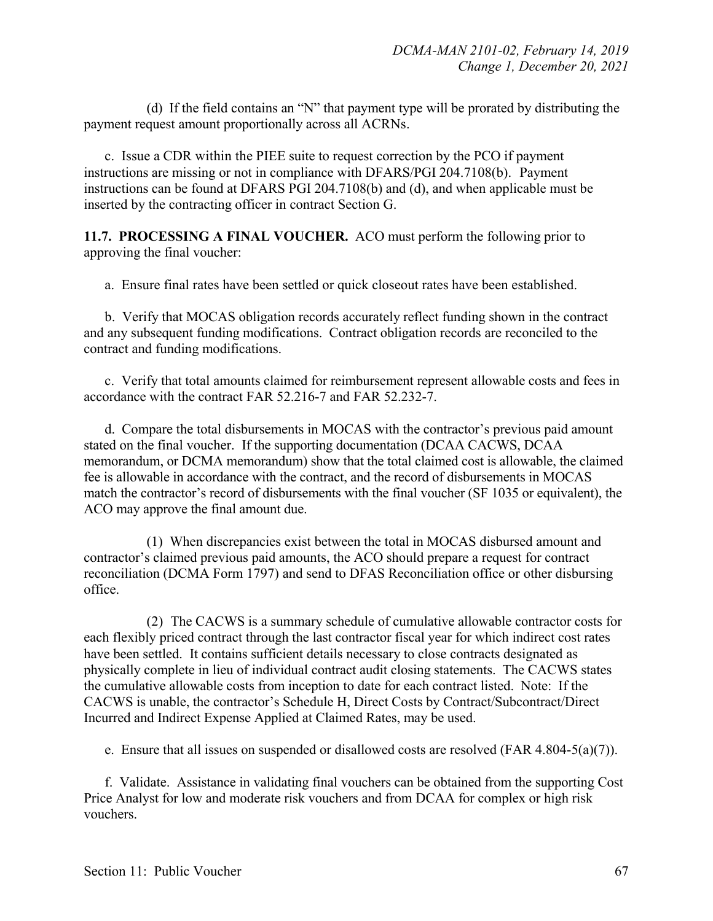(d) If the field contains an "N" that payment type will be prorated by distributing the payment request amount proportionally across all ACRNs.

c. Issue a CDR within the PIEE suite to request correction by the PCO if payment instructions are missing or not in compliance with DFARS/PGI 204.7108(b). Payment instructions can be found at DFARS PGI 204.7108(b) and (d), and when applicable must be inserted by the contracting officer in contract Section G.

**11.7. PROCESSING A FINAL VOUCHER.** ACO must perform the following prior to approving the final voucher:

a. Ensure final rates have been settled or quick closeout rates have been established.

b. Verify that MOCAS obligation records accurately reflect funding shown in the contract and any subsequent funding modifications. Contract obligation records are reconciled to the contract and funding modifications.

c. Verify that total amounts claimed for reimbursement represent allowable costs and fees in accordance with the contract FAR 52.216-7 and FAR 52.232-7.

d. Compare the total disbursements in MOCAS with the contractor's previous paid amount stated on the final voucher. If the supporting documentation (DCAA CACWS, DCAA memorandum, or DCMA memorandum) show that the total claimed cost is allowable, the claimed fee is allowable in accordance with the contract, and the record of disbursements in MOCAS match the contractor's record of disbursements with the final voucher (SF 1035 or equivalent), the ACO may approve the final amount due.

(1) When discrepancies exist between the total in MOCAS disbursed amount and contractor's claimed previous paid amounts, the ACO should prepare a request for contract reconciliation (DCMA Form 1797) and send to DFAS Reconciliation office or other disbursing office.

(2) The CACWS is a summary schedule of cumulative allowable contractor costs for each flexibly priced contract through the last contractor fiscal year for which indirect cost rates have been settled. It contains sufficient details necessary to close contracts designated as physically complete in lieu of individual contract audit closing statements. The CACWS states the cumulative allowable costs from inception to date for each contract listed. Note: If the CACWS is unable, the contractor's Schedule H, Direct Costs by Contract/Subcontract/Direct Incurred and Indirect Expense Applied at Claimed Rates, may be used.

e. Ensure that all issues on suspended or disallowed costs are resolved (FAR 4.804-5(a)(7)).

f. Validate. Assistance in validating final vouchers can be obtained from the supporting Cost Price Analyst for low and moderate risk vouchers and from DCAA for complex or high risk vouchers.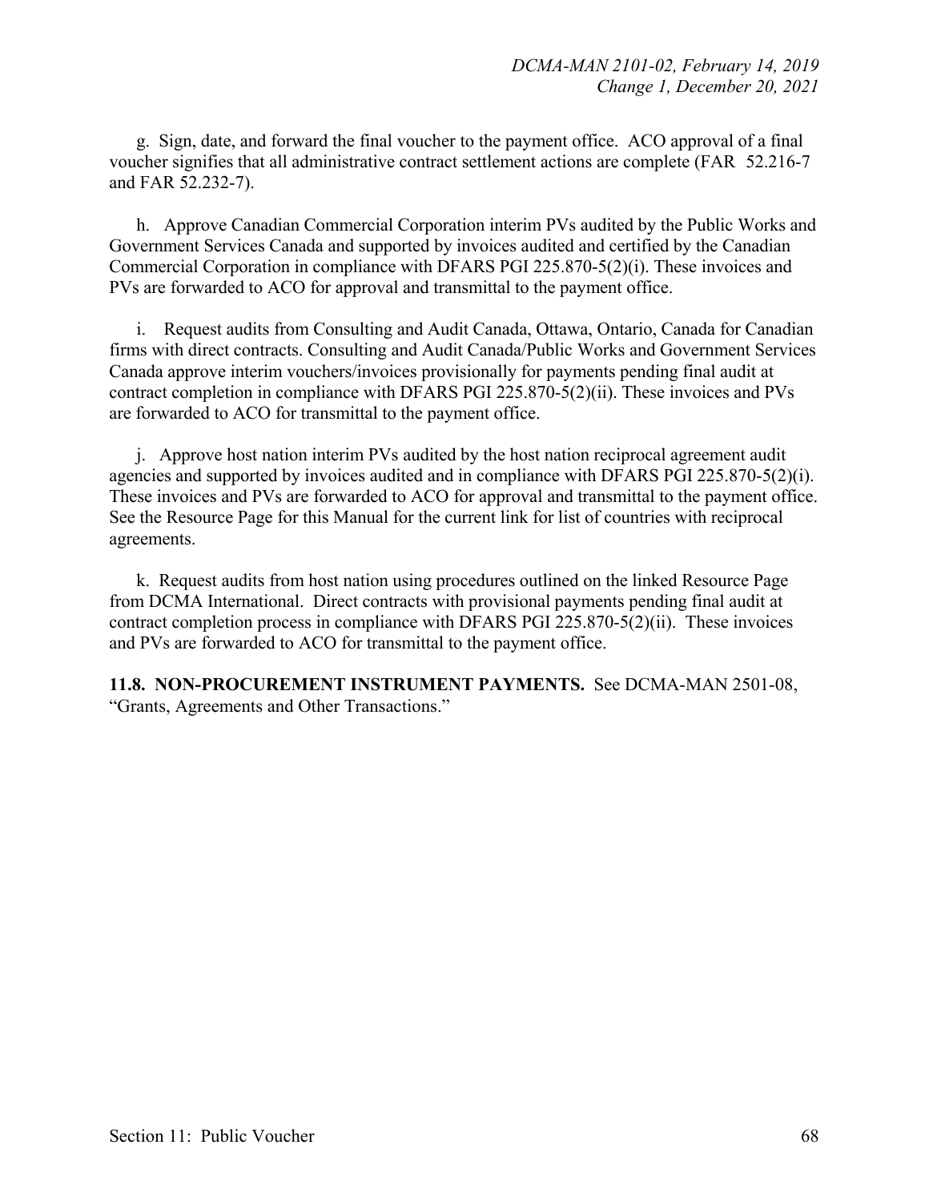g. Sign, date, and forward the final voucher to the payment office. ACO approval of a final voucher signifies that all administrative contract settlement actions are complete (FAR 52.216-7 and FAR 52.232-7).

h. Approve Canadian Commercial Corporation interim PVs audited by the Public Works and Government Services Canada and supported by invoices audited and certified by the Canadian Commercial Corporation in compliance with DFARS PGI 225.870-5(2)(i). These invoices and PVs are forwarded to ACO for approval and transmittal to the payment office.

i. Request audits from Consulting and Audit Canada, Ottawa, Ontario, Canada for Canadian firms with direct contracts. Consulting and Audit Canada/Public Works and Government Services Canada approve interim vouchers/invoices provisionally for payments pending final audit at contract completion in compliance with DFARS PGI 225.870-5(2)(ii). These invoices and PVs are forwarded to ACO for transmittal to the payment office.

j. Approve host nation interim PVs audited by the host nation reciprocal agreement audit agencies and supported by invoices audited and in compliance with DFARS PGI 225.870-5(2)(i). These invoices and PVs are forwarded to ACO for approval and transmittal to the payment office. See the Resource Page for this Manual for the current link for list of countries with reciprocal agreements.

k. Request audits from host nation using procedures outlined on the linked Resource Page from DCMA International. Direct contracts with provisional payments pending final audit at contract completion process in compliance with DFARS PGI 225.870-5(2)(ii). These invoices and PVs are forwarded to ACO for transmittal to the payment office.

**11.8. NON-PROCUREMENT INSTRUMENT PAYMENTS.** See DCMA-MAN 2501-08, "Grants, Agreements and Other Transactions."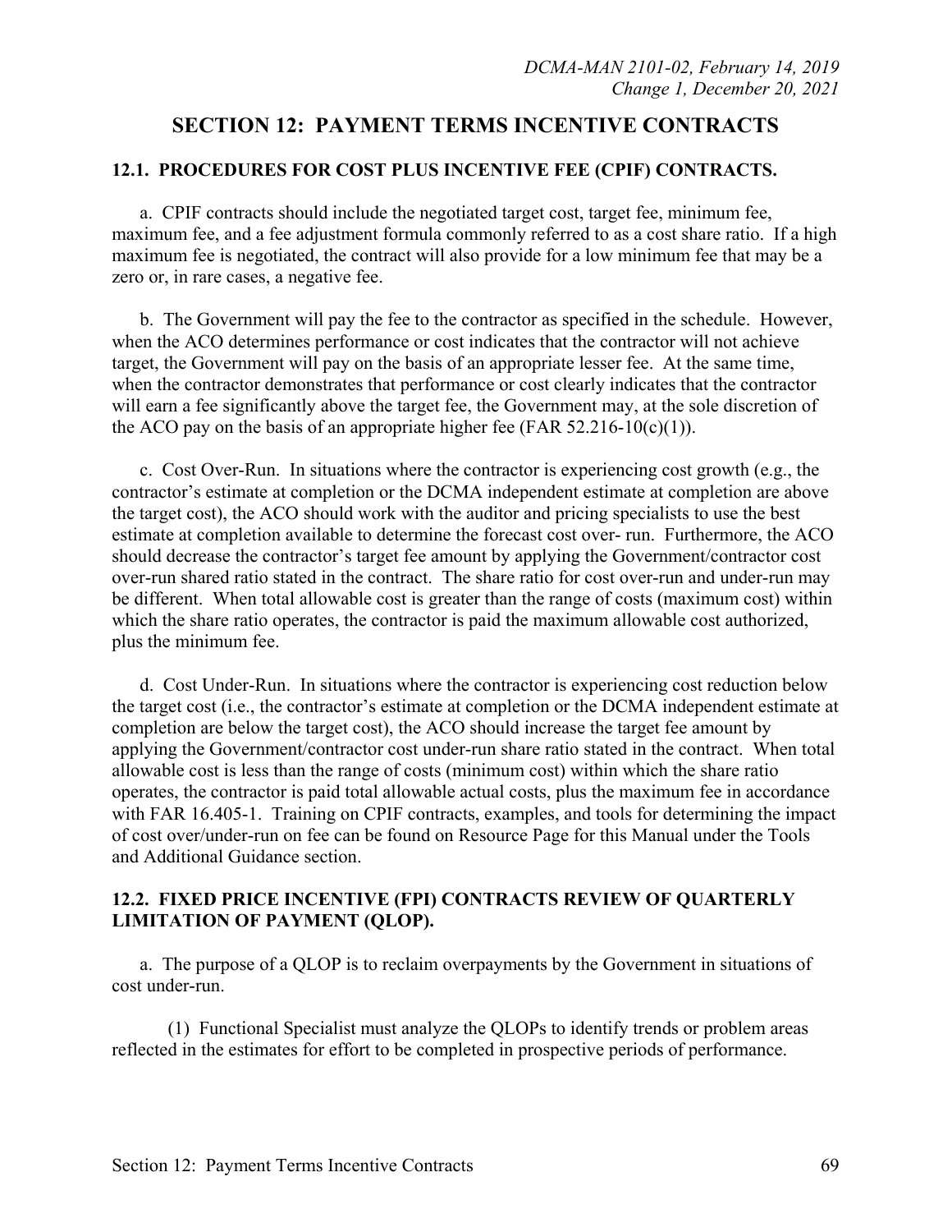## SECTION 12: PAYMENT TERMS INCENTIVE CONTRACTS

### 12.1. PROCEDURES FOR COST PLUS INCENTIVE FEE (CPIF) CONTRACTS.

a. CPIF contracts should include the negotiated target cost, target fee, minimum fee, maximum fee, and a fee adjustment formula commonly referred to as a cost share ratio. If a high maximum fee is negotiated, the contract will also provide for a low minimum fee that may be a zero or, in rare cases, a negative fee.

b. The Government will pay the fee to the contractor as specified in the schedule. However, when the ACO determines performance or cost indicates that the contractor will not achieve target, the Government will pay on the basis of an appropriate lesser fee. At the same time, when the contractor demonstrates that performance or cost clearly indicates that the contractor will earn a fee significantly above the target fee, the Government may, at the sole discretion of the ACO pay on the basis of an appropriate higher fee (FAR 52.216-10(c)(1)).

c. Cost Over-Run. In situations where the contractor is experiencing cost growth (e.g., the contractor's estimate at completion or the DCMA independent estimate at completion are above the target cost), the ACO should work with the auditor and pricing specialists to use the best estimate at completion available to determine the forecast cost over- run. Furthermore, the ACO should decrease the contractor's target fee amount by applying the Government/contractor cost over-run shared ratio stated in the contract. The share ratio for cost over-run and under-run may be different. When total allowable cost is greater than the range of costs (maximum cost) within which the share ratio operates, the contractor is paid the maximum allowable cost authorized, plus the minimum fee.

d. Cost Under-Run. In situations where the contractor is experiencing cost reduction below the target cost (i.e., the contractor's estimate at completion or the DCMA independent estimate at completion are below the target cost), the ACO should increase the target fee amount by applying the Government/contractor cost under-run share ratio stated in the contract. When total allowable cost is less than the range of costs (minimum cost) within which the share ratio operates, the contractor is paid total allowable actual costs, plus the maximum fee in accordance with FAR 16.405-1. Training on CPIF contracts, examples, and tools for determining the impact of cost over/under-run on fee can be found on Resource Page for this Manual under the Tools and Additional Guidance section.

### 12.2. FIXED PRICE INCENTIVE (FPI) CONTRACTS REVIEW OF QUARTERLY LIMITATION OF PAYMENT (QLOP).

a. The purpose of a QLOP is to reclaim overpayments by the Government in situations of cost under-run.

(1) Functional Specialist must analyze the QLOPs to identify trends or problem areas reflected in the estimates for effort to be completed in prospective periods of performance.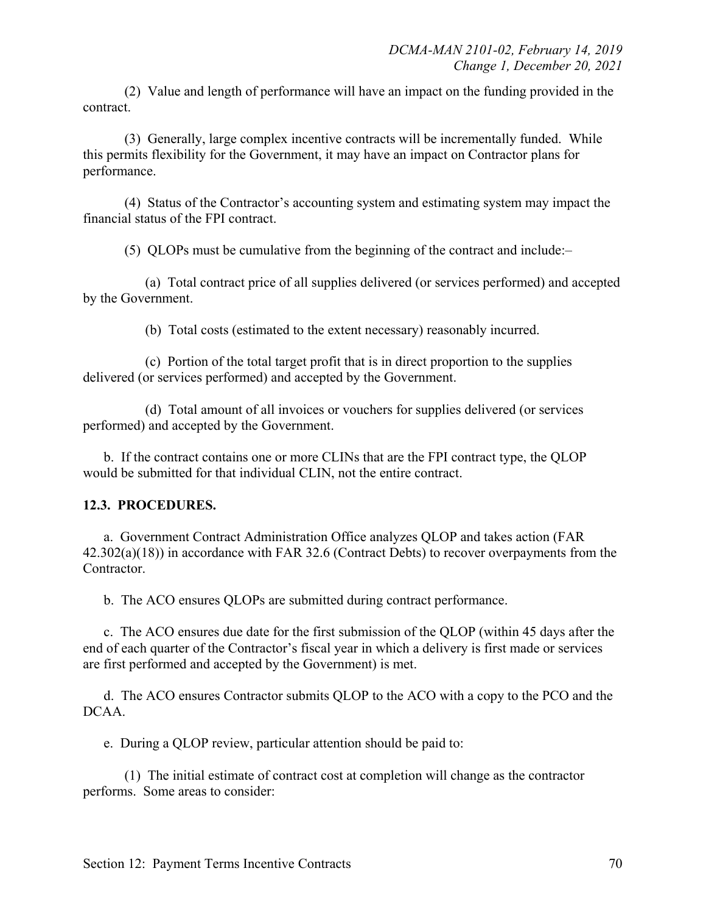(2) Value and length of performance will have an impact on the funding provided in the contract.

(3) Generally, large complex incentive contracts will be incrementally funded. While this permits flexibility for the Government, it may have an impact on Contractor plans for performance.

(4) Status of the Contractor's accounting system and estimating system may impact the financial status of the FPI contract.

(5) QLOPs must be cumulative from the beginning of the contract and include:–

(a) Total contract price of all supplies delivered (or services performed) and accepted by the Government.

(b) Total costs (estimated to the extent necessary) reasonably incurred.

(c) Portion of the total target profit that is in direct proportion to the supplies delivered (or services performed) and accepted by the Government.

(d) Total amount of all invoices or vouchers for supplies delivered (or services performed) and accepted by the Government.

b. If the contract contains one or more CLINs that are the FPI contract type, the QLOP would be submitted for that individual CLIN, not the entire contract.

## 12.3. PROCEDURES.

a. Government Contract Administration Office analyzes QLOP and takes action (FAR 42.302(a)(18)) in accordance with FAR 32.6 (Contract Debts) to recover overpayments from the Contractor.

b. The ACO ensures QLOPs are submitted during contract performance.

c. The ACO ensures due date for the first submission of the QLOP (within 45 days after the end of each quarter of the Contractor's fiscal year in which a delivery is first made or services are first performed and accepted by the Government) is met.

d. The ACO ensures Contractor submits QLOP to the ACO with a copy to the PCO and the DCAA.

e. During a QLOP review, particular attention should be paid to:

(1) The initial estimate of contract cost at completion will change as the contractor performs. Some areas to consider: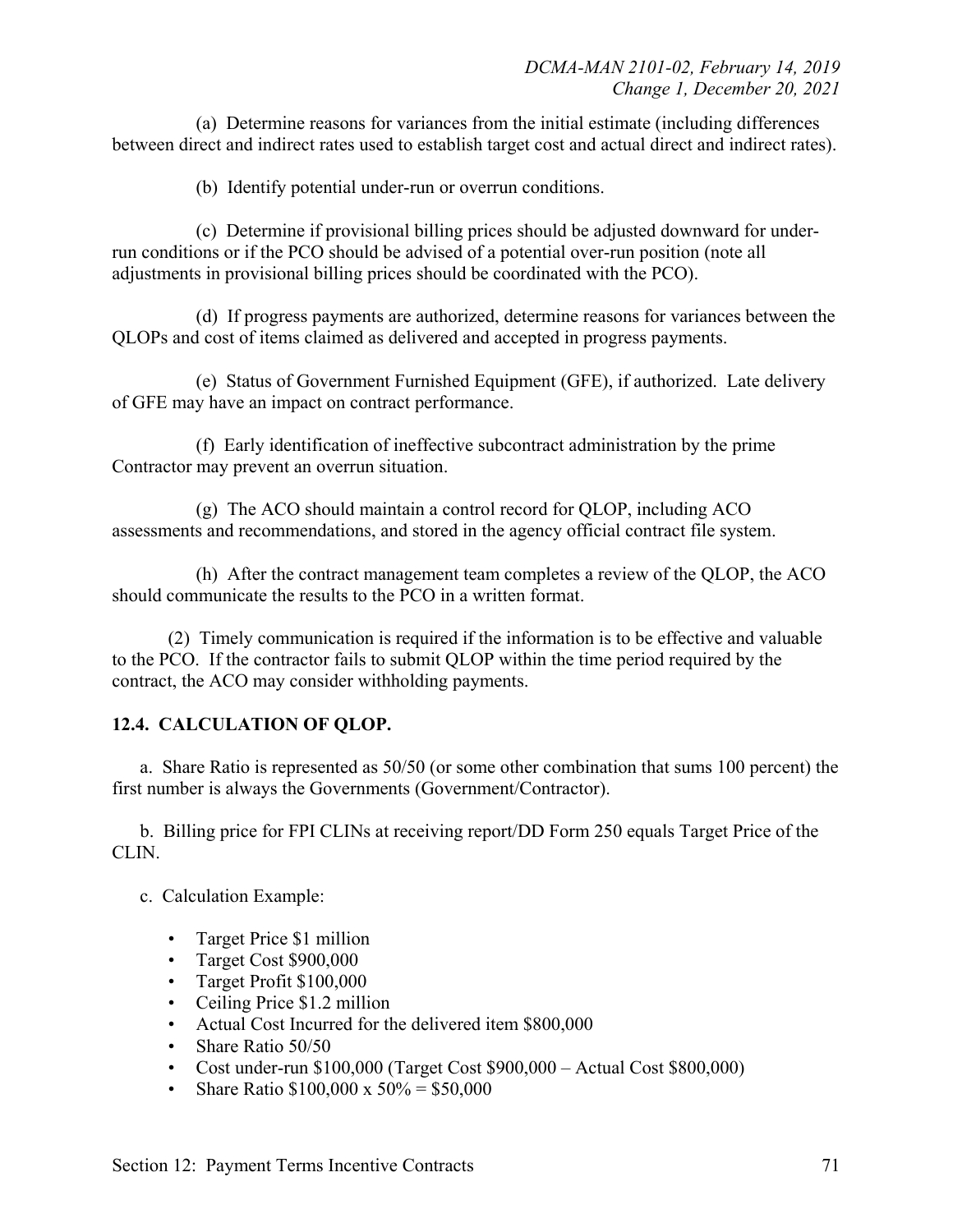(a) Determine reasons for variances from the initial estimate (including differences between direct and indirect rates used to establish target cost and actual direct and indirect rates).

(b) Identify potential under-run or overrun conditions.

(c) Determine if provisional billing prices should be adjusted downward for under-run conditions or if the PCO should be advised of a potential over-run position (note all adjustments in provisional billing prices should be coordinated with the PCO).

(d) If progress payments are authorized, determine reasons for variances between the QLOPs and cost of items claimed as delivered and accepted in progress payments.

(e) Status of Government Furnished Equipment (GFE), if authorized. Late delivery of GFE may have an impact on contract performance.

(f) Early identification of ineffective subcontract administration by the prime Contractor may prevent an overrun situation.

(g) The ACO should maintain a control record for QLOP, including ACO assessments and recommendations, and stored in the agency official contract file system.

(h) After the contract management team completes a review of the QLOP, the ACO should communicate the results to the PCO in a written format.

(2) Timely communication is required if the information is to be effective and valuable to the PCO. If the contractor fails to submit QLOP within the time period required by the contract, the ACO may consider withholding payments.

### 12.4. CALCULATION OF QLOP.

a. Share Ratio is represented as 50/50 (or some other combination that sums 100 percent) the first number is always the Governments (Government/Contractor).

b. Billing price for FPI CLINs at receiving report/DD Form 250 equals Target Price of the CLIN.

c. Calculation Example:

- Target Price $1 million
- Target Cost $900,000
- Target Profit $100,000
- Ceiling Price $1.2 million
- Actual Cost Incurred for the delivered item $800,000
- Share Ratio 50/50
- Cost under-run $100,000 (Target Cost $900,000 – Actual Cost $800,000)
- Share Ratio $100,000 x 50% = $50,000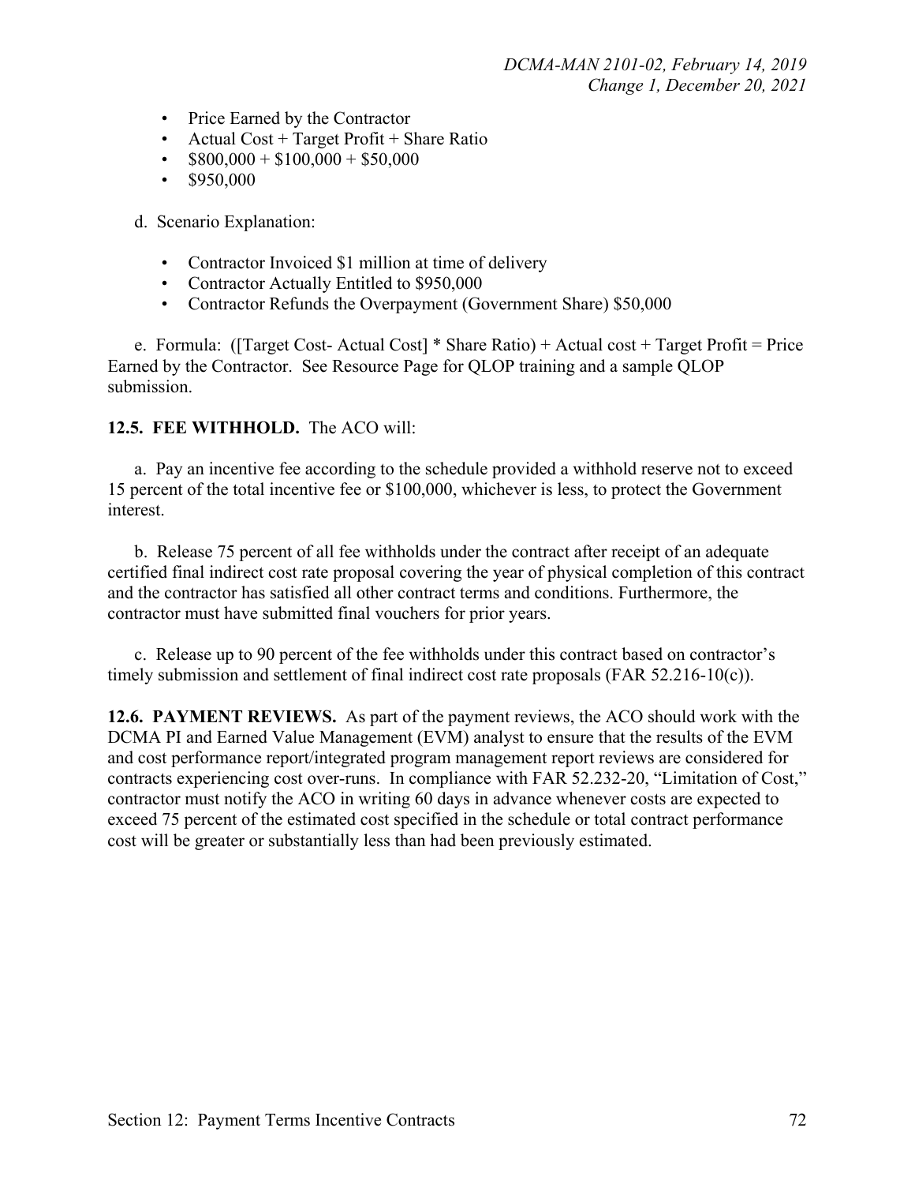- Price Earned by the Contractor
- Actual Cost + Target Profit + Share Ratio
- $800,000 + $100,000 + $50,000
- $950,000

d. Scenario Explanation:

- Contractor Invoiced $1 million at time of delivery
- Contractor Actually Entitled to $950,000
- Contractor Refunds the Overpayment (Government Share) $50,000

e. Formula: ([Target Cost- Actual Cost] * Share Ratio) + Actual cost + Target Profit = Price Earned by the Contractor. See Resource Page for QLOP training and a sample QLOP submission.

**12.5. FEE WITHHOLD.** The ACO will:

a. Pay an incentive fee according to the schedule provided a withhold reserve not to exceed 15 percent of the total incentive fee or $100,000, whichever is less, to protect the Government interest.

b. Release 75 percent of all fee withholds under the contract after receipt of an adequate certified final indirect cost rate proposal covering the year of physical completion of this contract and the contractor has satisfied all other contract terms and conditions. Furthermore, the contractor must have submitted final vouchers for prior years.

c. Release up to 90 percent of the fee withholds under this contract based on contractor's timely submission and settlement of final indirect cost rate proposals (FAR 52.216-10(c)).

**12.6. PAYMENT REVIEWS.** As part of the payment reviews, the ACO should work with the DCMA PI and Earned Value Management (EVM) analyst to ensure that the results of the EVM and cost performance report/integrated program management report reviews are considered for contracts experiencing cost over-runs. In compliance with FAR 52.232-20, "Limitation of Cost," contractor must notify the ACO in writing 60 days in advance whenever costs are expected to exceed 75 percent of the estimated cost specified in the schedule or total contract performance cost will be greater or substantially less than had been previously estimated.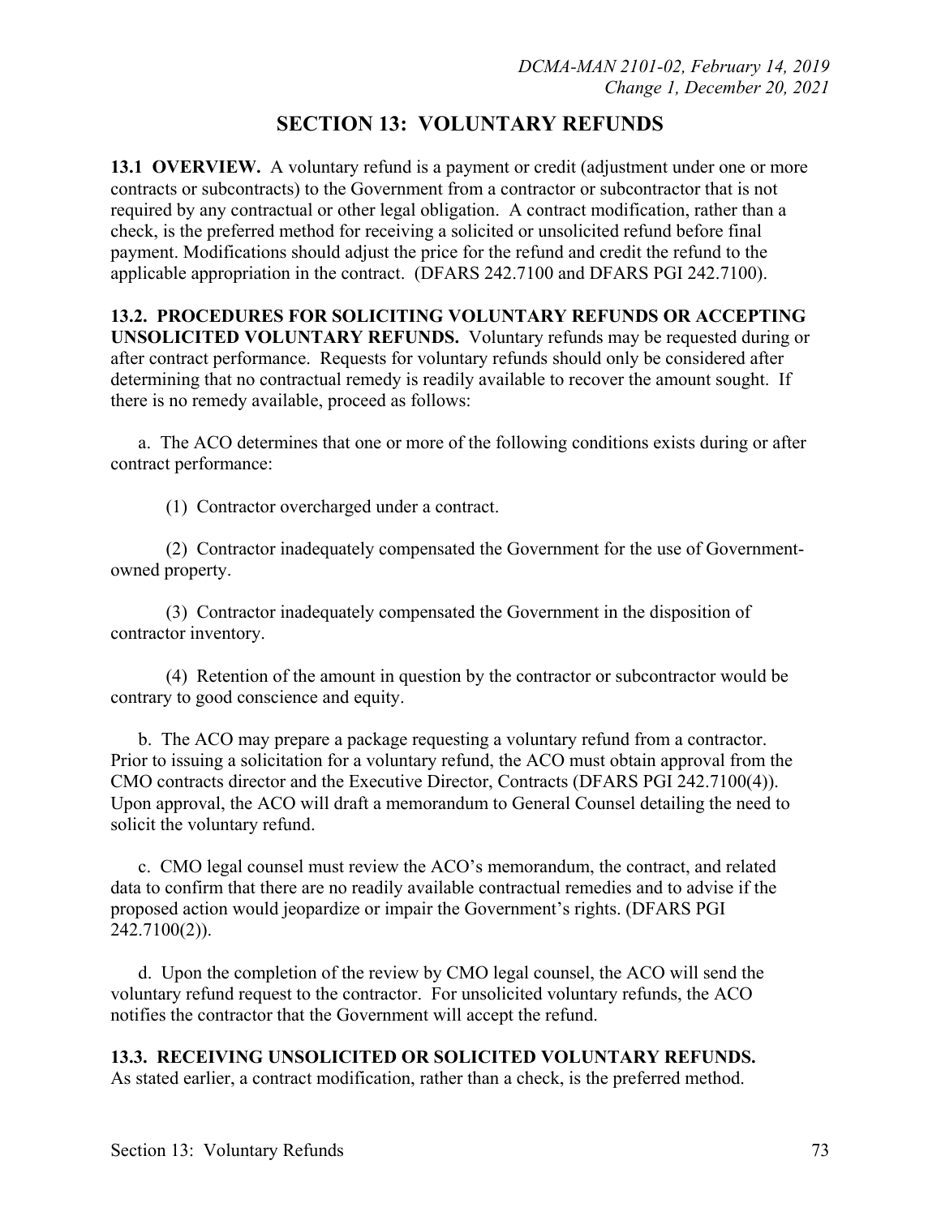# SECTION 13: VOLUNTARY REFUNDS

**13.1 OVERVIEW.** A voluntary refund is a payment or credit (adjustment under one or more contracts or subcontracts) to the Government from a contractor or subcontractor that is not required by any contractual or other legal obligation. A contract modification, rather than a check, is the preferred method for receiving a solicited or unsolicited refund before final payment. Modifications should adjust the price for the refund and credit the refund to the applicable appropriation in the contract. (DFARS 242.7100 and DFARS PGI 242.7100).

**13.2. PROCEDURES FOR SOLICITING VOLUNTARY REFUNDS OR ACCEPTING UNSOLICITED VOLUNTARY REFUNDS.** Voluntary refunds may be requested during or after contract performance. Requests for voluntary refunds should only be considered after determining that no contractual remedy is readily available to recover the amount sought. If there is no remedy available, proceed as follows:

a. The ACO determines that one or more of the following conditions exists during or after contract performance:

(1) Contractor overcharged under a contract.

(2) Contractor inadequately compensated the Government for the use of Government-owned property.

(3) Contractor inadequately compensated the Government in the disposition of contractor inventory.

(4) Retention of the amount in question by the contractor or subcontractor would be contrary to good conscience and equity.

b. The ACO may prepare a package requesting a voluntary refund from a contractor. Prior to issuing a solicitation for a voluntary refund, the ACO must obtain approval from the CMO contracts director and the Executive Director, Contracts (DFARS PGI 242.7100(4)). Upon approval, the ACO will draft a memorandum to General Counsel detailing the need to solicit the voluntary refund.

c. CMO legal counsel must review the ACO's memorandum, the contract, and related data to confirm that there are no readily available contractual remedies and to advise if the proposed action would jeopardize or impair the Government's rights. (DFARS PGI 242.7100(2)).

d. Upon the completion of the review by CMO legal counsel, the ACO will send the voluntary refund request to the contractor. For unsolicited voluntary refunds, the ACO notifies the contractor that the Government will accept the refund.

**13.3. RECEIVING UNSOLICITED OR SOLICITED VOLUNTARY REFUNDS.** As stated earlier, a contract modification, rather than a check, is the preferred method.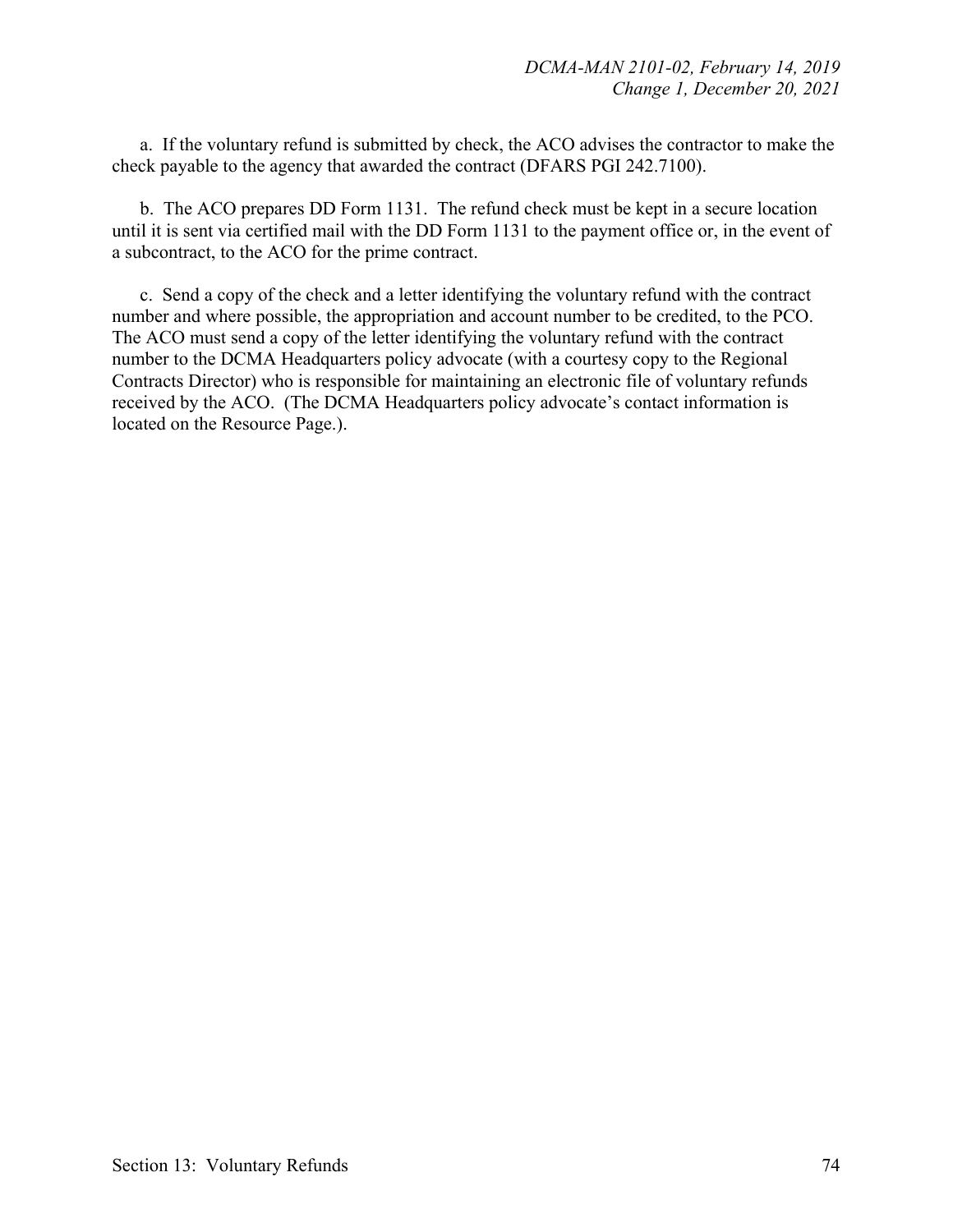a. If the voluntary refund is submitted by check, the ACO advises the contractor to make the check payable to the agency that awarded the contract (DFARS PGI 242.7100).

b. The ACO prepares DD Form 1131. The refund check must be kept in a secure location until it is sent via certified mail with the DD Form 1131 to the payment office or, in the event of a subcontract, to the ACO for the prime contract.

c. Send a copy of the check and a letter identifying the voluntary refund with the contract number and where possible, the appropriation and account number to be credited, to the PCO. The ACO must send a copy of the letter identifying the voluntary refund with the contract number to the DCMA Headquarters policy advocate (with a courtesy copy to the Regional Contracts Director) who is responsible for maintaining an electronic file of voluntary refunds received by the ACO. (The DCMA Headquarters policy advocate's contact information is located on the Resource Page.).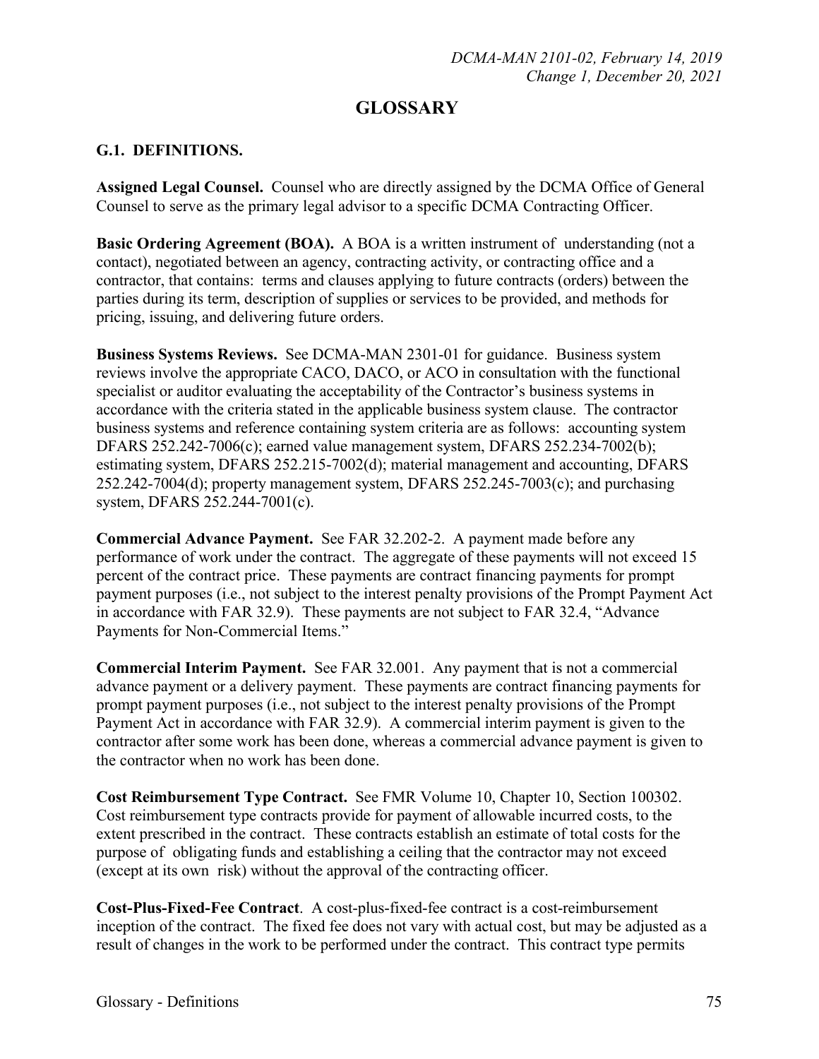# GLOSSARY

## G.1. DEFINITIONS.

**Assigned Legal Counsel.** Counsel who are directly assigned by the DCMA Office of General Counsel to serve as the primary legal advisor to a specific DCMA Contracting Officer.

**Basic Ordering Agreement (BOA).** A BOA is a written instrument of understanding (not a contact), negotiated between an agency, contracting activity, or contracting office and a contractor, that contains: terms and clauses applying to future contracts (orders) between the parties during its term, description of supplies or services to be provided, and methods for pricing, issuing, and delivering future orders.

**Business Systems Reviews.** See DCMA-MAN 2301-01 for guidance. Business system reviews involve the appropriate CACO, DACO, or ACO in consultation with the functional specialist or auditor evaluating the acceptability of the Contractor's business systems in accordance with the criteria stated in the applicable business system clause. The contractor business systems and reference containing system criteria are as follows: accounting system DFARS 252.242-7006(c); earned value management system, DFARS 252.234-7002(b); estimating system, DFARS 252.215-7002(d); material management and accounting, DFARS 252.242-7004(d); property management system, DFARS 252.245-7003(c); and purchasing system, DFARS 252.244-7001(c).

**Commercial Advance Payment.** See FAR 32.202-2. A payment made before any performance of work under the contract. The aggregate of these payments will not exceed 15 percent of the contract price. These payments are contract financing payments for prompt payment purposes (i.e., not subject to the interest penalty provisions of the Prompt Payment Act in accordance with FAR 32.9). These payments are not subject to FAR 32.4, "Advance Payments for Non-Commercial Items."

**Commercial Interim Payment.** See FAR 32.001. Any payment that is not a commercial advance payment or a delivery payment. These payments are contract financing payments for prompt payment purposes (i.e., not subject to the interest penalty provisions of the Prompt Payment Act in accordance with FAR 32.9). A commercial interim payment is given to the contractor after some work has been done, whereas a commercial advance payment is given to the contractor when no work has been done.

**Cost Reimbursement Type Contract.** See FMR Volume 10, Chapter 10, Section 100302. Cost reimbursement type contracts provide for payment of allowable incurred costs, to the extent prescribed in the contract. These contracts establish an estimate of total costs for the purpose of obligating funds and establishing a ceiling that the contractor may not exceed (except at its own risk) without the approval of the contracting officer.

**Cost-Plus-Fixed-Fee Contract**. A cost-plus-fixed-fee contract is a cost-reimbursement inception of the contract. The fixed fee does not vary with actual cost, but may be adjusted as a result of changes in the work to be performed under the contract. This contract type permits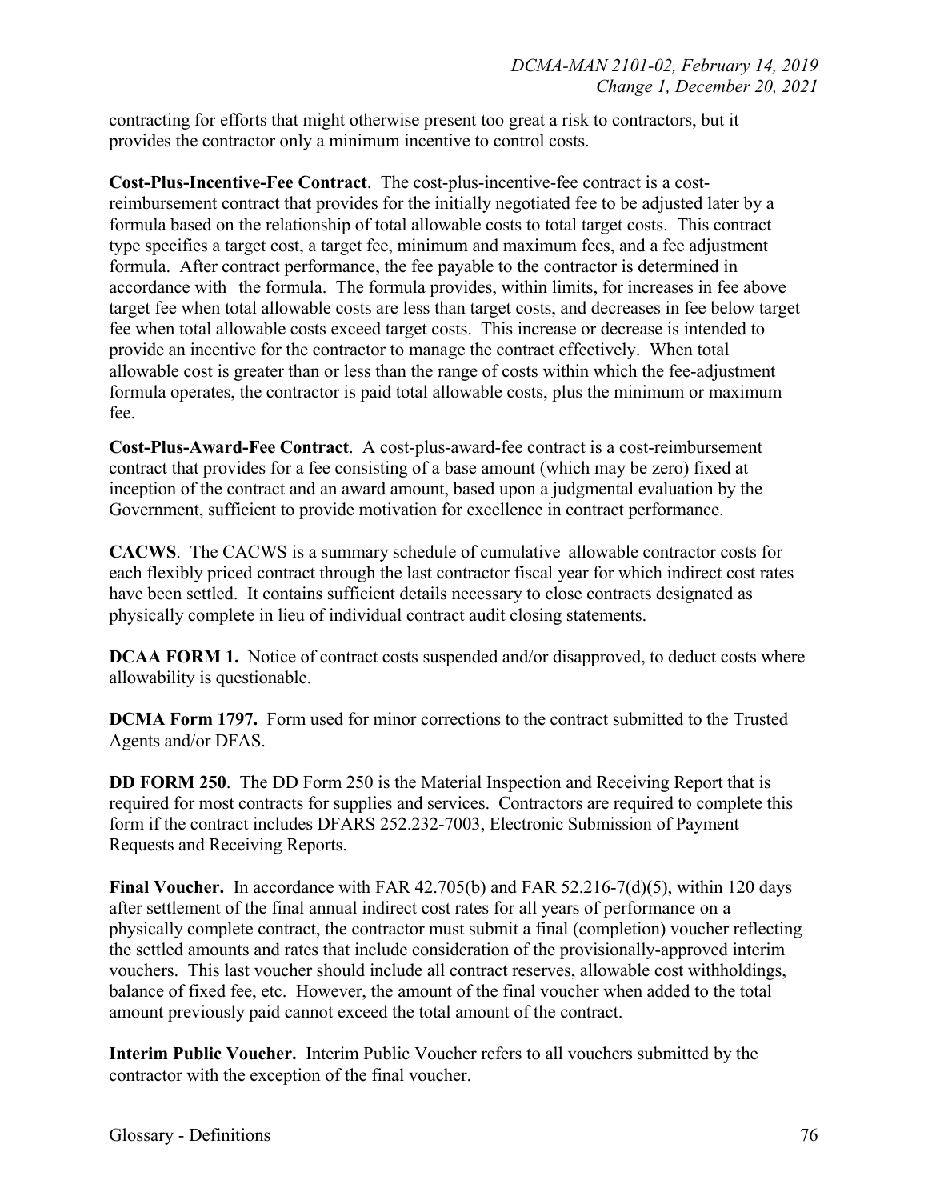contracting for efforts that might otherwise present too great a risk to contractors, but it provides the contractor only a minimum incentive to control costs.

**Cost-Plus-Incentive-Fee Contract**. The cost-plus-incentive-fee contract is a cost-reimbursement contract that provides for the initially negotiated fee to be adjusted later by a formula based on the relationship of total allowable costs to total target costs. This contract type specifies a target cost, a target fee, minimum and maximum fees, and a fee adjustment formula. After contract performance, the fee payable to the contractor is determined in accordance with the formula. The formula provides, within limits, for increases in fee above target fee when total allowable costs are less than target costs, and decreases in fee below target fee when total allowable costs exceed target costs. This increase or decrease is intended to provide an incentive for the contractor to manage the contract effectively. When total allowable cost is greater than or less than the range of costs within which the fee-adjustment formula operates, the contractor is paid total allowable costs, plus the minimum or maximum fee.

**Cost-Plus-Award-Fee Contract**. A cost-plus-award-fee contract is a cost-reimbursement contract that provides for a fee consisting of a base amount (which may be zero) fixed at inception of the contract and an award amount, based upon a judgmental evaluation by the Government, sufficient to provide motivation for excellence in contract performance.

**CACWS**. The CACWS is a summary schedule of cumulative allowable contractor costs for each flexibly priced contract through the last contractor fiscal year for which indirect cost rates have been settled. It contains sufficient details necessary to close contracts designated as physically complete in lieu of individual contract audit closing statements.

**DCAA FORM 1.** Notice of contract costs suspended and/or disapproved, to deduct costs where allowability is questionable.

**DCMA Form 1797.** Form used for minor corrections to the contract submitted to the Trusted Agents and/or DFAS.

**DD FORM 250**. The DD Form 250 is the Material Inspection and Receiving Report that is required for most contracts for supplies and services. Contractors are required to complete this form if the contract includes DFARS 252.232-7003, Electronic Submission of Payment Requests and Receiving Reports.

**Final Voucher.** In accordance with FAR 42.705(b) and FAR 52.216-7(d)(5), within 120 days after settlement of the final annual indirect cost rates for all years of performance on a physically complete contract, the contractor must submit a final (completion) voucher reflecting the settled amounts and rates that include consideration of the provisionally-approved interim vouchers. This last voucher should include all contract reserves, allowable cost withholdings, balance of fixed fee, etc. However, the amount of the final voucher when added to the total amount previously paid cannot exceed the total amount of the contract.

**Interim Public Voucher.** Interim Public Voucher refers to all vouchers submitted by the contractor with the exception of the final voucher.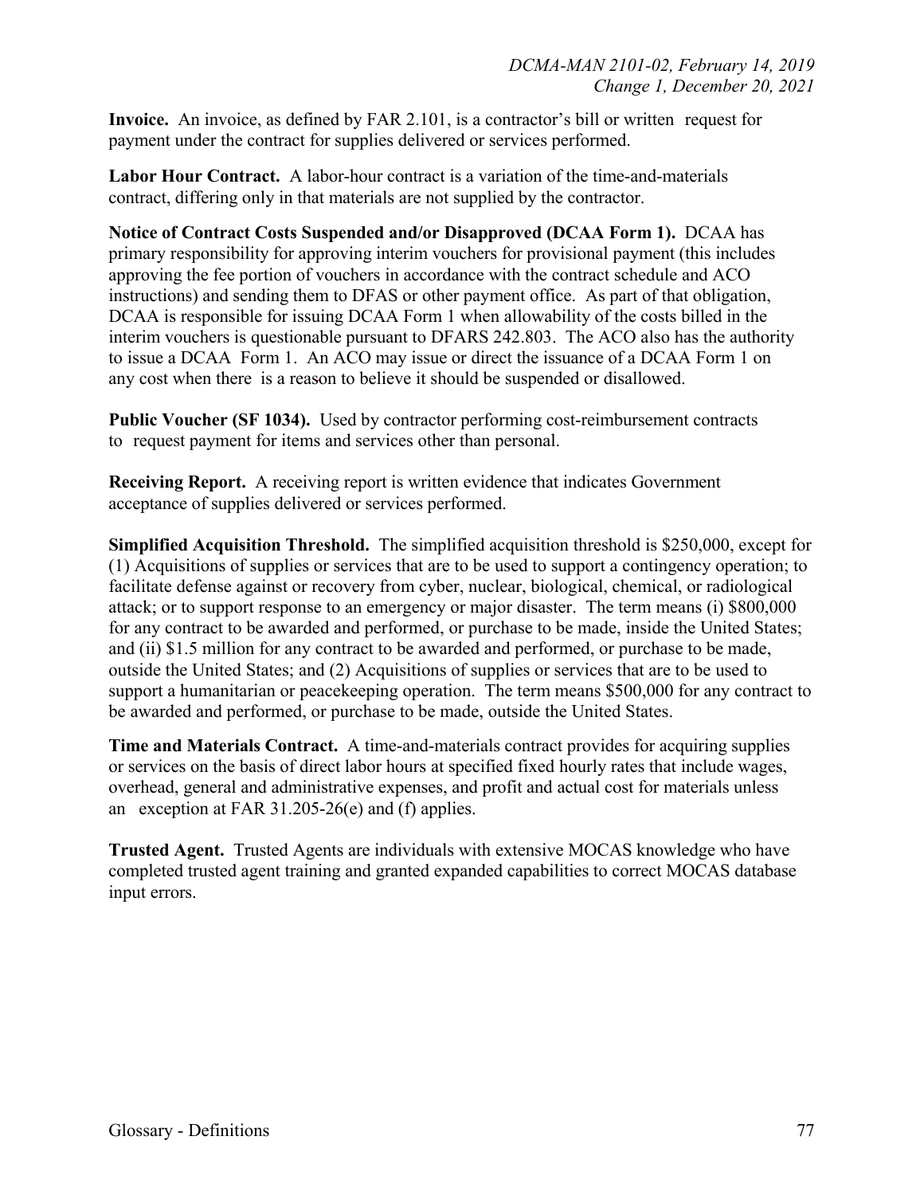**Invoice.** An invoice, as defined by FAR 2.101, is a contractor's bill or written request for payment under the contract for supplies delivered or services performed.

**Labor Hour Contract.** A labor-hour contract is a variation of the time-and-materials contract, differing only in that materials are not supplied by the contractor.

**Notice of Contract Costs Suspended and/or Disapproved (DCAA Form 1).** DCAA has primary responsibility for approving interim vouchers for provisional payment (this includes approving the fee portion of vouchers in accordance with the contract schedule and ACO instructions) and sending them to DFAS or other payment office. As part of that obligation, DCAA is responsible for issuing DCAA Form 1 when allowability of the costs billed in the interim vouchers is questionable pursuant to DFARS 242.803. The ACO also has the authority to issue a DCAA Form 1. An ACO may issue or direct the issuance of a DCAA Form 1 on any cost when there is a reason to believe it should be suspended or disallowed.

**Public Voucher (SF 1034).** Used by contractor performing cost-reimbursement contracts to request payment for items and services other than personal.

**Receiving Report.** A receiving report is written evidence that indicates Government acceptance of supplies delivered or services performed.

**Simplified Acquisition Threshold.** The simplified acquisition threshold is $250,000, except for (1) Acquisitions of supplies or services that are to be used to support a contingency operation; to facilitate defense against or recovery from cyber, nuclear, biological, chemical, or radiological attack; or to support response to an emergency or major disaster. The term means (i) $800,000 for any contract to be awarded and performed, or purchase to be made, inside the United States; and (ii) $1.5 million for any contract to be awarded and performed, or purchase to be made, outside the United States; and (2) Acquisitions of supplies or services that are to be used to support a humanitarian or peacekeeping operation. The term means $500,000 for any contract to be awarded and performed, or purchase to be made, outside the United States.

**Time and Materials Contract.** A time-and-materials contract provides for acquiring supplies or services on the basis of direct labor hours at specified fixed hourly rates that include wages, overhead, general and administrative expenses, and profit and actual cost for materials unless an exception at FAR 31.205-26(e) and (f) applies.

**Trusted Agent.** Trusted Agents are individuals with extensive MOCAS knowledge who have completed trusted agent training and granted expanded capabilities to correct MOCAS database input errors.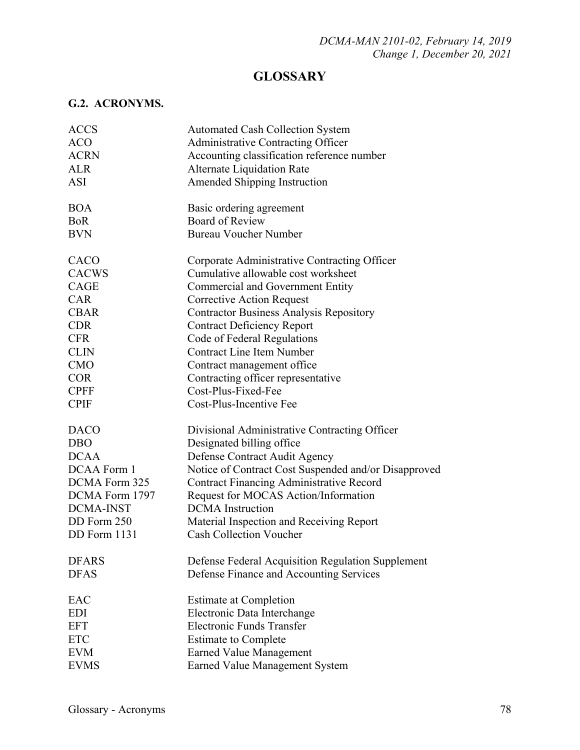# GLOSSARY

## G.2. ACRONYMS.

| | |
|---|---|
| ACCS | Automated Cash Collection System |
| ACO | Administrative Contracting Officer |
| ACRN | Accounting classification reference number |
| ALR | Alternate Liquidation Rate |
| ASI | Amended Shipping Instruction |
| BOA | Basic ordering agreement |
| BoR | Board of Review |
| BVN | Bureau Voucher Number |
| CACO | Corporate Administrative Contracting Officer |
| CACWS | Cumulative allowable cost worksheet |
| CAGE | Commercial and Government Entity |
| CAR | Corrective Action Request |
| CBAR | Contractor Business Analysis Repository |
| CDR | Contract Deficiency Report |
| CFR | Code of Federal Regulations |
| CLIN | Contract Line Item Number |
| CMO | Contract management office |
| COR | Contracting officer representative |
| CPFF | Cost-Plus-Fixed-Fee |
| CPIF | Cost-Plus-Incentive Fee |
| DACO | Divisional Administrative Contracting Officer |
| DBO | Designated billing office |
| DCAA | Defense Contract Audit Agency |
| DCAA Form 1 | Notice of Contract Cost Suspended and/or Disapproved |
| DCMA Form 325 | Contract Financing Administrative Record |
| DCMA Form 1797 | Request for MOCAS Action/Information |
| DCMA-INST | DCMA Instruction |
| DD Form 250 | Material Inspection and Receiving Report |
| DD Form 1131 | Cash Collection Voucher |
| DFARS | Defense Federal Acquisition Regulation Supplement |
| DFAS | Defense Finance and Accounting Services |
| EAC | Estimate at Completion |
| EDI | Electronic Data Interchange |
| EFT | Electronic Funds Transfer |
| ETC | Estimate to Complete |
| EVM | Earned Value Management |
| EVMS | Earned Value Management System |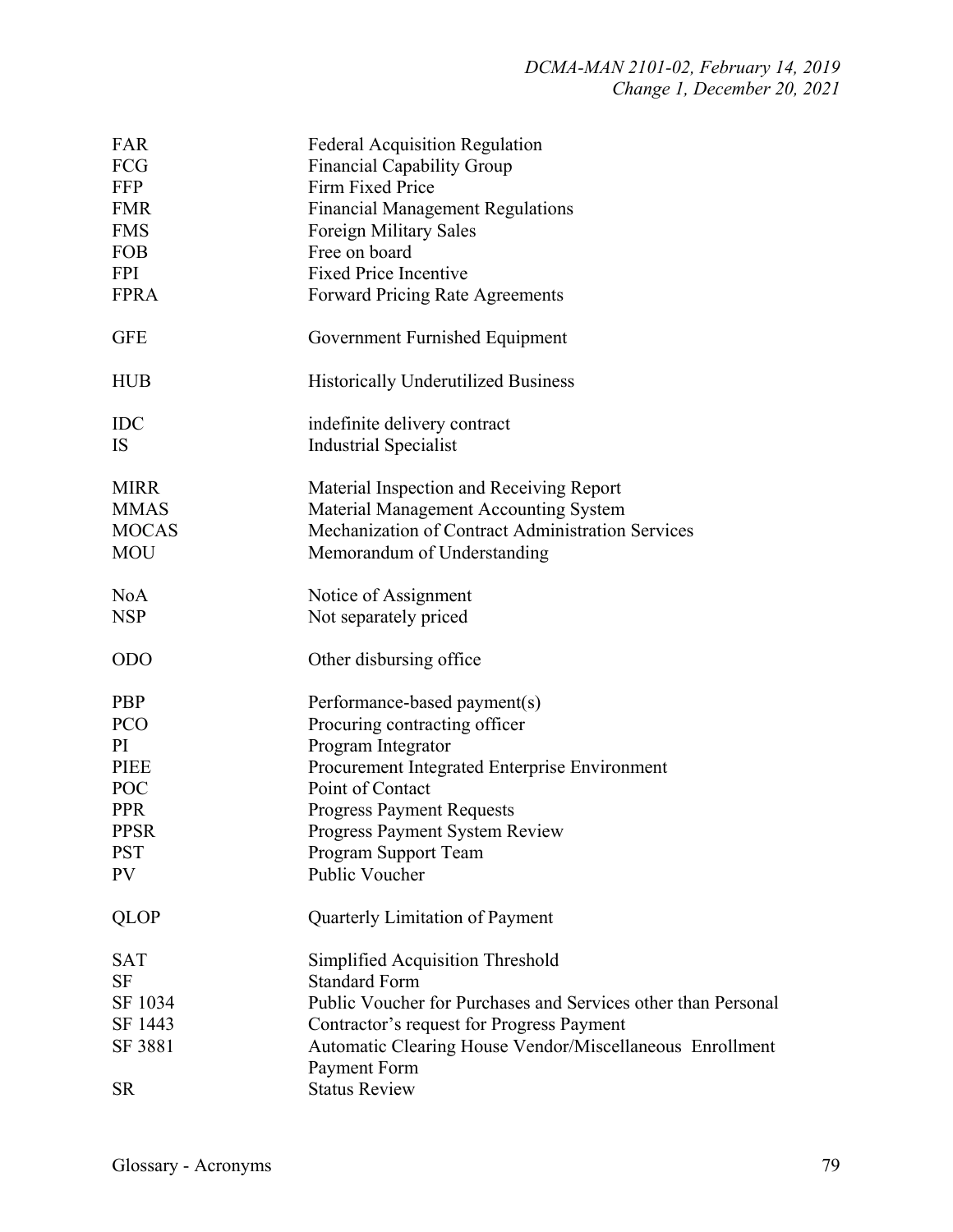| | |
|---|---|
| FAR | Federal Acquisition Regulation |
| FCG | Financial Capability Group |
| FFP | Firm Fixed Price |
| FMR | Financial Management Regulations |
| FMS | Foreign Military Sales |
| FOB | Free on board |
| FPI | Fixed Price Incentive |
| FPRA | Forward Pricing Rate Agreements |
| GFE | Government Furnished Equipment |
| HUB | Historically Underutilized Business |
| IDC | indefinite delivery contract |
| IS | Industrial Specialist |
| MIRR | Material Inspection and Receiving Report |
| MMAS | Material Management Accounting System |
| MOCAS | Mechanization of Contract Administration Services |
| MOU | Memorandum of Understanding |
| NoA | Notice of Assignment |
| NSP | Not separately priced |
| ODO | Other disbursing office |
| PBP | Performance-based payment(s) |
| PCO | Procuring contracting officer |
| PI | Program Integrator |
| PIEE | Procurement Integrated Enterprise Environment |
| POC | Point of Contact |
| PPR | Progress Payment Requests |
| PPSR | Progress Payment System Review |
| PST | Program Support Team |
| PV | Public Voucher |
| QLOP | Quarterly Limitation of Payment |
| SAT | Simplified Acquisition Threshold |
| SF | Standard Form |
| SF 1034 | Public Voucher for Purchases and Services other than Personal |
| SF 1443 | Contractor's request for Progress Payment |
| SF 3881 | Automatic Clearing House Vendor/Miscellaneous Enrollment Payment Form |
| SR | Status Review |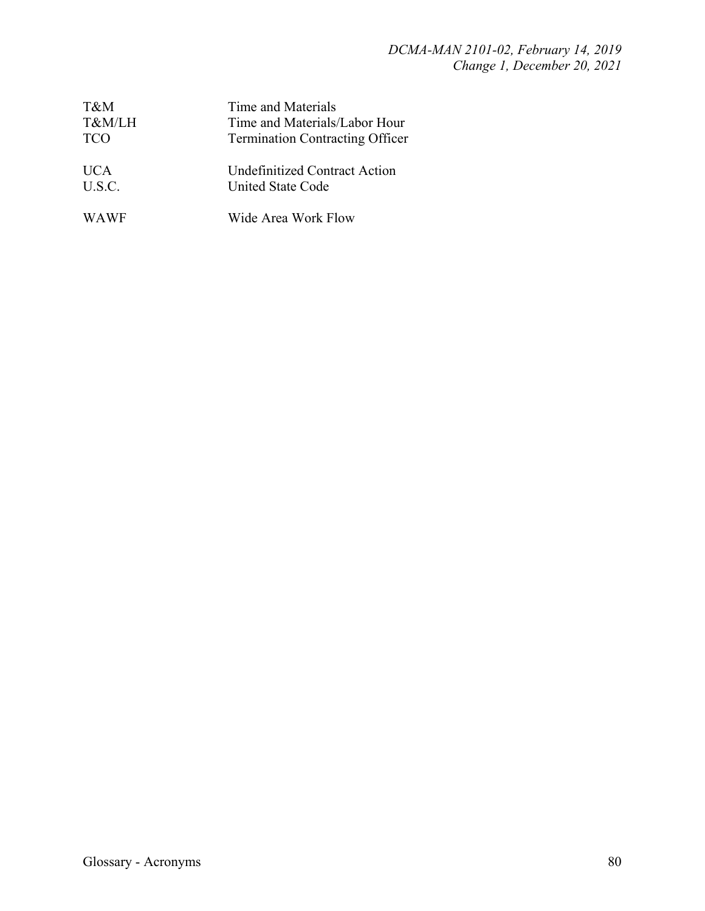| | |
|---|---|
| T&M | Time and Materials |
| T&M/LH | Time and Materials/Labor Hour |
| TCO | Termination Contracting Officer |
| UCA | Undefinitized Contract Action |
| U.S.C. | United State Code |
| WAWF | Wide Area Work Flow |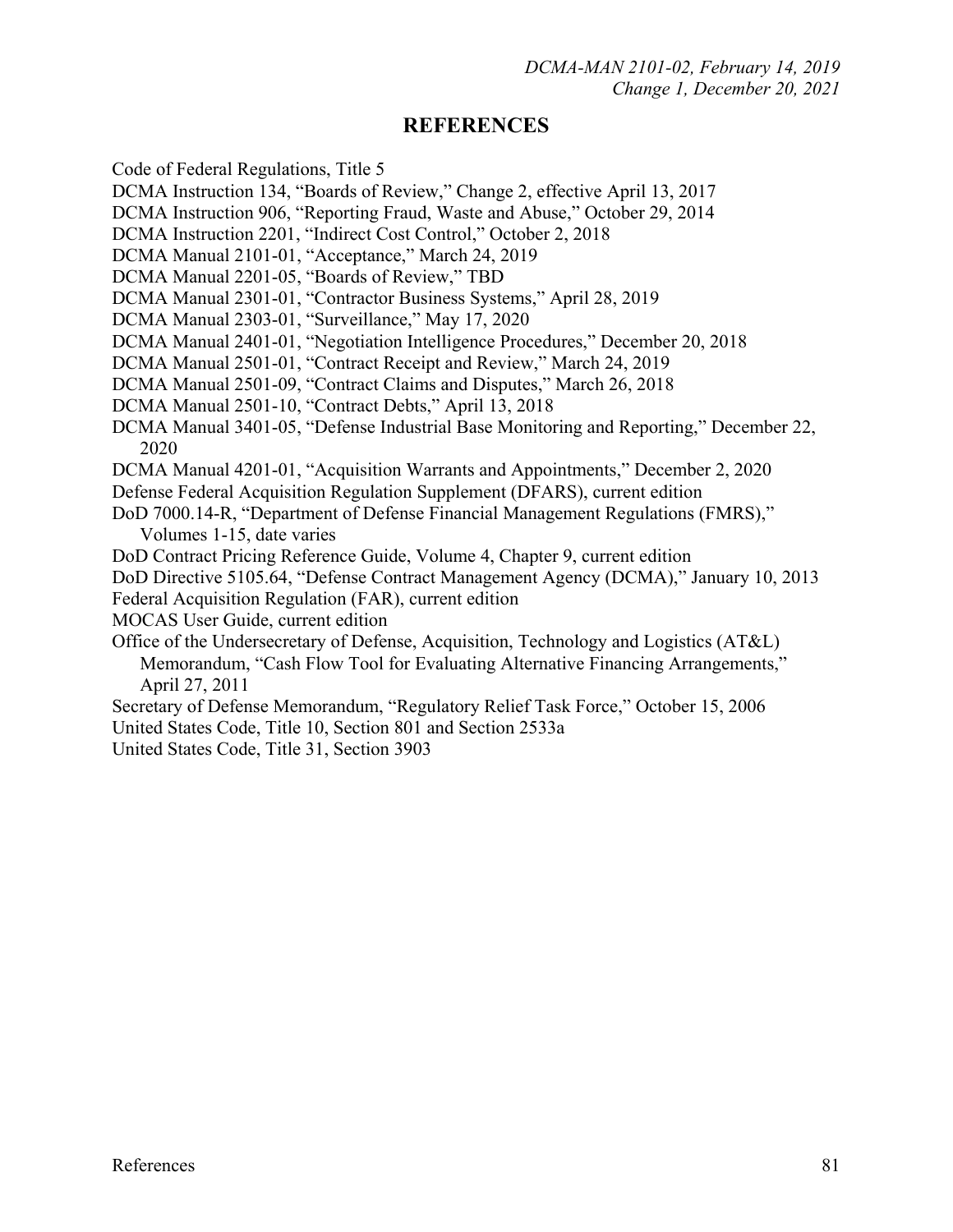# REFERENCES

Code of Federal Regulations, Title 5
DCMA Instruction 134, "Boards of Review," Change 2, effective April 13, 2017
DCMA Instruction 906, "Reporting Fraud, Waste and Abuse," October 29, 2014
DCMA Instruction 2201, "Indirect Cost Control," October 2, 2018
DCMA Manual 2101-01, "Acceptance," March 24, 2019
DCMA Manual 2201-05, "Boards of Review," TBD
DCMA Manual 2301-01, "Contractor Business Systems," April 28, 2019
DCMA Manual 2303-01, "Surveillance," May 17, 2020
DCMA Manual 2401-01, "Negotiation Intelligence Procedures," December 20, 2018
DCMA Manual 2501-01, "Contract Receipt and Review," March 24, 2019
DCMA Manual 2501-09, "Contract Claims and Disputes," March 26, 2018
DCMA Manual 2501-10, "Contract Debts," April 13, 2018
DCMA Manual 3401-05, "Defense Industrial Base Monitoring and Reporting," December 22, 2020
DCMA Manual 4201-01, "Acquisition Warrants and Appointments," December 2, 2020
Defense Federal Acquisition Regulation Supplement (DFARS), current edition
DoD 7000.14-R, "Department of Defense Financial Management Regulations (FMRS)," Volumes 1-15, date varies
DoD Contract Pricing Reference Guide, Volume 4, Chapter 9, current edition
DoD Directive 5105.64, "Defense Contract Management Agency (DCMA)," January 10, 2013
Federal Acquisition Regulation (FAR), current edition
MOCAS User Guide, current edition
Office of the Undersecretary of Defense, Acquisition, Technology and Logistics (AT&L) Memorandum, "Cash Flow Tool for Evaluating Alternative Financing Arrangements," April 27, 2011
Secretary of Defense Memorandum, "Regulatory Relief Task Force," October 15, 2006
United States Code, Title 10, Section 801 and Section 2533a
United States Code, Title 31, Section 3903